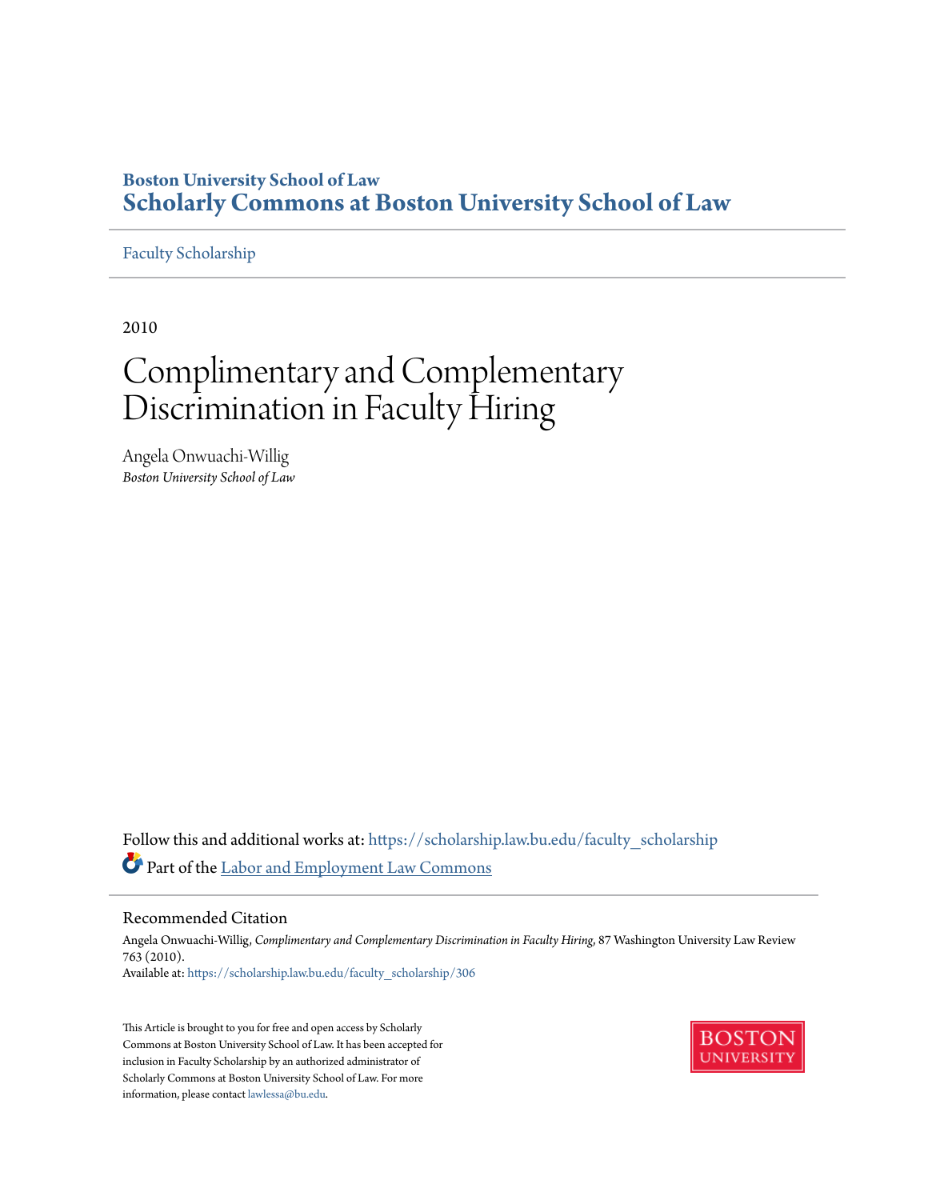Boston University School of Law

**Scholarly Commons at Boston University School of Law**

Faculty Scholarship

2010

# Complimentary and Complementary Discrimination in Faculty Hiring

Angela Onwuachi-Willig
*Boston University School of Law*

Follow this and additional works at: https://scholarship.law.bu.edu/faculty_scholarship

Part of the Labor and Employment Law Commons

## Recommended Citation

Angela Onwuachi-Willig, *Complimentary and Complementary Discrimination in Faculty Hiring*, 87 Washington University Law Review 763 (2010).
Available at: https://scholarship.law.bu.edu/faculty_scholarship/306

This Article is brought to you for free and open access by Scholarly Commons at Boston University School of Law. It has been accepted for inclusion in Faculty Scholarship by an authorized administrator of Scholarly Commons at Boston University School of Law. For more information, please contact lawlessa@bu.edu.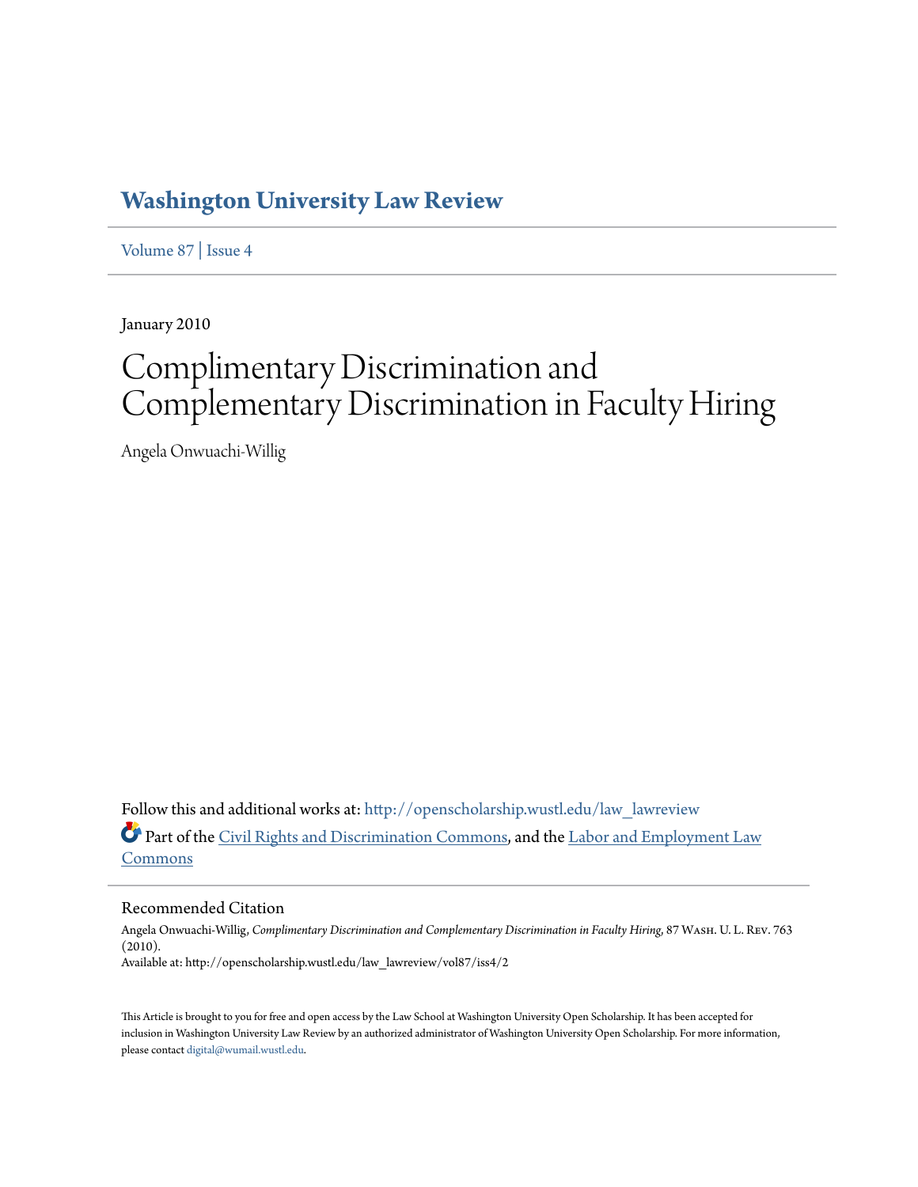# Washington University Law Review

Volume 87 | Issue 4

January 2010

# Complimentary Discrimination and Complementary Discrimination in Faculty Hiring

Angela Onwuachi-Willig

Follow this and additional works at: http://openscholarship.wustl.edu/law_lawreview

Part of the Civil Rights and Discrimination Commons, and the Labor and Employment Law Commons

## Recommended Citation

Angela Onwuachi-Willig, *Complimentary Discrimination and Complementary Discrimination in Faculty Hiring*, 87 Wash. U. L. Rev. 763 (2010).

Available at: http://openscholarship.wustl.edu/law_lawreview/vol87/iss4/2

This Article is brought to you for free and open access by the Law School at Washington University Open Scholarship. It has been accepted for inclusion in Washington University Law Review by an authorized administrator of Washington University Open Scholarship. For more information, please contact digital@wumail.wustl.edu.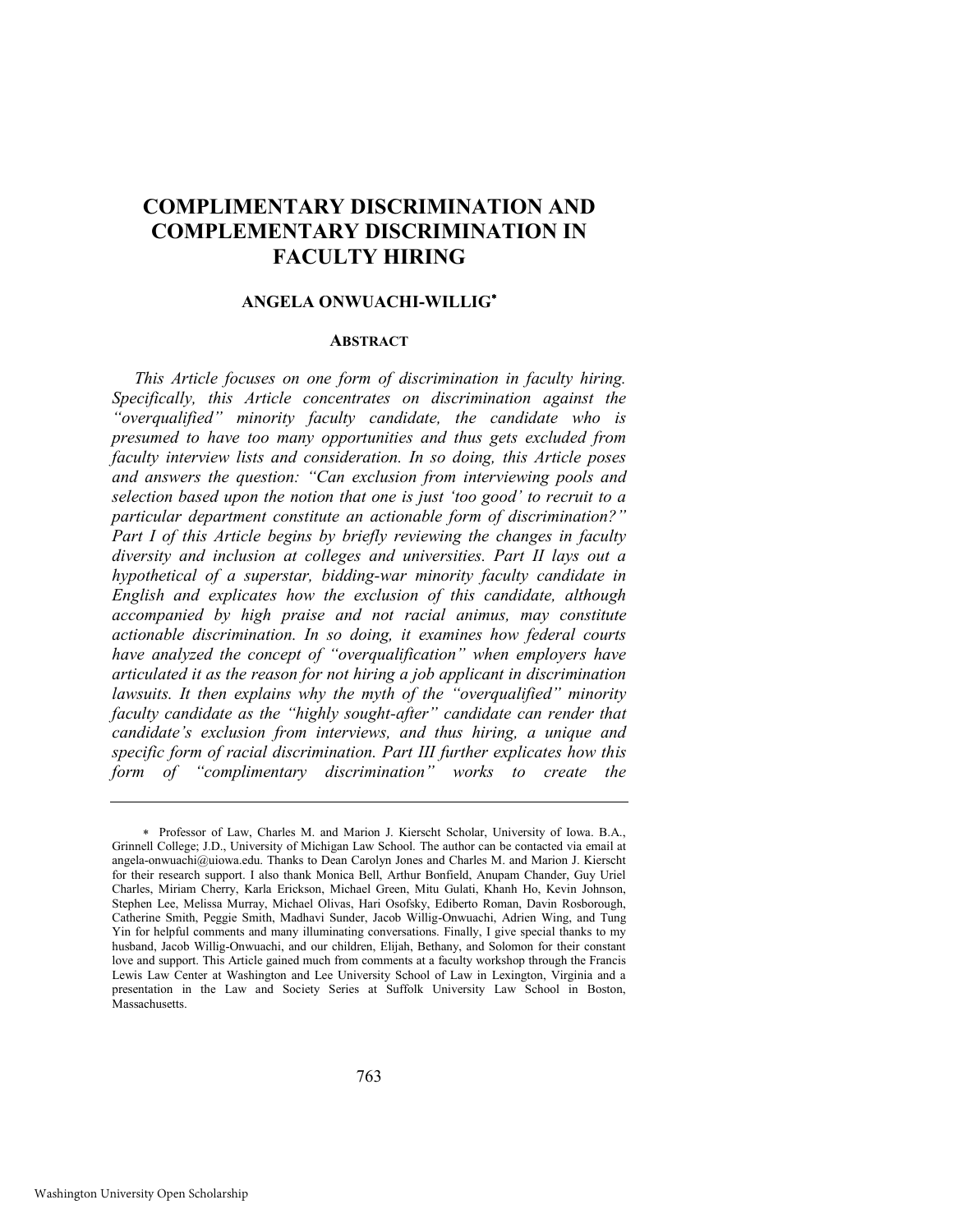# COMPLIMENTARY DISCRIMINATION AND COMPLEMENTARY DISCRIMINATION IN FACULTY HIRING

**ANGELA ONWUACHI-WILLIG**[*]

## ABSTRACT

*This Article focuses on one form of discrimination in faculty hiring. Specifically, this Article concentrates on discrimination against the "overqualified" minority faculty candidate, the candidate who is presumed to have too many opportunities and thus gets excluded from faculty interview lists and consideration. In so doing, this Article poses and answers the question: "Can exclusion from interviewing pools and selection based upon the notion that one is just 'too good' to recruit to a particular department constitute an actionable form of discrimination?" Part I of this Article begins by briefly reviewing the changes in faculty diversity and inclusion at colleges and universities. Part II lays out a hypothetical of a superstar, bidding-war minority faculty candidate in English and explicates how the exclusion of this candidate, although accompanied by high praise and not racial animus, may constitute actionable discrimination. In so doing, it examines how federal courts have analyzed the concept of "overqualification" when employers have articulated it as the reason for not hiring a job applicant in discrimination lawsuits. It then explains why the myth of the "overqualified" minority faculty candidate as the "highly sought-after" candidate can render that candidate's exclusion from interviews, and thus hiring, a unique and specific form of racial discrimination. Part III further explicates how this form of "complimentary discrimination" works to create the*

---

[*] Professor of Law, Charles M. and Marion J. Kierscht Scholar, University of Iowa. B.A., Grinnell College; J.D., University of Michigan Law School. The author can be contacted via email at angela-onwuachi@uiowa.edu. Thanks to Dean Carolyn Jones and Charles M. and Marion J. Kierscht for their research support. I also thank Monica Bell, Arthur Bonfield, Anupam Chander, Guy Uriel Charles, Miriam Cherry, Karla Erickson, Michael Green, Mitu Gulati, Khanh Ho, Kevin Johnson, Stephen Lee, Melissa Murray, Michael Olivas, Hari Osofsky, Ediberto Roman, Davin Rosborough, Catherine Smith, Peggie Smith, Madhavi Sunder, Jacob Willig-Onwuachi, Adrien Wing, and Tung Yin for helpful comments and many illuminating conversations. Finally, I give special thanks to my husband, Jacob Willig-Onwuachi, and our children, Elijah, Bethany, and Solomon for their constant love and support. This Article gained much from comments at a faculty workshop through the Francis Lewis Law Center at Washington and Lee University School of Law in Lexington, Virginia and a presentation in the Law and Society Series at Suffolk University Law School in Boston, Massachusetts.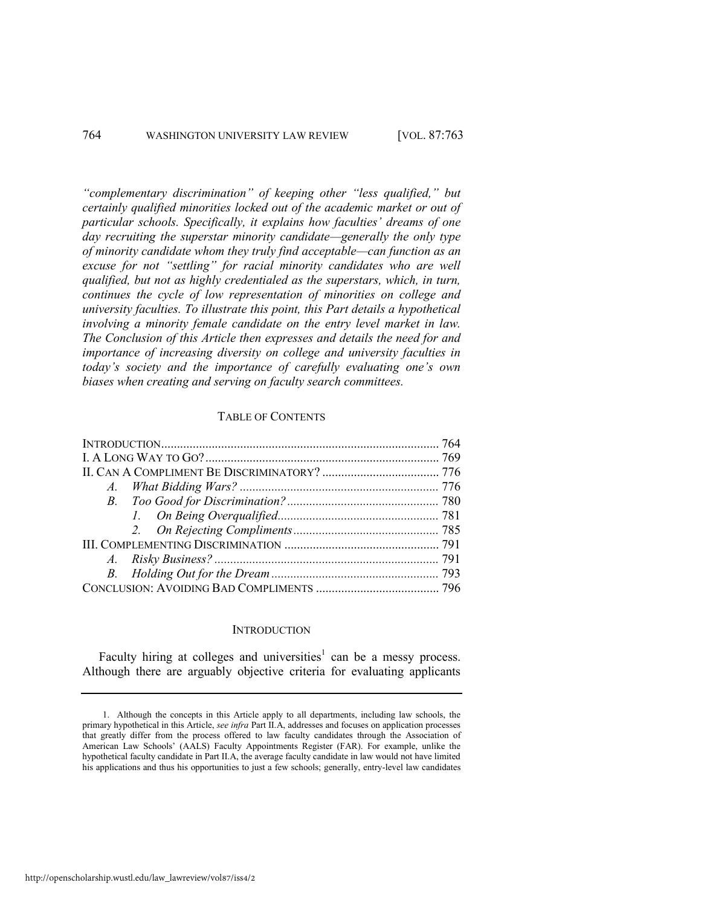*"complementary discrimination" of keeping other "less qualified," but certainly qualified minorities locked out of the academic market or out of particular schools. Specifically, it explains how faculties' dreams of one day recruiting the superstar minority candidate—generally the only type of minority candidate whom they truly find acceptable—can function as an excuse for not "settling" for racial minority candidates who are well qualified, but not as highly credentialed as the superstars, which, in turn, continues the cycle of low representation of minorities on college and university faculties. To illustrate this point, this Part details a hypothetical involving a minority female candidate on the entry level market in law. The Conclusion of this Article then expresses and details the need for and importance of increasing diversity on college and university faculties in today's society and the importance of carefully evaluating one's own biases when creating and serving on faculty search committees.*

TABLE OF CONTENTS

INTRODUCTION ........ 764
I. A LONG WAY TO GO? ........ 769
II. CAN A COMPLIMENT BE DISCRIMINATORY? ........ 776
  *A. What Bidding Wars?* ........ 776
  *B. Too Good for Discrimination?* ........ 780
    *1. On Being Overqualified* ........ 781
    *2. On Rejecting Compliments* ........ 785
III. COMPLEMENTING DISCRIMINATION ........ 791
  *A. Risky Business?* ........ 791
  *B. Holding Out for the Dream* ........ 793
CONCLUSION: AVOIDING BAD COMPLIMENTS ........ 796

## INTRODUCTION

Faculty hiring at colleges and universities[1] can be a messy process. Although there are arguably objective criteria for evaluating applicants

1. Although the concepts in this Article apply to all departments, including law schools, the primary hypothetical in this Article, *see infra* Part II.A, addresses and focuses on application processes that greatly differ from the process offered to law faculty candidates through the Association of American Law Schools' (AALS) Faculty Appointments Register (FAR). For example, unlike the hypothetical faculty candidate in Part II.A, the average faculty candidate in law would not have limited his applications and thus his opportunities to just a few schools; generally, entry-level law candidates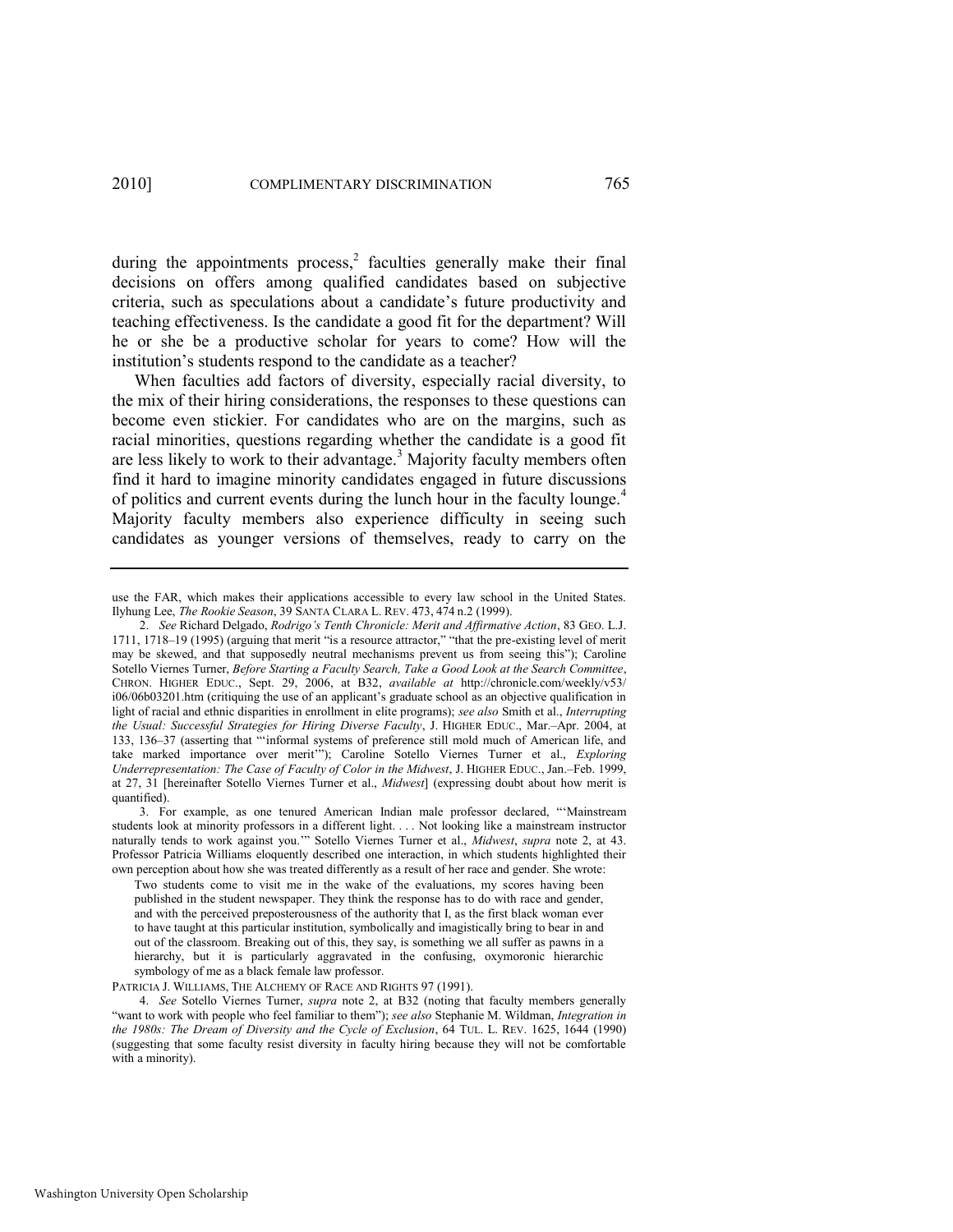during the appointments process,[2] faculties generally make their final decisions on offers among qualified candidates based on subjective criteria, such as speculations about a candidate's future productivity and teaching effectiveness. Is the candidate a good fit for the department? Will he or she be a productive scholar for years to come? How will the institution's students respond to the candidate as a teacher?

When faculties add factors of diversity, especially racial diversity, to the mix of their hiring considerations, the responses to these questions can become even stickier. For candidates who are on the margins, such as racial minorities, questions regarding whether the candidate is a good fit are less likely to work to their advantage.[3] Majority faculty members often find it hard to imagine minority candidates engaged in future discussions of politics and current events during the lunch hour in the faculty lounge.[4] Majority faculty members also experience difficulty in seeing such candidates as younger versions of themselves, ready to carry on the

---

use the FAR, which makes their applications accessible to every law school in the United States. Ilyhung Lee, *The Rookie Season*, 39 SANTA CLARA L. REV. 473, 474 n.2 (1999).

2. *See* Richard Delgado, *Rodrigo's Tenth Chronicle: Merit and Affirmative Action*, 83 GEO. L.J. 1711, 1718–19 (1995) (arguing that merit "is a resource attractor," "that the pre-existing level of merit may be skewed, and that supposedly neutral mechanisms prevent us from seeing this"); Caroline Sotello Viernes Turner, *Before Starting a Faculty Search, Take a Good Look at the Search Committee*, CHRON. HIGHER EDUC., Sept. 29, 2006, at B32, *available at* http://chronicle.com/weekly/v53/i06/06b03201.htm (critiquing the use of an applicant's graduate school as an objective qualification in light of racial and ethnic disparities in enrollment in elite programs); *see also* Smith et al., *Interrupting the Usual: Successful Strategies for Hiring Diverse Faculty*, J. HIGHER EDUC., Mar.–Apr. 2004, at 133, 136–37 (asserting that "'informal systems of preference still mold much of American life, and take marked importance over merit'"); Caroline Sotello Viernes Turner et al., *Exploring Underrepresentation: The Case of Faculty of Color in the Midwest*, J. HIGHER EDUC., Jan.–Feb. 1999, at 27, 31 [hereinafter Sotello Viernes Turner et al., *Midwest*] (expressing doubt about how merit is quantified).

3. For example, as one tenured American Indian male professor declared, "'Mainstream students look at minority professors in a different light. . . . Not looking like a mainstream instructor naturally tends to work against you.'" Sotello Viernes Turner et al., *Midwest*, *supra* note 2, at 43. Professor Patricia Williams eloquently described one interaction, in which students highlighted their own perception about how she was treated differently as a result of her race and gender. She wrote:

> Two students come to visit me in the wake of the evaluations, my scores having been published in the student newspaper. They think the response has to do with race and gender, and with the perceived preposterousness of the authority that I, as the first black woman ever to have taught at this particular institution, symbolically and imagistically bring to bear in and out of the classroom. Breaking out of this, they say, is something we all suffer as pawns in a hierarchy, but it is particularly aggravated in the confusing, oxymoronic hierarchic symbology of me as a black female law professor.

PATRICIA J. WILLIAMS, THE ALCHEMY OF RACE AND RIGHTS 97 (1991).

4. *See* Sotello Viernes Turner, *supra* note 2, at B32 (noting that faculty members generally "want to work with people who feel familiar to them"); *see also* Stephanie M. Wildman, *Integration in the 1980s: The Dream of Diversity and the Cycle of Exclusion*, 64 TUL. L. REV. 1625, 1644 (1990) (suggesting that some faculty resist diversity in faculty hiring because they will not be comfortable with a minority).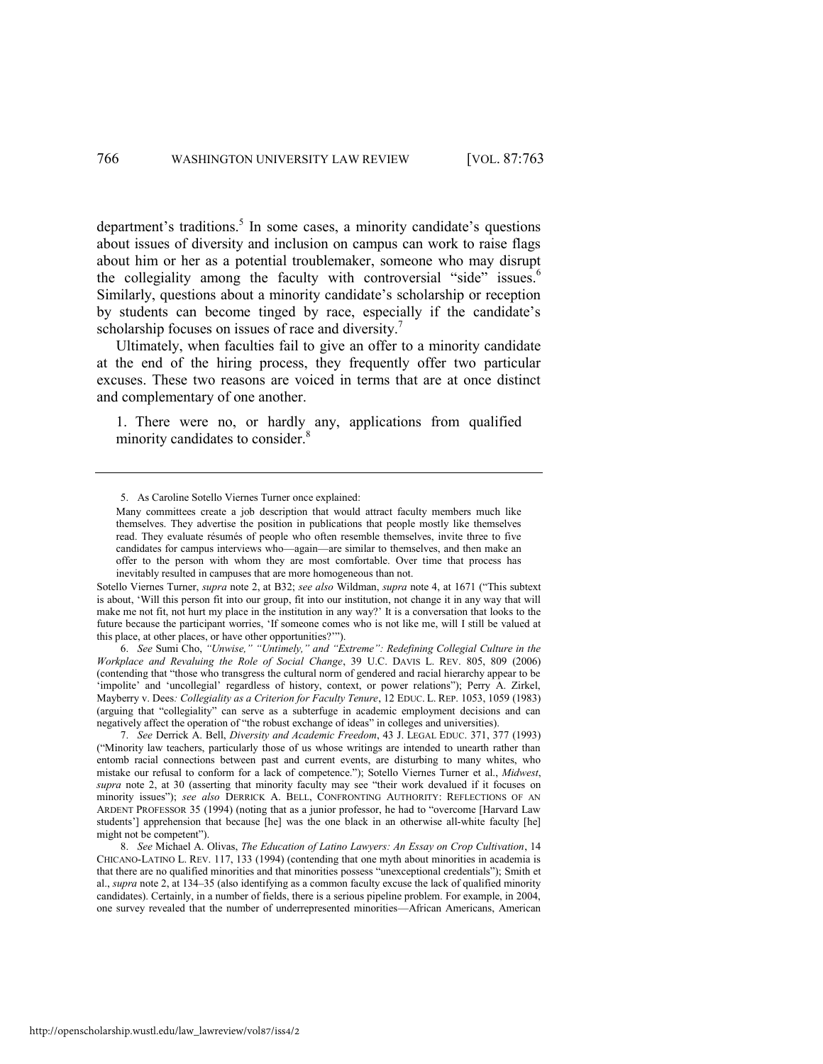department's traditions.[5] In some cases, a minority candidate's questions about issues of diversity and inclusion on campus can work to raise flags about him or her as a potential troublemaker, someone who may disrupt the collegiality among the faculty with controversial "side" issues.[6] Similarly, questions about a minority candidate's scholarship or reception by students can become tinged by race, especially if the candidate's scholarship focuses on issues of race and diversity.[7]

Ultimately, when faculties fail to give an offer to a minority candidate at the end of the hiring process, they frequently offer two particular excuses. These two reasons are voiced in terms that are at once distinct and complementary of one another.

> 1. There were no, or hardly any, applications from qualified minority candidates to consider.[8]

---

5. As Caroline Sotello Viernes Turner once explained:

> Many committees create a job description that would attract faculty members much like themselves. They advertise the position in publications that people mostly like themselves read. They evaluate résumés of people who often resemble themselves, invite three to five candidates for campus interviews who—again—are similar to themselves, and then make an offer to the person with whom they are most comfortable. Over time that process has inevitably resulted in campuses that are more homogeneous than not.

Sotello Viernes Turner, *supra* note 2, at B32; *see also* Wildman, *supra* note 4, at 1671 ("This subtext is about, 'Will this person fit into our group, fit into our institution, not change it in any way that will make me not fit, not hurt my place in the institution in any way?' It is a conversation that looks to the future because the participant worries, 'If someone comes who is not like me, will I still be valued at this place, at other places, or have other opportunities?'").

6. *See* Sumi Cho, *"Unwise," "Untimely," and "Extreme": Redefining Collegial Culture in the Workplace and Revaluing the Role of Social Change*, 39 U.C. DAVIS L. REV. 805, 809 (2006) (contending that "those who transgress the cultural norm of gendered and racial hierarchy appear to be 'impolite' and 'uncollegial' regardless of history, context, or power relations"); Perry A. Zirkel, *Mayberry v. Dees: Collegiality as a Criterion for Faculty Tenure*, 12 EDUC. L. REP. 1053, 1059 (1983) (arguing that "collegiality" can serve as a subterfuge in academic employment decisions and can negatively affect the operation of "the robust exchange of ideas" in colleges and universities).

7. *See* Derrick A. Bell, *Diversity and Academic Freedom*, 43 J. LEGAL EDUC. 371, 377 (1993) ("Minority law teachers, particularly those of us whose writings are intended to unearth rather than entomb racial connections between past and current events, are disturbing to many whites, who mistake our refusal to conform for a lack of competence."); Sotello Viernes Turner et al., *Midwest*, *supra* note 2, at 30 (asserting that minority faculty may see "their work devalued if it focuses on minority issues"); *see also* DERRICK A. BELL, CONFRONTING AUTHORITY: REFLECTIONS OF AN ARDENT PROFESSOR 35 (1994) (noting that as a junior professor, he had to "overcome [Harvard Law students'] apprehension that because [he] was the one black in an otherwise all-white faculty [he] might not be competent").

8. *See* Michael A. Olivas, *The Education of Latino Lawyers: An Essay on Crop Cultivation*, 14 CHICANO-LATINO L. REV. 117, 133 (1994) (contending that one myth about minorities in academia is that there are no qualified minorities and that minorities possess "unexceptional credentials"); Smith et al., *supra* note 2, at 134–35 (also identifying as a common faculty excuse the lack of qualified minority candidates). Certainly, in a number of fields, there is a serious pipeline problem. For example, in 2004, one survey revealed that the number of underrepresented minorities—African Americans, American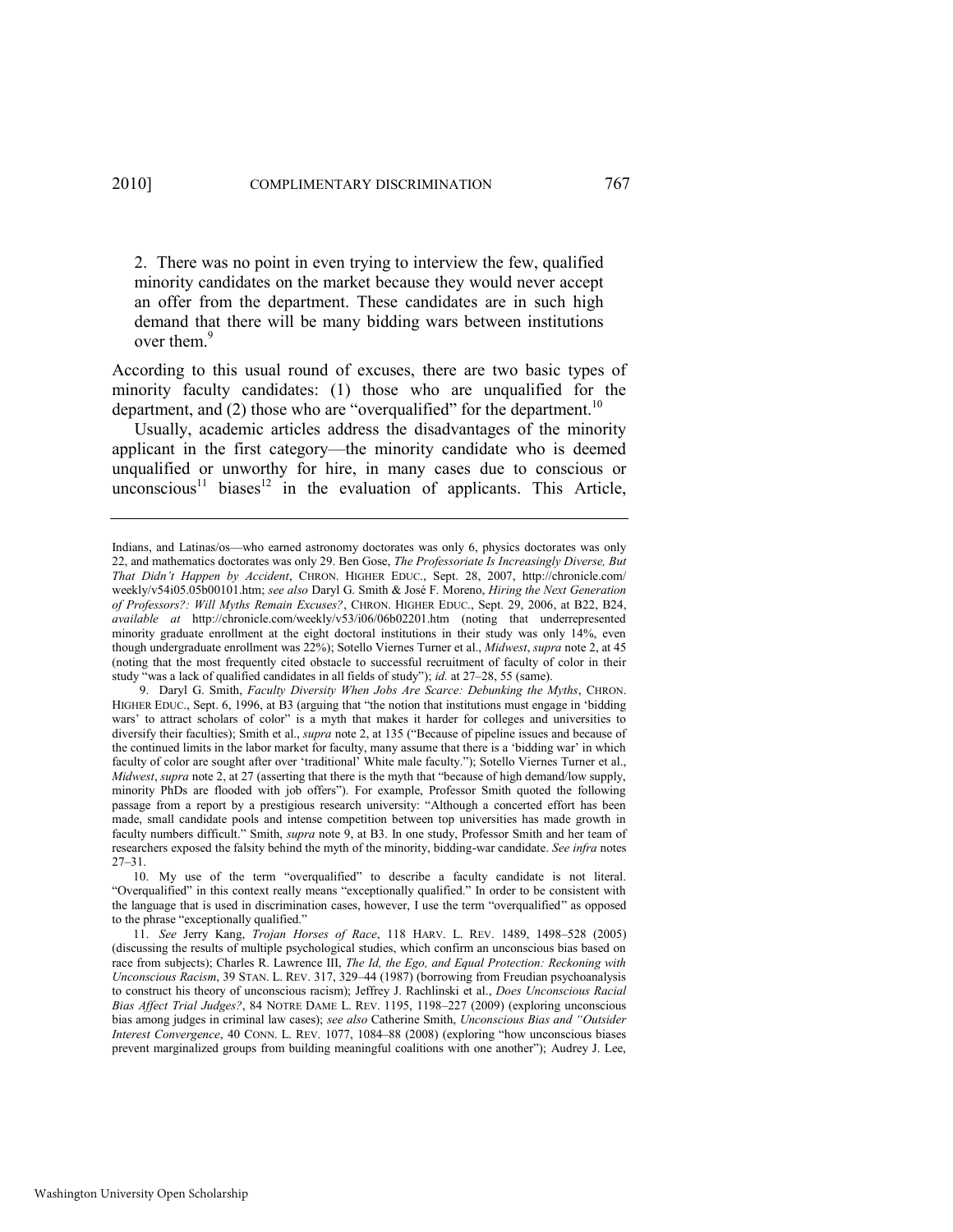2. There was no point in even trying to interview the few, qualified minority candidates on the market because they would never accept an offer from the department. These candidates are in such high demand that there will be many bidding wars between institutions over them.[9]

According to this usual round of excuses, there are two basic types of minority faculty candidates: (1) those who are unqualified for the department, and (2) those who are "overqualified" for the department.[10]

Usually, academic articles address the disadvantages of the minority applicant in the first category—the minority candidate who is deemed unqualified or unworthy for hire, in many cases due to conscious or unconscious[11] biases[12] in the evaluation of applicants. This Article,

---

Indians, and Latinas/os—who earned astronomy doctorates was only 6, physics doctorates was only 22, and mathematics doctorates was only 29. Ben Gose, *The Professoriate Is Increasingly Diverse, But That Didn't Happen by Accident*, CHRON. HIGHER EDUC., Sept. 28, 2007, http://chronicle.com/weekly/v54i05.05b00101.htm; *see also* Daryl G. Smith & José F. Moreno, *Hiring the Next Generation of Professors?: Will Myths Remain Excuses?*, CHRON. HIGHER EDUC., Sept. 29, 2006, at B22, B24, *available at* http://chronicle.com/weekly/v53/i06/06b02201.htm (noting that underrepresented minority graduate enrollment at the eight doctoral institutions in their study was only 14%, even though undergraduate enrollment was 22%); Sotello Viernes Turner et al., *Midwest*, *supra* note 2, at 45 (noting that the most frequently cited obstacle to successful recruitment of faculty of color in their study "was a lack of qualified candidates in all fields of study"); *id.* at 27–28, 55 (same).

9. Daryl G. Smith, *Faculty Diversity When Jobs Are Scarce: Debunking the Myths*, CHRON. HIGHER EDUC., Sept. 6, 1996, at B3 (arguing that "the notion that institutions must engage in 'bidding wars' to attract scholars of color" is a myth that makes it harder for colleges and universities to diversify their faculties); Smith et al., *supra* note 2, at 135 ("Because of pipeline issues and because of the continued limits in the labor market for faculty, many assume that there is a 'bidding war' in which faculty of color are sought after over 'traditional' White male faculty."); Sotello Viernes Turner et al., *Midwest*, *supra* note 2, at 27 (asserting that there is the myth that "because of high demand/low supply, minority PhDs are flooded with job offers"). For example, Professor Smith quoted the following passage from a report by a prestigious research university: "Although a concerted effort has been made, small candidate pools and intense competition between top universities has made growth in faculty numbers difficult." Smith, *supra* note 9, at B3. In one study, Professor Smith and her team of researchers exposed the falsity behind the myth of the minority, bidding-war candidate. *See infra* notes 27–31.

10. My use of the term "overqualified" to describe a faculty candidate is not literal. "Overqualified" in this context really means "exceptionally qualified." In order to be consistent with the language that is used in discrimination cases, however, I use the term "overqualified" as opposed to the phrase "exceptionally qualified."

11. *See* Jerry Kang, *Trojan Horses of Race*, 118 HARV. L. REV. 1489, 1498–528 (2005) (discussing the results of multiple psychological studies, which confirm an unconscious bias based on race from subjects); Charles R. Lawrence III, *The Id, the Ego, and Equal Protection: Reckoning with Unconscious Racism*, 39 STAN. L. REV. 317, 329–44 (1987) (borrowing from Freudian psychoanalysis to construct his theory of unconscious racism); Jeffrey J. Rachlinski et al., *Does Unconscious Racial Bias Affect Trial Judges?*, 84 NOTRE DAME L. REV. 1195, 1198–227 (2009) (exploring unconscious bias among judges in criminal law cases); *see also* Catherine Smith, *Unconscious Bias and "Outsider Interest Convergence*, 40 CONN. L. REV. 1077, 1084–88 (2008) (exploring "how unconscious biases prevent marginalized groups from building meaningful coalitions with one another"); Audrey J. Lee,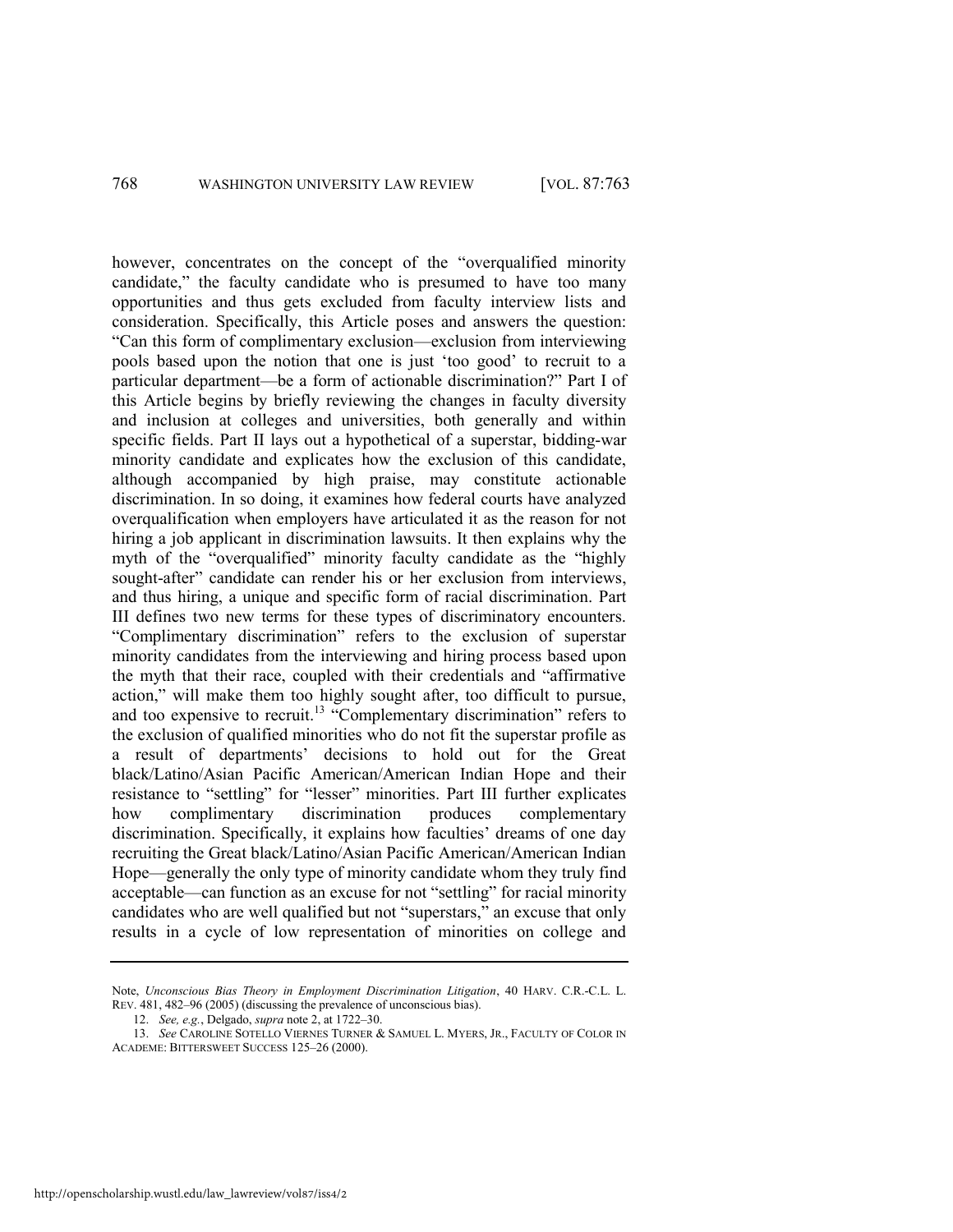however, concentrates on the concept of the "overqualified minority candidate," the faculty candidate who is presumed to have too many opportunities and thus gets excluded from faculty interview lists and consideration. Specifically, this Article poses and answers the question: "Can this form of complimentary exclusion—exclusion from interviewing pools based upon the notion that one is just 'too good' to recruit to a particular department—be a form of actionable discrimination?" Part I of this Article begins by briefly reviewing the changes in faculty diversity and inclusion at colleges and universities, both generally and within specific fields. Part II lays out a hypothetical of a superstar, bidding-war minority candidate and explicates how the exclusion of this candidate, although accompanied by high praise, may constitute actionable discrimination. In so doing, it examines how federal courts have analyzed overqualification when employers have articulated it as the reason for not hiring a job applicant in discrimination lawsuits. It then explains why the myth of the "overqualified" minority faculty candidate as the "highly sought-after" candidate can render his or her exclusion from interviews, and thus hiring, a unique and specific form of racial discrimination. Part III defines two new terms for these types of discriminatory encounters. "Complimentary discrimination" refers to the exclusion of superstar minority candidates from the interviewing and hiring process based upon the myth that their race, coupled with their credentials and "affirmative action," will make them too highly sought after, too difficult to pursue, and too expensive to recruit.[13] "Complementary discrimination" refers to the exclusion of qualified minorities who do not fit the superstar profile as a result of departments' decisions to hold out for the Great black/Latino/Asian Pacific American/American Indian Hope and their resistance to "settling" for "lesser" minorities. Part III further explicates how complimentary discrimination produces complementary discrimination. Specifically, it explains how faculties' dreams of one day recruiting the Great black/Latino/Asian Pacific American/American Indian Hope—generally the only type of minority candidate whom they truly find acceptable—can function as an excuse for not "settling" for racial minority candidates who are well qualified but not "superstars," an excuse that only results in a cycle of low representation of minorities on college and

---

Note, *Unconscious Bias Theory in Employment Discrimination Litigation*, 40 HARV. C.R.-C.L. L. REV. 481, 482–96 (2005) (discussing the prevalence of unconscious bias).

12. *See, e.g.*, Delgado, *supra* note 2, at 1722–30.

13. *See* CAROLINE SOTELLO VIERNES TURNER & SAMUEL L. MYERS, JR., FACULTY OF COLOR IN ACADEME: BITTERSWEET SUCCESS 125–26 (2000).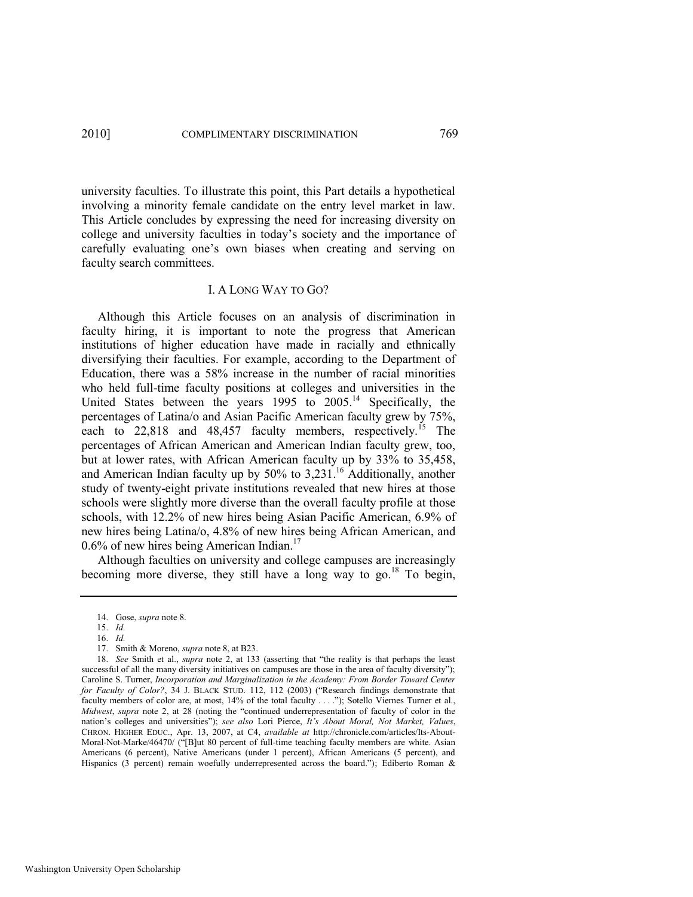university faculties. To illustrate this point, this Part details a hypothetical involving a minority female candidate on the entry level market in law. This Article concludes by expressing the need for increasing diversity on college and university faculties in today's society and the importance of carefully evaluating one's own biases when creating and serving on faculty search committees.

## I. A LONG WAY TO GO?

Although this Article focuses on an analysis of discrimination in faculty hiring, it is important to note the progress that American institutions of higher education have made in racially and ethnically diversifying their faculties. For example, according to the Department of Education, there was a 58% increase in the number of racial minorities who held full-time faculty positions at colleges and universities in the United States between the years 1995 to 2005.[14] Specifically, the percentages of Latina/o and Asian Pacific American faculty grew by 75%, each to 22,818 and 48,457 faculty members, respectively.[15] The percentages of African American and American Indian faculty grew, too, but at lower rates, with African American faculty up by 33% to 35,458, and American Indian faculty up by 50% to 3,231.[16] Additionally, another study of twenty-eight private institutions revealed that new hires at those schools were slightly more diverse than the overall faculty profile at those schools, with 12.2% of new hires being Asian Pacific American, 6.9% of new hires being Latina/o, 4.8% of new hires being African American, and 0.6% of new hires being American Indian.[17]

Although faculties on university and college campuses are increasingly becoming more diverse, they still have a long way to go.[18] To begin,

---

14. Gose, *supra* note 8.

15. *Id.*

16. *Id.*

17. Smith & Moreno, *supra* note 8, at B23.

18. *See* Smith et al., *supra* note 2, at 133 (asserting that "the reality is that perhaps the least successful of all the many diversity initiatives on campuses are those in the area of faculty diversity"); Caroline S. Turner, *Incorporation and Marginalization in the Academy: From Border Toward Center for Faculty of Color?*, 34 J. BLACK STUD. 112, 112 (2003) ("Research findings demonstrate that faculty members of color are, at most, 14% of the total faculty . . . ."); Sotello Viernes Turner et al., *Midwest*, *supra* note 2, at 28 (noting the "continued underrepresentation of faculty of color in the nation's colleges and universities"); *see also* Lori Pierce, *It's About Moral, Not Market, Values*, CHRON. HIGHER EDUC., Apr. 13, 2007, at C4, *available at* http://chronicle.com/articles/Its-About-Moral-Not-Marke/46470/ ("[B]ut 80 percent of full-time teaching faculty members are white. Asian Americans (6 percent), Native Americans (under 1 percent), African Americans (5 percent), and Hispanics (3 percent) remain woefully underrepresented across the board."); Ediberto Roman &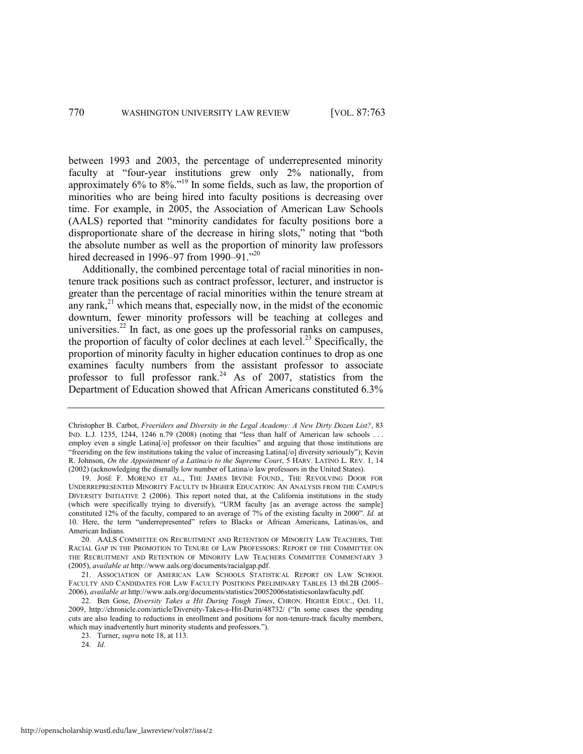between 1993 and 2003, the percentage of underrepresented minority faculty at "four-year institutions grew only 2% nationally, from approximately 6% to 8%."[19] In some fields, such as law, the proportion of minorities who are being hired into faculty positions is decreasing over time. For example, in 2005, the Association of American Law Schools (AALS) reported that "minority candidates for faculty positions bore a disproportionate share of the decrease in hiring slots," noting that "both the absolute number as well as the proportion of minority law professors hired decreased in 1996–97 from 1990–91."[20]

Additionally, the combined percentage total of racial minorities in non-tenure track positions such as contract professor, lecturer, and instructor is greater than the percentage of racial minorities within the tenure stream at any rank,[21] which means that, especially now, in the midst of the economic downturn, fewer minority professors will be teaching at colleges and universities.[22] In fact, as one goes up the professorial ranks on campuses, the proportion of faculty of color declines at each level.[23] Specifically, the proportion of minority faculty in higher education continues to drop as one examines faculty numbers from the assistant professor to associate professor to full professor rank.[24] As of 2007, statistics from the Department of Education showed that African Americans constituted 6.3%

---

Christopher B. Carbot, *Freeriders and Diversity in the Legal Academy: A New Dirty Dozen List?*, 83 IND. L.J. 1235, 1244, 1246 n.79 (2008) (noting that "less than half of American law schools . . . employ even a single Latina[/o] professor on their faculties" and arguing that those institutions are "freeriding on the few institutions taking the value of increasing Latina[/o] diversity seriously"); Kevin R. Johnson, *On the Appointment of a Latina/o to the Supreme Court*, 5 HARV. LATINO L. REV. 1, 14 (2002) (acknowledging the dismally low number of Latina/o law professors in the United States).

19. JOSÉ F. MORENO ET AL., THE JAMES IRVINE FOUND., THE REVOLVING DOOR FOR UNDERREPRESENTED MINORITY FACULTY IN HIGHER EDUCATION: AN ANALYSIS FROM THE CAMPUS DIVERSITY INITIATIVE 2 (2006). This report noted that, at the California institutions in the study (which were specifically trying to diversify), "URM faculty [as an average across the sample] constituted 12% of the faculty, compared to an average of 7% of the existing faculty in 2000". *Id.* at 10. Here, the term "underrepresented" refers to Blacks or African Americans, Latinas/os, and American Indians.

20. AALS COMMITTEE ON RECRUITMENT AND RETENTION OF MINORITY LAW TEACHERS, THE RACIAL GAP IN THE PROMOTION TO TENURE OF LAW PROFESSORS: REPORT OF THE COMMITTEE ON THE RECRUITMENT AND RETENTION OF MINORITY LAW TEACHERS COMMITTEE COMMENTARY 3 (2005), *available at* http://www.aals.org/documents/racialgap.pdf.

21. ASSOCIATION OF AMERICAN LAW SCHOOLS STATISTICAL REPORT ON LAW SCHOOL FACULTY AND CANDIDATES FOR LAW FACULTY POSITIONS PRELIMINARY TABLES 13 tbl.2B (2005–2006), *available at* http://www.aals.org/documents/statistics/20052006statisticsonlawfaculty.pdf.

22. Ben Gose, *Diversity Takes a Hit During Tough Times*, CHRON. HIGHER EDUC., Oct. 11, 2009, http://chronicle.com/article/Diversity-Takes-a-Hit-Durin/48732/ ("In some cases the spending cuts are also leading to reductions in enrollment and positions for non-tenure-track faculty members, which may inadvertently hurt minority students and professors.").

23. Turner, *supra* note 18, at 113.

24. *Id.*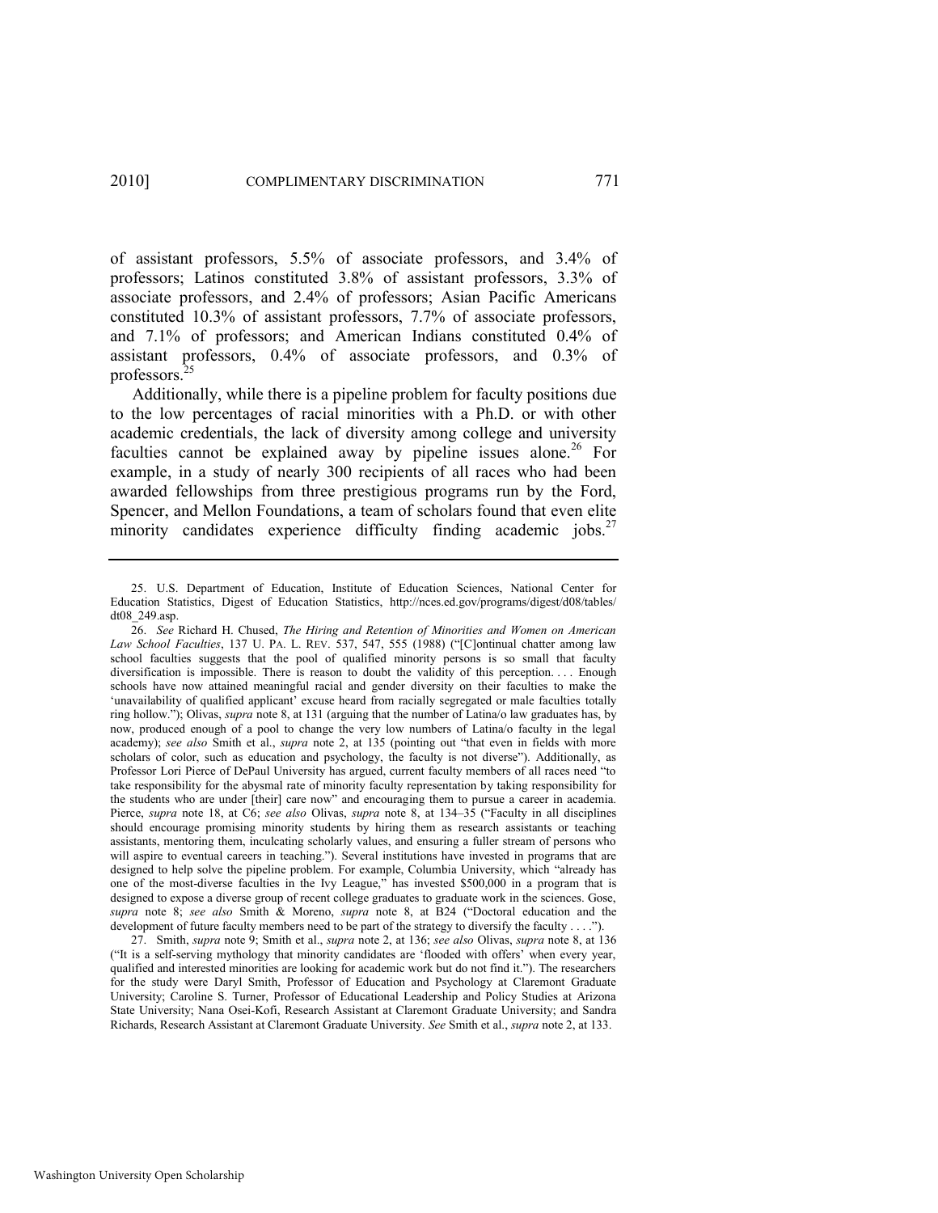of assistant professors, 5.5% of associate professors, and 3.4% of professors; Latinos constituted 3.8% of assistant professors, 3.3% of associate professors, and 2.4% of professors; Asian Pacific Americans constituted 10.3% of assistant professors, 7.7% of associate professors, and 7.1% of professors; and American Indians constituted 0.4% of assistant professors, 0.4% of associate professors, and 0.3% of professors.[25]

Additionally, while there is a pipeline problem for faculty positions due to the low percentages of racial minorities with a Ph.D. or with other academic credentials, the lack of diversity among college and university faculties cannot be explained away by pipeline issues alone.[26] For example, in a study of nearly 300 recipients of all races who had been awarded fellowships from three prestigious programs run by the Ford, Spencer, and Mellon Foundations, a team of scholars found that even elite minority candidates experience difficulty finding academic jobs.[27]

---

25. U.S. Department of Education, Institute of Education Sciences, National Center for Education Statistics, Digest of Education Statistics, http://nces.ed.gov/programs/digest/d08/tables/dt08_249.asp.

26. *See* Richard H. Chused, *The Hiring and Retention of Minorities and Women on American Law School Faculties*, 137 U. PA. L. REV. 537, 547, 555 (1988) ("[C]ontinual chatter among law school faculties suggests that the pool of qualified minority persons is so small that faculty diversification is impossible. There is reason to doubt the validity of this perception. . . . Enough schools have now attained meaningful racial and gender diversity on their faculties to make the 'unavailability of qualified applicant' excuse heard from racially segregated or male faculties totally ring hollow."); Olivas, *supra* note 8, at 131 (arguing that the number of Latina/o law graduates has, by now, produced enough of a pool to change the very low numbers of Latina/o faculty in the legal academy); *see also* Smith et al., *supra* note 2, at 135 (pointing out "that even in fields with more scholars of color, such as education and psychology, the faculty is not diverse"). Additionally, as Professor Lori Pierce of DePaul University has argued, current faculty members of all races need "to take responsibility for the abysmal rate of minority faculty representation by taking responsibility for the students who are under [their] care now" and encouraging them to pursue a career in academia. Pierce, *supra* note 18, at C6; *see also* Olivas, *supra* note 8, at 134–35 ("Faculty in all disciplines should encourage promising minority students by hiring them as research assistants or teaching assistants, mentoring them, inculcating scholarly values, and ensuring a fuller stream of persons who will aspire to eventual careers in teaching."). Several institutions have invested in programs that are designed to help solve the pipeline problem. For example, Columbia University, which "already has one of the most-diverse faculties in the Ivy League," has invested $500,000 in a program that is designed to expose a diverse group of recent college graduates to graduate work in the sciences. Gose, *supra* note 8; *see also* Smith & Moreno, *supra* note 8, at B24 ("Doctoral education and the development of future faculty members need to be part of the strategy to diversify the faculty . . . .").

27. Smith, *supra* note 9; Smith et al., *supra* note 2, at 136; *see also* Olivas, *supra* note 8, at 136 ("It is a self-serving mythology that minority candidates are 'flooded with offers' when every year, qualified and interested minorities are looking for academic work but do not find it."). The researchers for the study were Daryl Smith, Professor of Education and Psychology at Claremont Graduate University; Caroline S. Turner, Professor of Educational Leadership and Policy Studies at Arizona State University; Nana Osei-Kofi, Research Assistant at Claremont Graduate University; and Sandra Richards, Research Assistant at Claremont Graduate University. *See* Smith et al., *supra* note 2, at 133.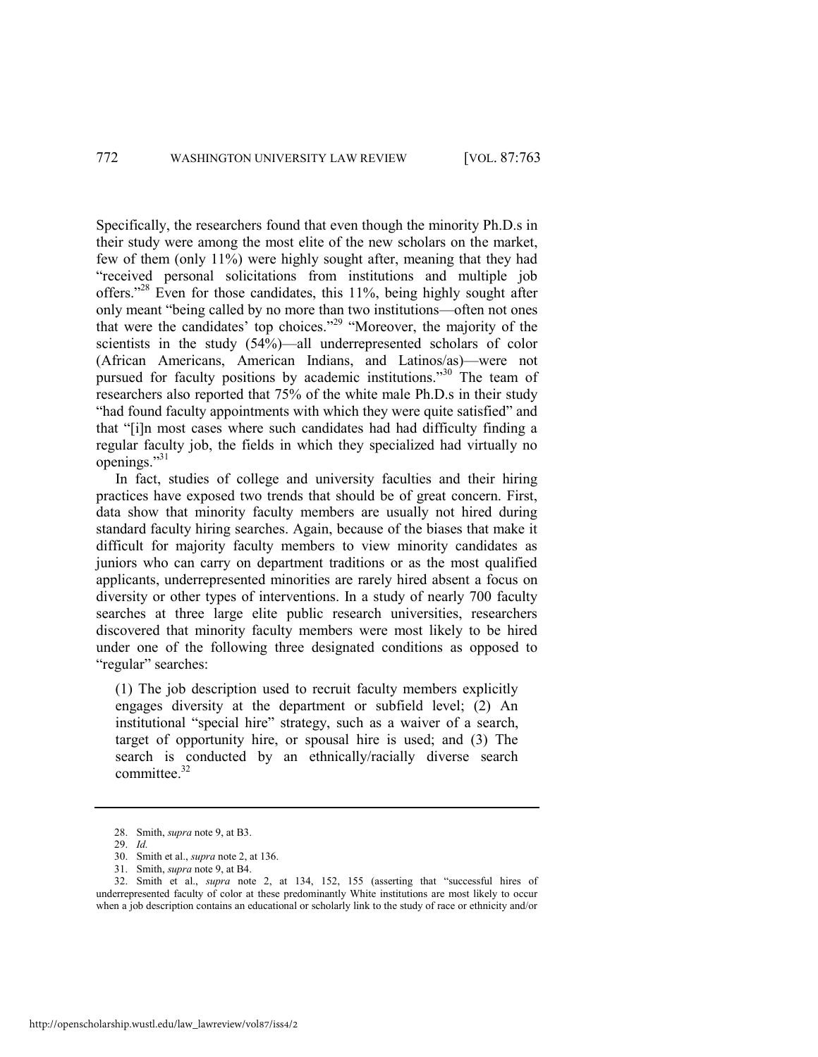Specifically, the researchers found that even though the minority Ph.D.s in their study were among the most elite of the new scholars on the market, few of them (only 11%) were highly sought after, meaning that they had "received personal solicitations from institutions and multiple job offers."[28] Even for those candidates, this 11%, being highly sought after only meant "being called by no more than two institutions—often not ones that were the candidates' top choices."[29] "Moreover, the majority of the scientists in the study (54%)—all underrepresented scholars of color (African Americans, American Indians, and Latinos/as)—were not pursued for faculty positions by academic institutions."[30] The team of researchers also reported that 75% of the white male Ph.D.s in their study "had found faculty appointments with which they were quite satisfied" and that "[i]n most cases where such candidates had had difficulty finding a regular faculty job, the fields in which they specialized had virtually no openings."[31]

In fact, studies of college and university faculties and their hiring practices have exposed two trends that should be of great concern. First, data show that minority faculty members are usually not hired during standard faculty hiring searches. Again, because of the biases that make it difficult for majority faculty members to view minority candidates as juniors who can carry on department traditions or as the most qualified applicants, underrepresented minorities are rarely hired absent a focus on diversity or other types of interventions. In a study of nearly 700 faculty searches at three large elite public research universities, researchers discovered that minority faculty members were most likely to be hired under one of the following three designated conditions as opposed to "regular" searches:

> (1) The job description used to recruit faculty members explicitly engages diversity at the department or subfield level; (2) An institutional "special hire" strategy, such as a waiver of a search, target of opportunity hire, or spousal hire is used; and (3) The search is conducted by an ethnically/racially diverse search committee.[32]

---

28. Smith, *supra* note 9, at B3.

29. *Id.*

30. Smith et al., *supra* note 2, at 136.

31. Smith, *supra* note 9, at B4.

32. Smith et al., *supra* note 2, at 134, 152, 155 (asserting that "successful hires of underrepresented faculty of color at these predominantly White institutions are most likely to occur when a job description contains an educational or scholarly link to the study of race or ethnicity and/or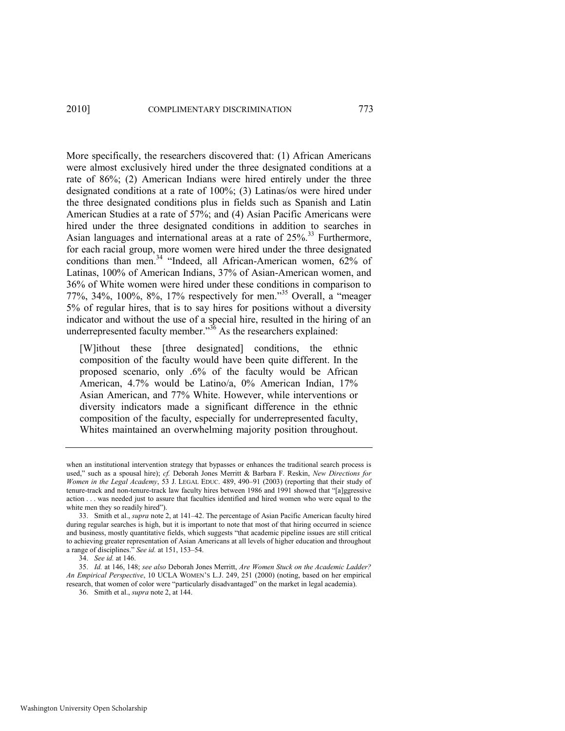More specifically, the researchers discovered that: (1) African Americans were almost exclusively hired under the three designated conditions at a rate of 86%; (2) American Indians were hired entirely under the three designated conditions at a rate of 100%; (3) Latinas/os were hired under the three designated conditions plus in fields such as Spanish and Latin American Studies at a rate of 57%; and (4) Asian Pacific Americans were hired under the three designated conditions in addition to searches in Asian languages and international areas at a rate of 25%.[33] Furthermore, for each racial group, more women were hired under the three designated conditions than men.[34] "Indeed, all African-American women, 62% of Latinas, 100% of American Indians, 37% of Asian-American women, and 36% of White women were hired under these conditions in comparison to 77%, 34%, 100%, 8%, 17% respectively for men."[35] Overall, a "meager 5% of regular hires, that is to say hires for positions without a diversity indicator and without the use of a special hire, resulted in the hiring of an underrepresented faculty member."[36] As the researchers explained:

> [W]ithout these [three designated] conditions, the ethnic composition of the faculty would have been quite different. In the proposed scenario, only .6% of the faculty would be African American, 4.7% would be Latino/a, 0% American Indian, 17% Asian American, and 77% White. However, while interventions or diversity indicators made a significant difference in the ethnic composition of the faculty, especially for underrepresented faculty, Whites maintained an overwhelming majority position throughout.

---

when an institutional intervention strategy that bypasses or enhances the traditional search process is used," such as a spousal hire); *cf.* Deborah Jones Merritt & Barbara F. Reskin, *New Directions for Women in the Legal Academy*, 53 J. LEGAL EDUC. 489, 490–91 (2003) (reporting that their study of tenure-track and non-tenure-track law faculty hires between 1986 and 1991 showed that "[a]ggressive action . . . was needed just to assure that faculties identified and hired women who were equal to the white men they so readily hired").

33. Smith et al., *supra* note 2, at 141–42. The percentage of Asian Pacific American faculty hired during regular searches is high, but it is important to note that most of that hiring occurred in science and business, mostly quantitative fields, which suggests "that academic pipeline issues are still critical to achieving greater representation of Asian Americans at all levels of higher education and throughout a range of disciplines." *See id.* at 151, 153–54.

34. *See id.* at 146.

35. *Id.* at 146, 148; *see also* Deborah Jones Merritt, *Are Women Stuck on the Academic Ladder? An Empirical Perspective*, 10 UCLA WOMEN'S L.J. 249, 251 (2000) (noting, based on her empirical research, that women of color were "particularly disadvantaged" on the market in legal academia).

36. Smith et al., *supra* note 2, at 144.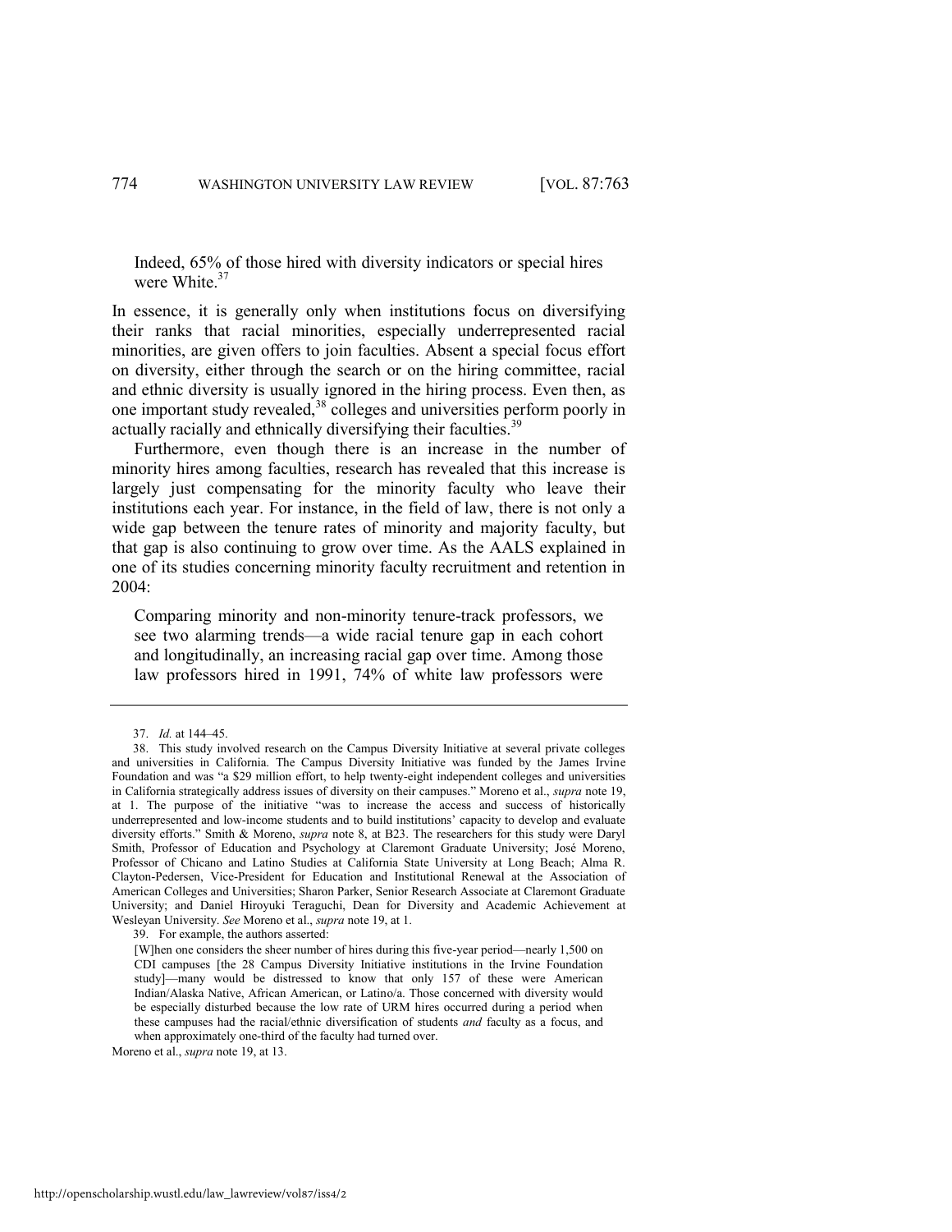> Indeed, 65% of those hired with diversity indicators or special hires were White.[37]

In essence, it is generally only when institutions focus on diversifying their ranks that racial minorities, especially underrepresented racial minorities, are given offers to join faculties. Absent a special focus effort on diversity, either through the search or on the hiring committee, racial and ethnic diversity is usually ignored in the hiring process. Even then, as one important study revealed,[38] colleges and universities perform poorly in actually racially and ethnically diversifying their faculties.[39]

Furthermore, even though there is an increase in the number of minority hires among faculties, research has revealed that this increase is largely just compensating for the minority faculty who leave their institutions each year. For instance, in the field of law, there is not only a wide gap between the tenure rates of minority and majority faculty, but that gap is also continuing to grow over time. As the AALS explained in one of its studies concerning minority faculty recruitment and retention in 2004:

> Comparing minority and non-minority tenure-track professors, we see two alarming trends—a wide racial tenure gap in each cohort and longitudinally, an increasing racial gap over time. Among those law professors hired in 1991, 74% of white law professors were

---

37. *Id.* at 144–45.

38. This study involved research on the Campus Diversity Initiative at several private colleges and universities in California. The Campus Diversity Initiative was funded by the James Irvine Foundation and was "a $29 million effort, to help twenty-eight independent colleges and universities in California strategically address issues of diversity on their campuses." Moreno et al., *supra* note 19, at 1. The purpose of the initiative "was to increase the access and success of historically underrepresented and low-income students and to build institutions' capacity to develop and evaluate diversity efforts." Smith & Moreno, *supra* note 8, at B23. The researchers for this study were Daryl Smith, Professor of Education and Psychology at Claremont Graduate University; José Moreno, Professor of Chicano and Latino Studies at California State University at Long Beach; Alma R. Clayton-Pedersen, Vice-President for Education and Institutional Renewal at the Association of American Colleges and Universities; Sharon Parker, Senior Research Associate at Claremont Graduate University; and Daniel Hiroyuki Teraguchi, Dean for Diversity and Academic Achievement at Wesleyan University. *See* Moreno et al., *supra* note 19, at 1.

39. For example, the authors asserted:

> [W]hen one considers the sheer number of hires during this five-year period—nearly 1,500 on CDI campuses [the 28 Campus Diversity Initiative institutions in the Irvine Foundation study]—many would be distressed to know that only 157 of these were American Indian/Alaska Native, African American, or Latino/a. Those concerned with diversity would be especially disturbed because the low rate of URM hires occurred during a period when these campuses had the racial/ethnic diversification of students *and* faculty as a focus, and when approximately one-third of the faculty had turned over.

Moreno et al., *supra* note 19, at 13.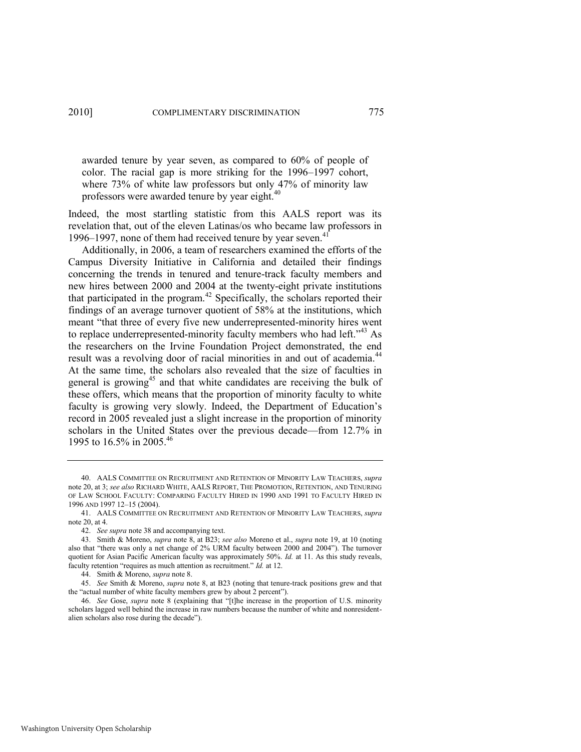> awarded tenure by year seven, as compared to 60% of people of color. The racial gap is more striking for the 1996–1997 cohort, where 73% of white law professors but only 47% of minority law professors were awarded tenure by year eight.[40]

Indeed, the most startling statistic from this AALS report was its revelation that, out of the eleven Latinas/os who became law professors in 1996–1997, none of them had received tenure by year seven.[41]

Additionally, in 2006, a team of researchers examined the efforts of the Campus Diversity Initiative in California and detailed their findings concerning the trends in tenured and tenure-track faculty members and new hires between 2000 and 2004 at the twenty-eight private institutions that participated in the program.[42] Specifically, the scholars reported their findings of an average turnover quotient of 58% at the institutions, which meant "that three of every five new underrepresented-minority hires went to replace underrepresented-minority faculty members who had left."[43] As the researchers on the Irvine Foundation Project demonstrated, the end result was a revolving door of racial minorities in and out of academia.[44] At the same time, the scholars also revealed that the size of faculties in general is growing[45] and that white candidates are receiving the bulk of these offers, which means that the proportion of minority faculty to white faculty is growing very slowly. Indeed, the Department of Education's record in 2005 revealed just a slight increase in the proportion of minority scholars in the United States over the previous decade—from 12.7% in 1995 to 16.5% in 2005.[46]

---

40. AALS COMMITTEE ON RECRUITMENT AND RETENTION OF MINORITY LAW TEACHERS, *supra* note 20, at 3; *see also* RICHARD WHITE, AALS REPORT, THE PROMOTION, RETENTION, AND TENURING OF LAW SCHOOL FACULTY: COMPARING FACULTY HIRED IN 1990 AND 1991 TO FACULTY HIRED IN 1996 AND 1997 12–15 (2004).

41. AALS COMMITTEE ON RECRUITMENT AND RETENTION OF MINORITY LAW TEACHERS, *supra* note 20, at 4.

42. *See supra* note 38 and accompanying text.

43. Smith & Moreno, *supra* note 8, at B23; *see also* Moreno et al., *supra* note 19, at 10 (noting also that "there was only a net change of 2% URM faculty between 2000 and 2004"). The turnover quotient for Asian Pacific American faculty was approximately 50%. *Id.* at 11. As this study reveals, faculty retention "requires as much attention as recruitment." *Id.* at 12.

44. Smith & Moreno, *supra* note 8.

45. *See* Smith & Moreno, *supra* note 8, at B23 (noting that tenure-track positions grew and that the "actual number of white faculty members grew by about 2 percent").

46. *See* Gose, *supra* note 8 (explaining that "[t]he increase in the proportion of U.S. minority scholars lagged well behind the increase in raw numbers because the number of white and nonresident-alien scholars also rose during the decade").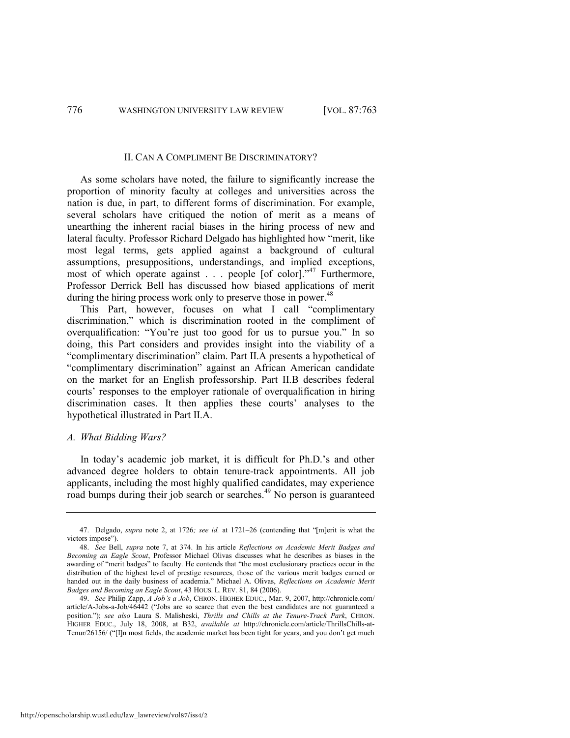## II. CAN A COMPLIMENT BE DISCRIMINATORY?

As some scholars have noted, the failure to significantly increase the proportion of minority faculty at colleges and universities across the nation is due, in part, to different forms of discrimination. For example, several scholars have critiqued the notion of merit as a means of unearthing the inherent racial biases in the hiring process of new and lateral faculty. Professor Richard Delgado has highlighted how "merit, like most legal terms, gets applied against a background of cultural assumptions, presuppositions, understandings, and implied exceptions, most of which operate against . . . people [of color]."[47] Furthermore, Professor Derrick Bell has discussed how biased applications of merit during the hiring process work only to preserve those in power.[48]

This Part, however, focuses on what I call "complimentary discrimination," which is discrimination rooted in the compliment of overqualification: "You're just too good for us to pursue you." In so doing, this Part considers and provides insight into the viability of a "complimentary discrimination" claim. Part II.A presents a hypothetical of "complimentary discrimination" against an African American candidate on the market for an English professorship. Part II.B describes federal courts' responses to the employer rationale of overqualification in hiring discrimination cases. It then applies these courts' analyses to the hypothetical illustrated in Part II.A.

### *A. What Bidding Wars?*

In today's academic job market, it is difficult for Ph.D.'s and other advanced degree holders to obtain tenure-track appointments. All job applicants, including the most highly qualified candidates, may experience road bumps during their job search or searches.[49] No person is guaranteed

---

47. Delgado, *supra* note 2, at 1726*; see id.* at 1721–26 (contending that "[m]erit is what the victors impose").

48. *See* Bell, *supra* note 7, at 374. In his article *Reflections on Academic Merit Badges and Becoming an Eagle Scout*, Professor Michael Olivas discusses what he describes as biases in the awarding of "merit badges" to faculty. He contends that "the most exclusionary practices occur in the distribution of the highest level of prestige resources, those of the various merit badges earned or handed out in the daily business of academia." Michael A. Olivas, *Reflections on Academic Merit Badges and Becoming an Eagle Scout*, 43 HOUS. L. REV. 81, 84 (2006).

49. *See* Philip Zapp, *A Job's a Job*, CHRON. HIGHER EDUC., Mar. 9, 2007, http://chronicle.com/article/A-Jobs-a-Job/46442 ("Jobs are so scarce that even the best candidates are not guaranteed a position."); *see also* Laura S. Malisheski, *Thrills and Chills at the Tenure-Track Park*, CHRON. HIGHER EDUC., July 18, 2008, at B32, *available at* http://chronicle.com/article/ThrillsChills-at-Tenur/26156/ ("[I]n most fields, the academic market has been tight for years, and you don't get much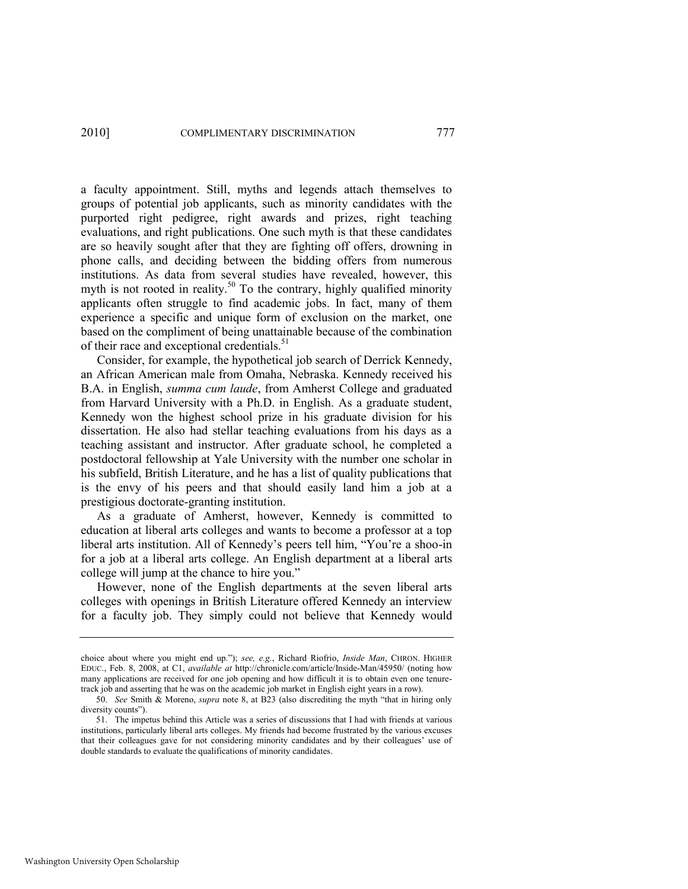a faculty appointment. Still, myths and legends attach themselves to groups of potential job applicants, such as minority candidates with the purported right pedigree, right awards and prizes, right teaching evaluations, and right publications. One such myth is that these candidates are so heavily sought after that they are fighting off offers, drowning in phone calls, and deciding between the bidding offers from numerous institutions. As data from several studies have revealed, however, this myth is not rooted in reality.[50] To the contrary, highly qualified minority applicants often struggle to find academic jobs. In fact, many of them experience a specific and unique form of exclusion on the market, one based on the compliment of being unattainable because of the combination of their race and exceptional credentials.[51]

Consider, for example, the hypothetical job search of Derrick Kennedy, an African American male from Omaha, Nebraska. Kennedy received his B.A. in English, *summa cum laude*, from Amherst College and graduated from Harvard University with a Ph.D. in English. As a graduate student, Kennedy won the highest school prize in his graduate division for his dissertation. He also had stellar teaching evaluations from his days as a teaching assistant and instructor. After graduate school, he completed a postdoctoral fellowship at Yale University with the number one scholar in his subfield, British Literature, and he has a list of quality publications that is the envy of his peers and that should easily land him a job at a prestigious doctorate-granting institution.

As a graduate of Amherst, however, Kennedy is committed to education at liberal arts colleges and wants to become a professor at a top liberal arts institution. All of Kennedy's peers tell him, "You're a shoo-in for a job at a liberal arts college. An English department at a liberal arts college will jump at the chance to hire you."

However, none of the English departments at the seven liberal arts colleges with openings in British Literature offered Kennedy an interview for a faculty job. They simply could not believe that Kennedy would

---

choice about where you might end up."); *see, e.g.*, Richard Riofrio, *Inside Man*, CHRON. HIGHER EDUC., Feb. 8, 2008, at C1, *available at* http://chronicle.com/article/Inside-Man/45950/ (noting how many applications are received for one job opening and how difficult it is to obtain even one tenure-track job and asserting that he was on the academic job market in English eight years in a row).

50. *See* Smith & Moreno, *supra* note 8, at B23 (also discrediting the myth "that in hiring only diversity counts").

51. The impetus behind this Article was a series of discussions that I had with friends at various institutions, particularly liberal arts colleges. My friends had become frustrated by the various excuses that their colleagues gave for not considering minority candidates and by their colleagues' use of double standards to evaluate the qualifications of minority candidates.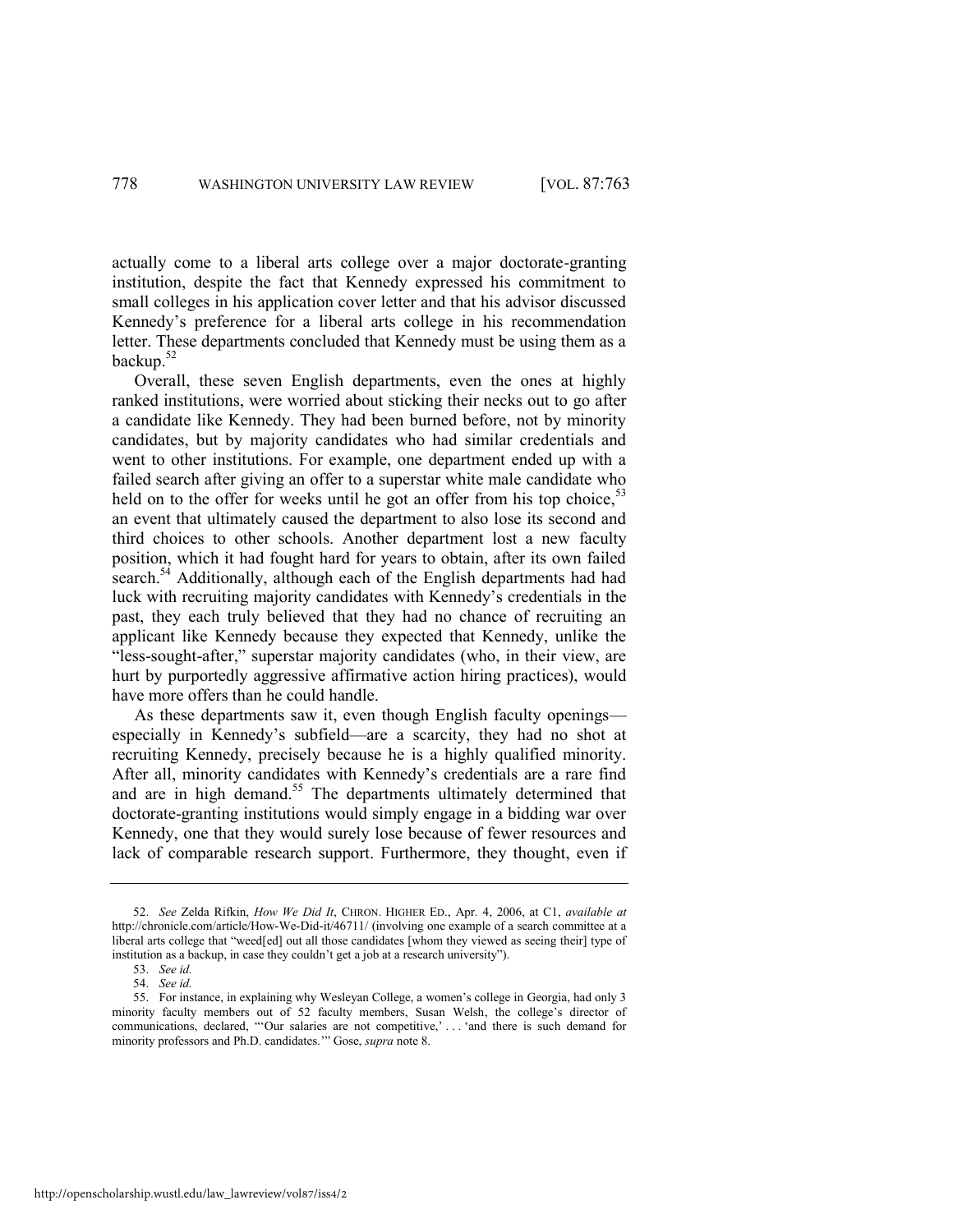actually come to a liberal arts college over a major doctorate-granting institution, despite the fact that Kennedy expressed his commitment to small colleges in his application cover letter and that his advisor discussed Kennedy's preference for a liberal arts college in his recommendation letter. These departments concluded that Kennedy must be using them as a backup.[52]

Overall, these seven English departments, even the ones at highly ranked institutions, were worried about sticking their necks out to go after a candidate like Kennedy. They had been burned before, not by minority candidates, but by majority candidates who had similar credentials and went to other institutions. For example, one department ended up with a failed search after giving an offer to a superstar white male candidate who held on to the offer for weeks until he got an offer from his top choice,[53] an event that ultimately caused the department to also lose its second and third choices to other schools. Another department lost a new faculty position, which it had fought hard for years to obtain, after its own failed search.[54] Additionally, although each of the English departments had had luck with recruiting majority candidates with Kennedy's credentials in the past, they each truly believed that they had no chance of recruiting an applicant like Kennedy because they expected that Kennedy, unlike the "less-sought-after," superstar majority candidates (who, in their view, are hurt by purportedly aggressive affirmative action hiring practices), would have more offers than he could handle.

As these departments saw it, even though English faculty openings—especially in Kennedy's subfield—are a scarcity, they had no shot at recruiting Kennedy, precisely because he is a highly qualified minority. After all, minority candidates with Kennedy's credentials are a rare find and are in high demand.[55] The departments ultimately determined that doctorate-granting institutions would simply engage in a bidding war over Kennedy, one that they would surely lose because of fewer resources and lack of comparable research support. Furthermore, they thought, even if

---

52. *See* Zelda Rifkin, *How We Did It*, CHRON. HIGHER ED., Apr. 4, 2006, at C1, *available at* http://chronicle.com/article/How-We-Did-it/46711/ (involving one example of a search committee at a liberal arts college that "weed[ed] out all those candidates [whom they viewed as seeing their] type of institution as a backup, in case they couldn't get a job at a research university").

53. *See id.*

54. *See id.*

55. For instance, in explaining why Wesleyan College, a women's college in Georgia, had only 3 minority faculty members out of 52 faculty members, Susan Welsh, the college's director of communications, declared, "'Our salaries are not competitive,' . . . 'and there is such demand for minority professors and Ph.D. candidates.'" Gose, *supra* note 8.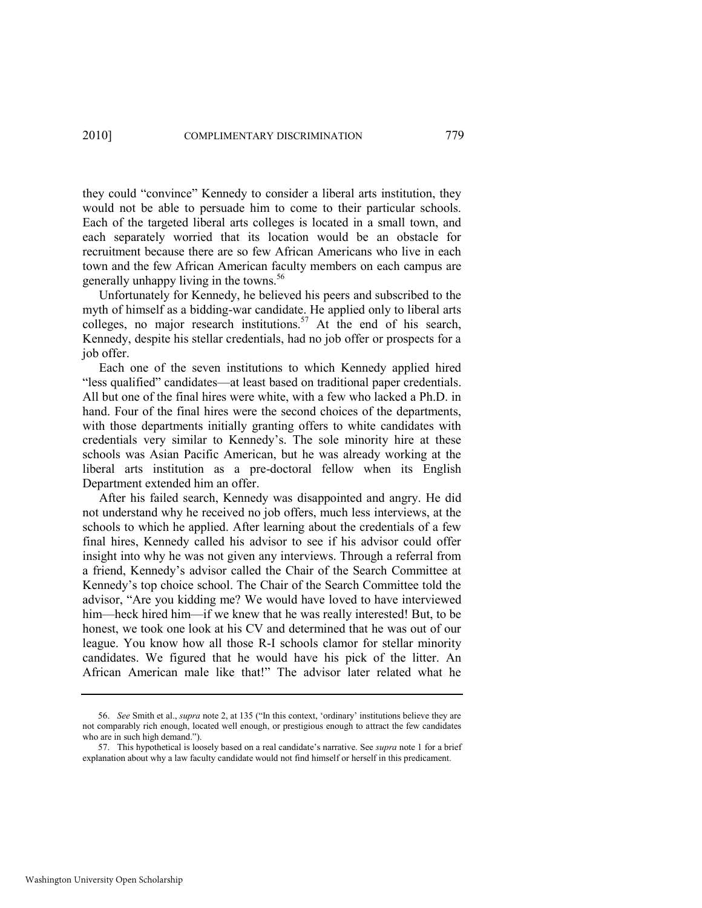they could "convince" Kennedy to consider a liberal arts institution, they would not be able to persuade him to come to their particular schools. Each of the targeted liberal arts colleges is located in a small town, and each separately worried that its location would be an obstacle for recruitment because there are so few African Americans who live in each town and the few African American faculty members on each campus are generally unhappy living in the towns.[56]

Unfortunately for Kennedy, he believed his peers and subscribed to the myth of himself as a bidding-war candidate. He applied only to liberal arts colleges, no major research institutions.[57] At the end of his search, Kennedy, despite his stellar credentials, had no job offer or prospects for a job offer.

Each one of the seven institutions to which Kennedy applied hired "less qualified" candidates—at least based on traditional paper credentials. All but one of the final hires were white, with a few who lacked a Ph.D. in hand. Four of the final hires were the second choices of the departments, with those departments initially granting offers to white candidates with credentials very similar to Kennedy's. The sole minority hire at these schools was Asian Pacific American, but he was already working at the liberal arts institution as a pre-doctoral fellow when its English Department extended him an offer.

After his failed search, Kennedy was disappointed and angry. He did not understand why he received no job offers, much less interviews, at the schools to which he applied. After learning about the credentials of a few final hires, Kennedy called his advisor to see if his advisor could offer insight into why he was not given any interviews. Through a referral from a friend, Kennedy's advisor called the Chair of the Search Committee at Kennedy's top choice school. The Chair of the Search Committee told the advisor, "Are you kidding me? We would have loved to have interviewed him—heck hired him—if we knew that he was really interested! But, to be honest, we took one look at his CV and determined that he was out of our league. You know how all those R-I schools clamor for stellar minority candidates. We figured that he would have his pick of the litter. An African American male like that!" The advisor later related what he

---

56. *See* Smith et al., *supra* note 2, at 135 ("In this context, 'ordinary' institutions believe they are not comparably rich enough, located well enough, or prestigious enough to attract the few candidates who are in such high demand.").

57. This hypothetical is loosely based on a real candidate's narrative. See *supra* note 1 for a brief explanation about why a law faculty candidate would not find himself or herself in this predicament.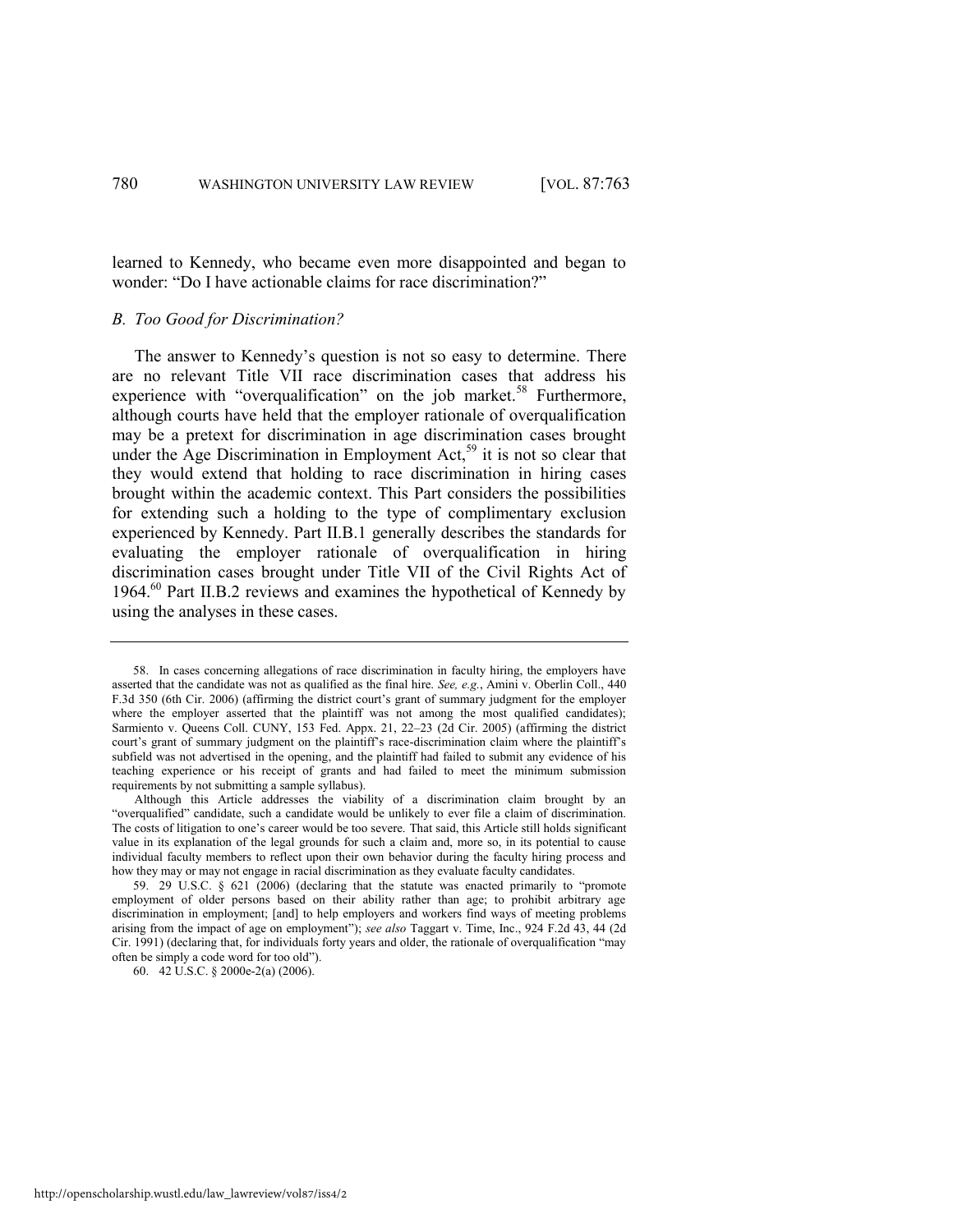learned to Kennedy, who became even more disappointed and began to wonder: "Do I have actionable claims for race discrimination?"

### *B. Too Good for Discrimination?*

The answer to Kennedy's question is not so easy to determine. There are no relevant Title VII race discrimination cases that address his experience with "overqualification" on the job market.[58] Furthermore, although courts have held that the employer rationale of overqualification may be a pretext for discrimination in age discrimination cases brought under the Age Discrimination in Employment Act,[59] it is not so clear that they would extend that holding to race discrimination in hiring cases brought within the academic context. This Part considers the possibilities for extending such a holding to the type of complimentary exclusion experienced by Kennedy. Part II.B.1 generally describes the standards for evaluating the employer rationale of overqualification in hiring discrimination cases brought under Title VII of the Civil Rights Act of 1964.[60] Part II.B.2 reviews and examines the hypothetical of Kennedy by using the analyses in these cases.

---

58. In cases concerning allegations of race discrimination in faculty hiring, the employers have asserted that the candidate was not as qualified as the final hire. *See, e.g.*, Amini v. Oberlin Coll., 440 F.3d 350 (6th Cir. 2006) (affirming the district court's grant of summary judgment for the employer where the employer asserted that the plaintiff was not among the most qualified candidates); Sarmiento v. Queens Coll. CUNY, 153 Fed. Appx. 21, 22–23 (2d Cir. 2005) (affirming the district court's grant of summary judgment on the plaintiff's race-discrimination claim where the plaintiff's subfield was not advertised in the opening, and the plaintiff had failed to submit any evidence of his teaching experience or his receipt of grants and had failed to meet the minimum submission requirements by not submitting a sample syllabus).

Although this Article addresses the viability of a discrimination claim brought by an "overqualified" candidate, such a candidate would be unlikely to ever file a claim of discrimination. The costs of litigation to one's career would be too severe. That said, this Article still holds significant value in its explanation of the legal grounds for such a claim and, more so, in its potential to cause individual faculty members to reflect upon their own behavior during the faculty hiring process and how they may or may not engage in racial discrimination as they evaluate faculty candidates.

59. 29 U.S.C. § 621 (2006) (declaring that the statute was enacted primarily to "promote employment of older persons based on their ability rather than age; to prohibit arbitrary age discrimination in employment; [and] to help employers and workers find ways of meeting problems arising from the impact of age on employment"); *see also* Taggart v. Time, Inc., 924 F.2d 43, 44 (2d Cir. 1991) (declaring that, for individuals forty years and older, the rationale of overqualification "may often be simply a code word for too old").

60. 42 U.S.C. § 2000e-2(a) (2006).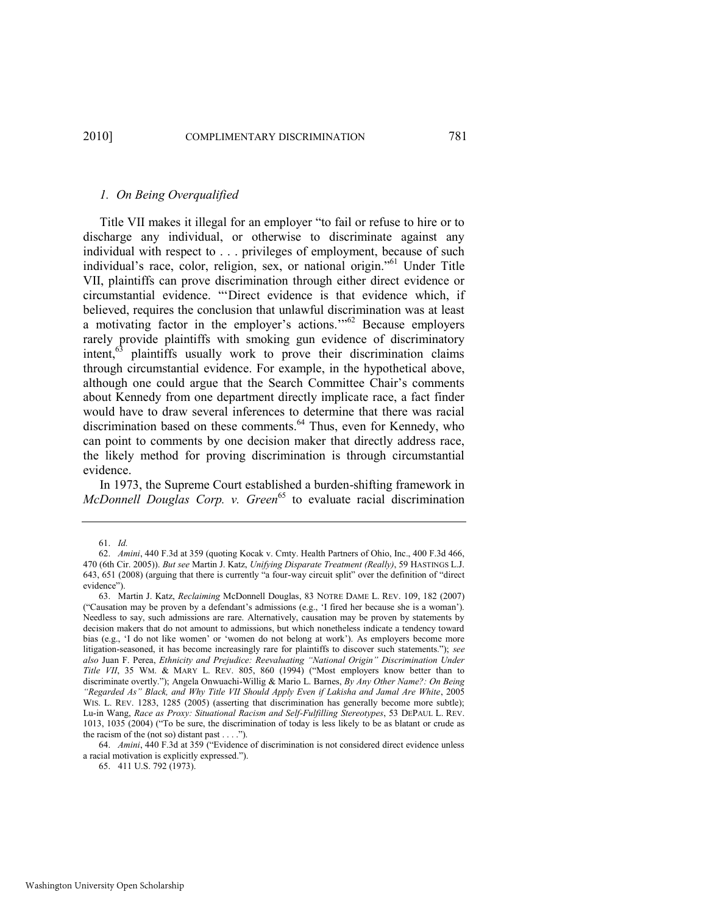### *1. On Being Overqualified*

Title VII makes it illegal for an employer "to fail or refuse to hire or to discharge any individual, or otherwise to discriminate against any individual with respect to . . . privileges of employment, because of such individual's race, color, religion, sex, or national origin."[61] Under Title VII, plaintiffs can prove discrimination through either direct evidence or circumstantial evidence. "'Direct evidence is that evidence which, if believed, requires the conclusion that unlawful discrimination was at least a motivating factor in the employer's actions.'"[62] Because employers rarely provide plaintiffs with smoking gun evidence of discriminatory intent,[63] plaintiffs usually work to prove their discrimination claims through circumstantial evidence. For example, in the hypothetical above, although one could argue that the Search Committee Chair's comments about Kennedy from one department directly implicate race, a fact finder would have to draw several inferences to determine that there was racial discrimination based on these comments.[64] Thus, even for Kennedy, who can point to comments by one decision maker that directly address race, the likely method for proving discrimination is through circumstantial evidence.

In 1973, the Supreme Court established a burden-shifting framework in *McDonnell Douglas Corp. v. Green*[65] to evaluate racial discrimination

---

61. *Id.*

62. *Amini*, 440 F.3d at 359 (quoting Kocak v. Cmty. Health Partners of Ohio, Inc., 400 F.3d 466, 470 (6th Cir. 2005)). *But see* Martin J. Katz, *Unifying Disparate Treatment (Really)*, 59 HASTINGS L.J. 643, 651 (2008) (arguing that there is currently "a four-way circuit split" over the definition of "direct evidence").

63. Martin J. Katz, *Reclaiming* McDonnell Douglas, 83 NOTRE DAME L. REV. 109, 182 (2007) ("Causation may be proven by a defendant's admissions (e.g., 'I fired her because she is a woman'). Needless to say, such admissions are rare. Alternatively, causation may be proven by statements by decision makers that do not amount to admissions, but which nonetheless indicate a tendency toward bias (e.g., 'I do not like women' or 'women do not belong at work'). As employers become more litigation-seasoned, it has become increasingly rare for plaintiffs to discover such statements."); *see also* Juan F. Perea, *Ethnicity and Prejudice: Reevaluating "National Origin" Discrimination Under Title VII*, 35 WM. & MARY L. REV. 805, 860 (1994) ("Most employers know better than to discriminate overtly."); Angela Onwuachi-Willig & Mario L. Barnes, *By Any Other Name?: On Being "Regarded As" Black, and Why Title VII Should Apply Even if Lakisha and Jamal Are White*, 2005 WIS. L. REV. 1283, 1285 (2005) (asserting that discrimination has generally become more subtle); Lu-in Wang, *Race as Proxy: Situational Racism and Self-Fulfilling Stereotypes*, 53 DEPAUL L. REV. 1013, 1035 (2004) ("To be sure, the discrimination of today is less likely to be as blatant or crude as the racism of the (not so) distant past . . . .").

64. *Amini*, 440 F.3d at 359 ("Evidence of discrimination is not considered direct evidence unless a racial motivation is explicitly expressed.").

65. 411 U.S. 792 (1973).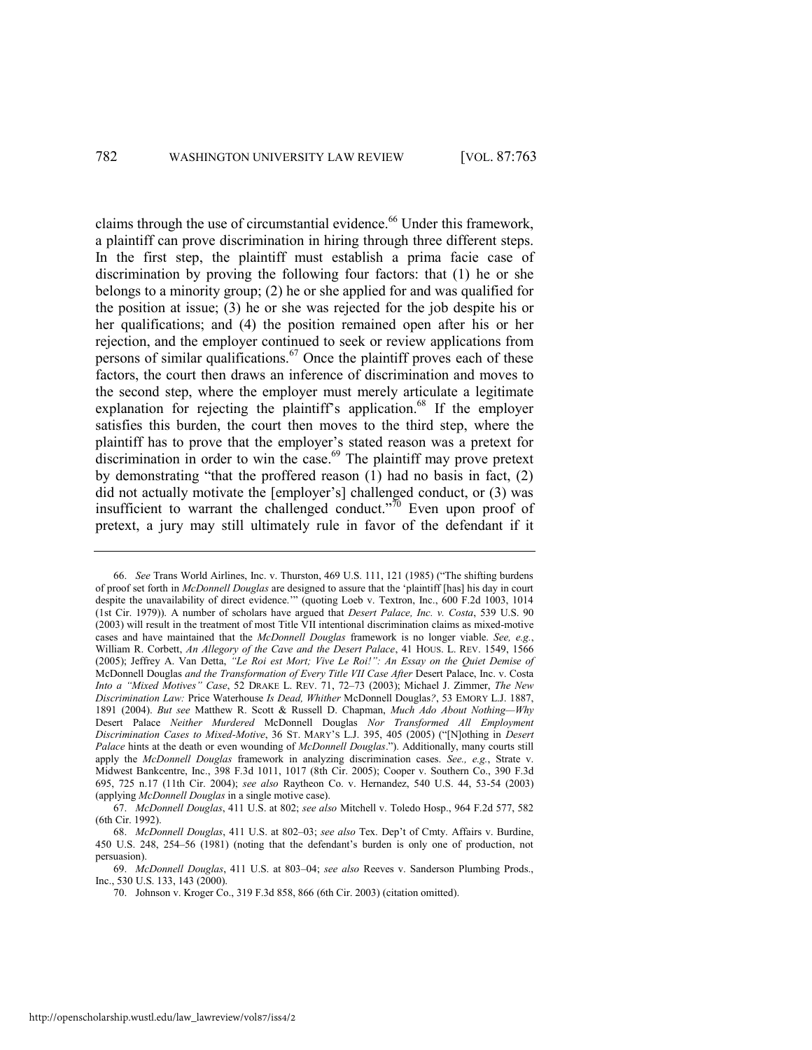claims through the use of circumstantial evidence.[66] Under this framework, a plaintiff can prove discrimination in hiring through three different steps. In the first step, the plaintiff must establish a prima facie case of discrimination by proving the following four factors: that (1) he or she belongs to a minority group; (2) he or she applied for and was qualified for the position at issue; (3) he or she was rejected for the job despite his or her qualifications; and (4) the position remained open after his or her rejection, and the employer continued to seek or review applications from persons of similar qualifications.[67] Once the plaintiff proves each of these factors, the court then draws an inference of discrimination and moves to the second step, where the employer must merely articulate a legitimate explanation for rejecting the plaintiff's application.[68] If the employer satisfies this burden, the court then moves to the third step, where the plaintiff has to prove that the employer's stated reason was a pretext for discrimination in order to win the case.[69] The plaintiff may prove pretext by demonstrating "that the proffered reason (1) had no basis in fact, (2) did not actually motivate the [employer's] challenged conduct, or (3) was insufficient to warrant the challenged conduct."[70] Even upon proof of pretext, a jury may still ultimately rule in favor of the defendant if it

---

66. *See* Trans World Airlines, Inc. v. Thurston, 469 U.S. 111, 121 (1985) ("The shifting burdens of proof set forth in *McDonnell Douglas* are designed to assure that the 'plaintiff [has] his day in court despite the unavailability of direct evidence.'" (quoting Loeb v. Textron, Inc., 600 F.2d 1003, 1014 (1st Cir. 1979)). A number of scholars have argued that *Desert Palace, Inc. v. Costa*, 539 U.S. 90 (2003) will result in the treatment of most Title VII intentional discrimination claims as mixed-motive cases and have maintained that the *McDonnell Douglas* framework is no longer viable. *See, e.g.*, William R. Corbett, *An Allegory of the Cave and the Desert Palace*, 41 HOUS. L. REV. 1549, 1566 (2005); Jeffrey A. Van Detta, *"Le Roi est Mort; Vive Le Roi!": An Essay on the Quiet Demise of* McDonnell Douglas *and the Transformation of Every Title VII Case After* Desert Palace, Inc. v. Costa *Into a "Mixed Motives" Case*, 52 DRAKE L. REV. 71, 72–73 (2003); Michael J. Zimmer, *The New Discrimination Law:* Price Waterhouse *Is Dead, Whither* McDonnell Douglas*?*, 53 EMORY L.J. 1887, 1891 (2004). *But see* Matthew R. Scott & Russell D. Chapman, *Much Ado About Nothing—Why* Desert Palace *Neither Murdered* McDonnell Douglas *Nor Transformed All Employment Discrimination Cases to Mixed-Motive*, 36 ST. MARY'S L.J. 395, 405 (2005) ("[N]othing in *Desert Palace* hints at the death or even wounding of *McDonnell Douglas*."). Additionally, many courts still apply the *McDonnell Douglas* framework in analyzing discrimination cases. *See., e.g.*, Strate v. Midwest Bankcentre, Inc., 398 F.3d 1011, 1017 (8th Cir. 2005); Cooper v. Southern Co., 390 F.3d 695, 725 n.17 (11th Cir. 2004); *see also* Raytheon Co. v. Hernandez, 540 U.S. 44, 53-54 (2003) (applying *McDonnell Douglas* in a single motive case).

67. *McDonnell Douglas*, 411 U.S. at 802; *see also* Mitchell v. Toledo Hosp., 964 F.2d 577, 582 (6th Cir. 1992).

68. *McDonnell Douglas*, 411 U.S. at 802–03; *see also* Tex. Dep't of Cmty. Affairs v. Burdine, 450 U.S. 248, 254–56 (1981) (noting that the defendant's burden is only one of production, not persuasion).

69. *McDonnell Douglas*, 411 U.S. at 803–04; *see also* Reeves v. Sanderson Plumbing Prods., Inc., 530 U.S. 133, 143 (2000).

70. Johnson v. Kroger Co., 319 F.3d 858, 866 (6th Cir. 2003) (citation omitted).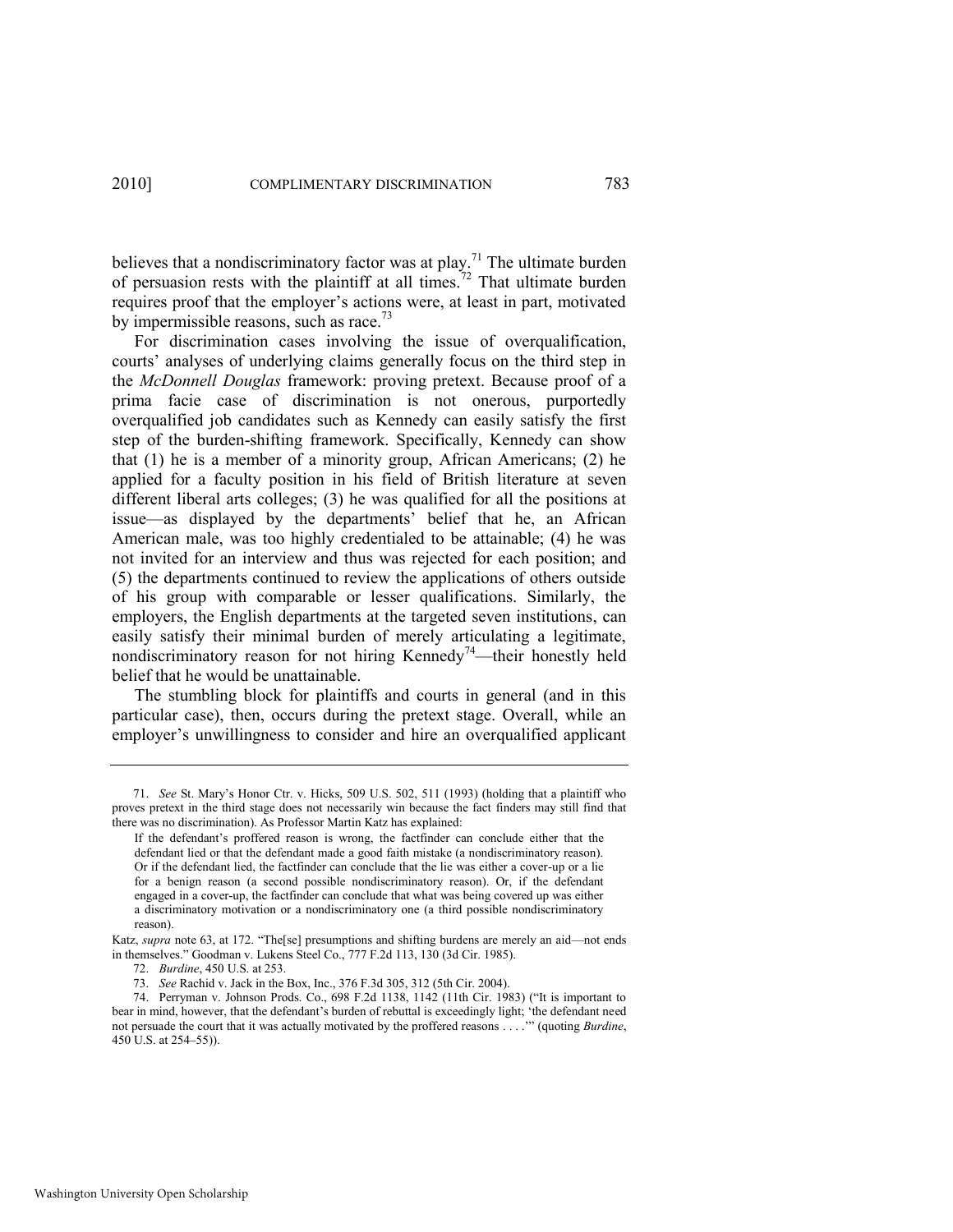believes that a nondiscriminatory factor was at play.[71] The ultimate burden of persuasion rests with the plaintiff at all times.[72] That ultimate burden requires proof that the employer's actions were, at least in part, motivated by impermissible reasons, such as race.[73]

For discrimination cases involving the issue of overqualification, courts' analyses of underlying claims generally focus on the third step in the *McDonnell Douglas* framework: proving pretext. Because proof of a prima facie case of discrimination is not onerous, purportedly overqualified job candidates such as Kennedy can easily satisfy the first step of the burden-shifting framework. Specifically, Kennedy can show that (1) he is a member of a minority group, African Americans; (2) he applied for a faculty position in his field of British literature at seven different liberal arts colleges; (3) he was qualified for all the positions at issue—as displayed by the departments' belief that he, an African American male, was too highly credentialed to be attainable; (4) he was not invited for an interview and thus was rejected for each position; and (5) the departments continued to review the applications of others outside of his group with comparable or lesser qualifications. Similarly, the employers, the English departments at the targeted seven institutions, can easily satisfy their minimal burden of merely articulating a legitimate, nondiscriminatory reason for not hiring Kennedy[74]—their honestly held belief that he would be unattainable.

The stumbling block for plaintiffs and courts in general (and in this particular case), then, occurs during the pretext stage. Overall, while an employer's unwillingness to consider and hire an overqualified applicant

---

71. *See* St. Mary's Honor Ctr. v. Hicks, 509 U.S. 502, 511 (1993) (holding that a plaintiff who proves pretext in the third stage does not necessarily win because the fact finders may still find that there was no discrimination). As Professor Martin Katz has explained:

> If the defendant's proffered reason is wrong, the factfinder can conclude either that the defendant lied or that the defendant made a good faith mistake (a nondiscriminatory reason). Or if the defendant lied, the factfinder can conclude that the lie was either a cover-up or a lie for a benign reason (a second possible nondiscriminatory reason). Or, if the defendant engaged in a cover-up, the factfinder can conclude that what was being covered up was either a discriminatory motivation or a nondiscriminatory one (a third possible nondiscriminatory reason).

Katz, *supra* note 63, at 172. "The[se] presumptions and shifting burdens are merely an aid—not ends in themselves." Goodman v. Lukens Steel Co., 777 F.2d 113, 130 (3d Cir. 1985).

72. *Burdine*, 450 U.S. at 253.

73. *See* Rachid v. Jack in the Box, Inc., 376 F.3d 305, 312 (5th Cir. 2004).

74. Perryman v. Johnson Prods. Co., 698 F.2d 1138, 1142 (11th Cir. 1983) ("It is important to bear in mind, however, that the defendant's burden of rebuttal is exceedingly light; 'the defendant need not persuade the court that it was actually motivated by the proffered reasons . . . .'" (quoting *Burdine*, 450 U.S. at 254–55)).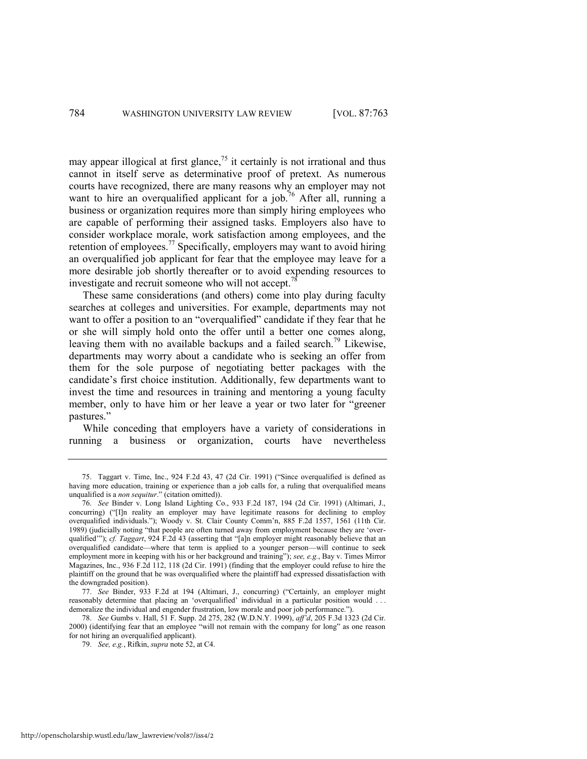may appear illogical at first glance,[75] it certainly is not irrational and thus cannot in itself serve as determinative proof of pretext. As numerous courts have recognized, there are many reasons why an employer may not want to hire an overqualified applicant for a job.[76] After all, running a business or organization requires more than simply hiring employees who are capable of performing their assigned tasks. Employers also have to consider workplace morale, work satisfaction among employees, and the retention of employees.[77] Specifically, employers may want to avoid hiring an overqualified job applicant for fear that the employee may leave for a more desirable job shortly thereafter or to avoid expending resources to investigate and recruit someone who will not accept.[78]

These same considerations (and others) come into play during faculty searches at colleges and universities. For example, departments may not want to offer a position to an "overqualified" candidate if they fear that he or she will simply hold onto the offer until a better one comes along, leaving them with no available backups and a failed search.[79] Likewise, departments may worry about a candidate who is seeking an offer from them for the sole purpose of negotiating better packages with the candidate's first choice institution. Additionally, few departments want to invest the time and resources in training and mentoring a young faculty member, only to have him or her leave a year or two later for "greener pastures."

While conceding that employers have a variety of considerations in running a business or organization, courts have nevertheless

---

75. Taggart v. Time, Inc., 924 F.2d 43, 47 (2d Cir. 1991) ("Since overqualified is defined as having more education, training or experience than a job calls for, a ruling that overqualified means unqualified is a *non sequitur*." (citation omitted)).

76. *See* Binder v. Long Island Lighting Co., 933 F.2d 187, 194 (2d Cir. 1991) (Altimari, J., concurring) ("[I]n reality an employer may have legitimate reasons for declining to employ overqualified individuals."); Woody v. St. Clair County Comm'n, 885 F.2d 1557, 1561 (11th Cir. 1989) (judicially noting "that people are often turned away from employment because they are 'over-qualified'"); *cf. Taggart*, 924 F.2d 43 (asserting that "[a]n employer might reasonably believe that an overqualified candidate—where that term is applied to a younger person—will continue to seek employment more in keeping with his or her background and training"); *see, e.g.*, Bay v. Times Mirror Magazines, Inc., 936 F.2d 112, 118 (2d Cir. 1991) (finding that the employer could refuse to hire the plaintiff on the ground that he was overqualified where the plaintiff had expressed dissatisfaction with the downgraded position).

77. *See* Binder, 933 F.2d at 194 (Altimari, J., concurring) ("Certainly, an employer might reasonably determine that placing an 'overqualified' individual in a particular position would . . . demoralize the individual and engender frustration, low morale and poor job performance.").

78. *See* Gumbs v. Hall, 51 F. Supp. 2d 275, 282 (W.D.N.Y. 1999), *aff'd*, 205 F.3d 1323 (2d Cir. 2000) (identifying fear that an employee "will not remain with the company for long" as one reason for not hiring an overqualified applicant).

79. *See, e.g.*, Rifkin, *supra* note 52, at C4.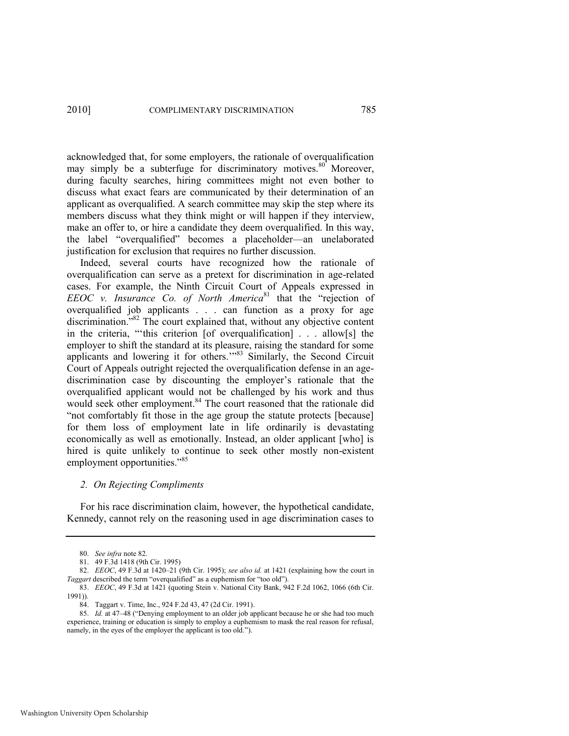acknowledged that, for some employers, the rationale of overqualification may simply be a subterfuge for discriminatory motives.[80] Moreover, during faculty searches, hiring committees might not even bother to discuss what exact fears are communicated by their determination of an applicant as overqualified. A search committee may skip the step where its members discuss what they think might or will happen if they interview, make an offer to, or hire a candidate they deem overqualified. In this way, the label "overqualified" becomes a placeholder—an unelaborated justification for exclusion that requires no further discussion.

Indeed, several courts have recognized how the rationale of overqualification can serve as a pretext for discrimination in age-related cases. For example, the Ninth Circuit Court of Appeals expressed in *EEOC v. Insurance Co. of North America*[81] that the "rejection of overqualified job applicants . . . can function as a proxy for age discrimination."[82] The court explained that, without any objective content in the criteria, "'this criterion [of overqualification] . . . allow[s] the employer to shift the standard at its pleasure, raising the standard for some applicants and lowering it for others.'"[83] Similarly, the Second Circuit Court of Appeals outright rejected the overqualification defense in an age-discrimination case by discounting the employer's rationale that the overqualified applicant would not be challenged by his work and thus would seek other employment.[84] The court reasoned that the rationale did "not comfortably fit those in the age group the statute protects [because] for them loss of employment late in life ordinarily is devastating economically as well as emotionally. Instead, an older applicant [who] is hired is quite unlikely to continue to seek other mostly non-existent employment opportunities."[85]

### *2. On Rejecting Compliments*

For his race discrimination claim, however, the hypothetical candidate, Kennedy, cannot rely on the reasoning used in age discrimination cases to

---

80. *See infra* note 82.

81. 49 F.3d 1418 (9th Cir. 1995)

82. *EEOC*, 49 F.3d at 1420–21 (9th Cir. 1995); *see also id.* at 1421 (explaining how the court in *Taggart* described the term "overqualified" as a euphemism for "too old").

83. *EEOC*, 49 F.3d at 1421 (quoting Stein v. National City Bank, 942 F.2d 1062, 1066 (6th Cir. 1991)).

84. Taggart v. Time, Inc., 924 F.2d 43, 47 (2d Cir. 1991).

85. *Id.* at 47–48 ("Denying employment to an older job applicant because he or she had too much experience, training or education is simply to employ a euphemism to mask the real reason for refusal, namely, in the eyes of the employer the applicant is too old.").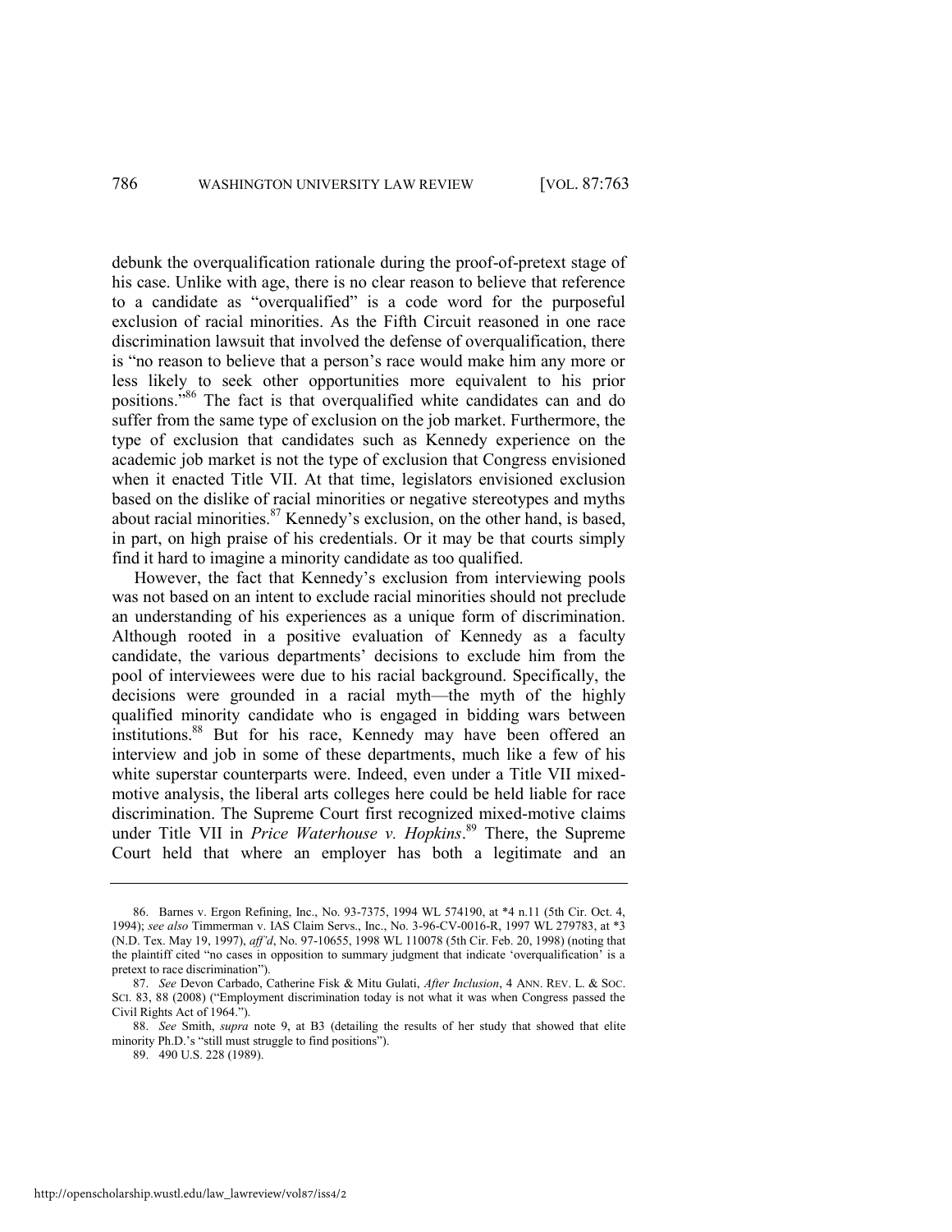debunk the overqualification rationale during the proof-of-pretext stage of his case. Unlike with age, there is no clear reason to believe that reference to a candidate as "overqualified" is a code word for the purposeful exclusion of racial minorities. As the Fifth Circuit reasoned in one race discrimination lawsuit that involved the defense of overqualification, there is "no reason to believe that a person's race would make him any more or less likely to seek other opportunities more equivalent to his prior positions."[86] The fact is that overqualified white candidates can and do suffer from the same type of exclusion on the job market. Furthermore, the type of exclusion that candidates such as Kennedy experience on the academic job market is not the type of exclusion that Congress envisioned when it enacted Title VII. At that time, legislators envisioned exclusion based on the dislike of racial minorities or negative stereotypes and myths about racial minorities.[87] Kennedy's exclusion, on the other hand, is based, in part, on high praise of his credentials. Or it may be that courts simply find it hard to imagine a minority candidate as too qualified.

However, the fact that Kennedy's exclusion from interviewing pools was not based on an intent to exclude racial minorities should not preclude an understanding of his experiences as a unique form of discrimination. Although rooted in a positive evaluation of Kennedy as a faculty candidate, the various departments' decisions to exclude him from the pool of interviewees were due to his racial background. Specifically, the decisions were grounded in a racial myth—the myth of the highly qualified minority candidate who is engaged in bidding wars between institutions.[88] But for his race, Kennedy may have been offered an interview and job in some of these departments, much like a few of his white superstar counterparts were. Indeed, even under a Title VII mixed-motive analysis, the liberal arts colleges here could be held liable for race discrimination. The Supreme Court first recognized mixed-motive claims under Title VII in *Price Waterhouse v. Hopkins*.[89] There, the Supreme Court held that where an employer has both a legitimate and an

---

86. Barnes v. Ergon Refining, Inc., No. 93-7375, 1994 WL 574190, at *4 n.11 (5th Cir. Oct. 4, 1994); *see also* Timmerman v. IAS Claim Servs., Inc., No. 3-96-CV-0016-R, 1997 WL 279783, at *3 (N.D. Tex. May 19, 1997), *aff'd*, No. 97-10655, 1998 WL 110078 (5th Cir. Feb. 20, 1998) (noting that the plaintiff cited "no cases in opposition to summary judgment that indicate 'overqualification' is a pretext to race discrimination").

87. *See* Devon Carbado, Catherine Fisk & Mitu Gulati, *After Inclusion*, 4 ANN. REV. L. & SOC. SCI. 83, 88 (2008) ("Employment discrimination today is not what it was when Congress passed the Civil Rights Act of 1964.").

88. *See* Smith, *supra* note 9, at B3 (detailing the results of her study that showed that elite minority Ph.D.'s "still must struggle to find positions").

89. 490 U.S. 228 (1989).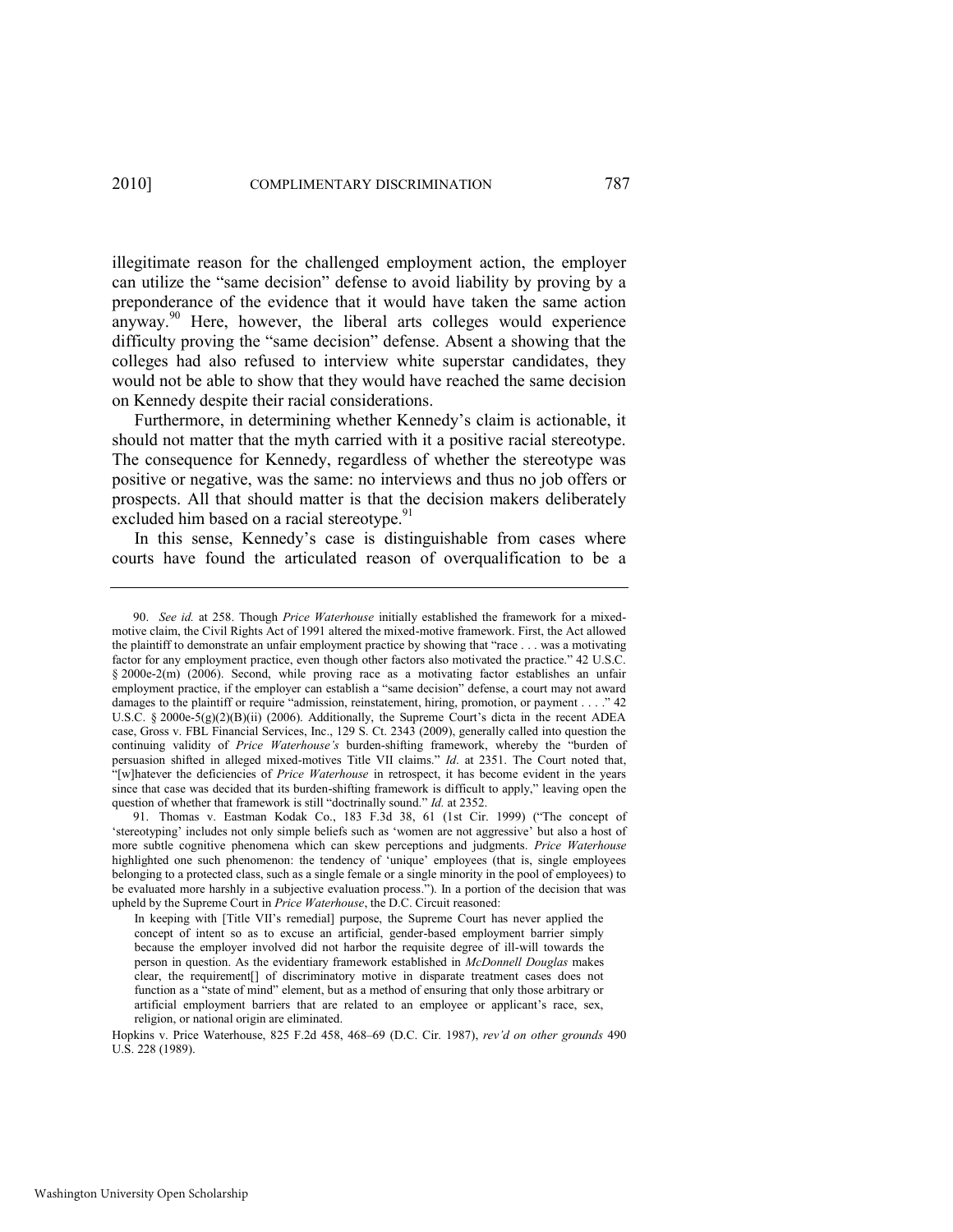illegitimate reason for the challenged employment action, the employer can utilize the "same decision" defense to avoid liability by proving by a preponderance of the evidence that it would have taken the same action anyway.[90] Here, however, the liberal arts colleges would experience difficulty proving the "same decision" defense. Absent a showing that the colleges had also refused to interview white superstar candidates, they would not be able to show that they would have reached the same decision on Kennedy despite their racial considerations.

Furthermore, in determining whether Kennedy's claim is actionable, it should not matter that the myth carried with it a positive racial stereotype. The consequence for Kennedy, regardless of whether the stereotype was positive or negative, was the same: no interviews and thus no job offers or prospects. All that should matter is that the decision makers deliberately excluded him based on a racial stereotype.[91]

In this sense, Kennedy's case is distinguishable from cases where courts have found the articulated reason of overqualification to be a

---

90. *See id.* at 258. Though *Price Waterhouse* initially established the framework for a mixed-motive claim, the Civil Rights Act of 1991 altered the mixed-motive framework. First, the Act allowed the plaintiff to demonstrate an unfair employment practice by showing that "race . . . was a motivating factor for any employment practice, even though other factors also motivated the practice." 42 U.S.C. § 2000e-2(m) (2006). Second, while proving race as a motivating factor establishes an unfair employment practice, if the employer can establish a "same decision" defense, a court may not award damages to the plaintiff or require "admission, reinstatement, hiring, promotion, or payment . . . ." 42 U.S.C. § 2000e-5(g)(2)(B)(ii) (2006). Additionally, the Supreme Court's dicta in the recent ADEA case, Gross v. FBL Financial Services, Inc., 129 S. Ct. 2343 (2009), generally called into question the continuing validity of *Price Waterhouse's* burden-shifting framework, whereby the "burden of persuasion shifted in alleged mixed-motives Title VII claims." *Id*. at 2351. The Court noted that, "[w]hatever the deficiencies of *Price Waterhouse* in retrospect, it has become evident in the years since that case was decided that its burden-shifting framework is difficult to apply," leaving open the question of whether that framework is still "doctrinally sound." *Id.* at 2352.

91. Thomas v. Eastman Kodak Co., 183 F.3d 38, 61 (1st Cir. 1999) ("The concept of 'stereotyping' includes not only simple beliefs such as 'women are not aggressive' but also a host of more subtle cognitive phenomena which can skew perceptions and judgments. *Price Waterhouse* highlighted one such phenomenon: the tendency of 'unique' employees (that is, single employees belonging to a protected class, such as a single female or a single minority in the pool of employees) to be evaluated more harshly in a subjective evaluation process."). In a portion of the decision that was upheld by the Supreme Court in *Price Waterhouse*, the D.C. Circuit reasoned:

> In keeping with [Title VII's remedial] purpose, the Supreme Court has never applied the concept of intent so as to excuse an artificial, gender-based employment barrier simply because the employer involved did not harbor the requisite degree of ill-will towards the person in question. As the evidentiary framework established in *McDonnell Douglas* makes clear, the requirement[] of discriminatory motive in disparate treatment cases does not function as a "state of mind" element, but as a method of ensuring that only those arbitrary or artificial employment barriers that are related to an employee or applicant's race, sex, religion, or national origin are eliminated.

Hopkins v. Price Waterhouse, 825 F.2d 458, 468–69 (D.C. Cir. 1987), *rev'd on other grounds* 490 U.S. 228 (1989).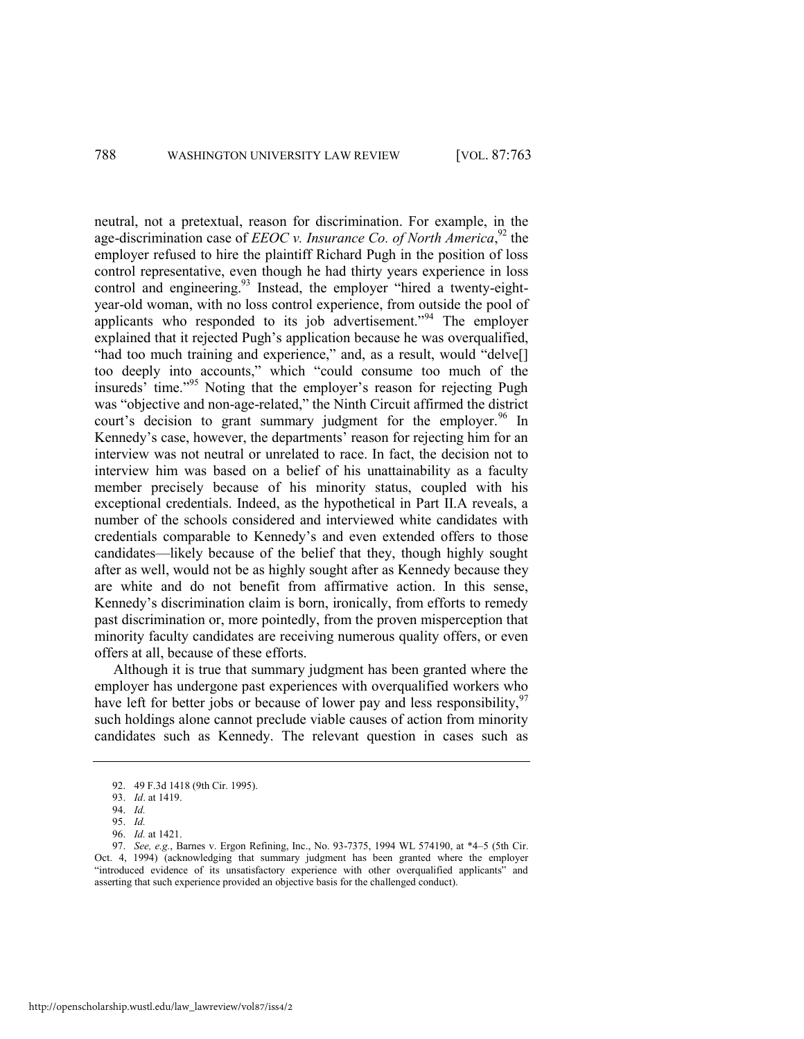neutral, not a pretextual, reason for discrimination. For example, in the age-discrimination case of *EEOC v. Insurance Co. of North America*,[92] the employer refused to hire the plaintiff Richard Pugh in the position of loss control representative, even though he had thirty years experience in loss control and engineering.[93] Instead, the employer "hired a twenty-eight-year-old woman, with no loss control experience, from outside the pool of applicants who responded to its job advertisement."[94] The employer explained that it rejected Pugh's application because he was overqualified, "had too much training and experience," and, as a result, would "delve[] too deeply into accounts," which "could consume too much of the insureds' time."[95] Noting that the employer's reason for rejecting Pugh was "objective and non-age-related," the Ninth Circuit affirmed the district court's decision to grant summary judgment for the employer.[96] In Kennedy's case, however, the departments' reason for rejecting him for an interview was not neutral or unrelated to race. In fact, the decision not to interview him was based on a belief of his unattainability as a faculty member precisely because of his minority status, coupled with his exceptional credentials. Indeed, as the hypothetical in Part II.A reveals, a number of the schools considered and interviewed white candidates with credentials comparable to Kennedy's and even extended offers to those candidates—likely because of the belief that they, though highly sought after as well, would not be as highly sought after as Kennedy because they are white and do not benefit from affirmative action. In this sense, Kennedy's discrimination claim is born, ironically, from efforts to remedy past discrimination or, more pointedly, from the proven misperception that minority faculty candidates are receiving numerous quality offers, or even offers at all, because of these efforts.

Although it is true that summary judgment has been granted where the employer has undergone past experiences with overqualified workers who have left for better jobs or because of lower pay and less responsibility,[97] such holdings alone cannot preclude viable causes of action from minority candidates such as Kennedy. The relevant question in cases such as

---

92. 49 F.3d 1418 (9th Cir. 1995).

93. *Id*. at 1419.

94. *Id.*

95. *Id.*

96. *Id.* at 1421.

97. *See, e.g.*, Barnes v. Ergon Refining, Inc., No. 93-7375, 1994 WL 574190, at *4–5 (5th Cir. Oct. 4, 1994) (acknowledging that summary judgment has been granted where the employer "introduced evidence of its unsatisfactory experience with other overqualified applicants" and asserting that such experience provided an objective basis for the challenged conduct).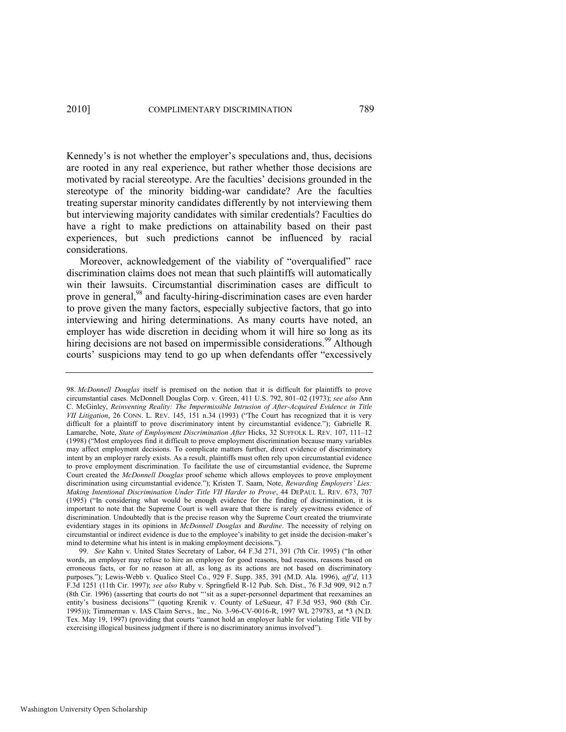Kennedy's is not whether the employer's speculations and, thus, decisions are rooted in any real experience, but rather whether those decisions are motivated by racial stereotype. Are the faculties' decisions grounded in the stereotype of the minority bidding-war candidate? Are the faculties treating superstar minority candidates differently by not interviewing them but interviewing majority candidates with similar credentials? Faculties do have a right to make predictions on attainability based on their past experiences, but such predictions cannot be influenced by racial considerations.

Moreover, acknowledgement of the viability of "overqualified" race discrimination claims does not mean that such plaintiffs will automatically win their lawsuits. Circumstantial discrimination cases are difficult to prove in general,[98] and faculty-hiring-discrimination cases are even harder to prove given the many factors, especially subjective factors, that go into interviewing and hiring determinations. As many courts have noted, an employer has wide discretion in deciding whom it will hire so long as its hiring decisions are not based on impermissible considerations.[99] Although courts' suspicions may tend to go up when defendants offer "excessively

---

98. *McDonnell Douglas* itself is premised on the notion that it is difficult for plaintiffs to prove circumstantial cases. McDonnell Douglas Corp. v. Green, 411 U.S. 792, 801–02 (1973); *see also* Ann C. McGinley, *Reinventing Reality: The Impermissible Intrusion of After-Acquired Evidence in Title VII Litigation*, 26 CONN. L. REV. 145, 151 n.34 (1993) ("The Court has recognized that it is very difficult for a plaintiff to prove discriminatory intent by circumstantial evidence."); Gabrielle R. Lamarche, Note, *State of Employment Discrimination After* Hicks, 32 SUFFOLK L. REV. 107, 111–12 (1998) ("Most employees find it difficult to prove employment discrimination because many variables may affect employment decisions. To complicate matters further, direct evidence of discriminatory intent by an employer rarely exists. As a result, plaintiffs must often rely upon circumstantial evidence to prove employment discrimination. To facilitate the use of circumstantial evidence, the Supreme Court created the *McDonnell Douglas* proof scheme which allows employees to prove employment discrimination using circumstantial evidence."); Kristen T. Saam, Note, *Rewarding Employers' Lies: Making Intentional Discrimination Under Title VII Harder to Prove*, 44 DEPAUL L. REV. 673, 707 (1995) ("In considering what would be enough evidence for the finding of discrimination, it is important to note that the Supreme Court is well aware that there is rarely eyewitness evidence of discrimination. Undoubtedly that is the precise reason why the Supreme Court created the triumvirate evidentiary stages in its opinions in *McDonnell Douglas* and *Burdine*. The necessity of relying on circumstantial or indirect evidence is due to the employee's inability to get inside the decision-maker's mind to determine what his intent is in making employment decisions.").

99. *See* Kahn v. United States Secretary of Labor, 64 F.3d 271, 391 (7th Cir. 1995) ("In other words, an employer may refuse to hire an employee for good reasons, bad reasons, reasons based on erroneous facts, or for no reason at all, as long as its actions are not based on discriminatory purposes."); Lewis-Webb v. Qualico Steel Co., 929 F. Supp. 385, 391 (M.D. Ala. 1996), *aff'd*, 113 F.3d 1251 (11th Cir. 1997); *see also* Ruby v. Springfield R-12 Pub. Sch. Dist., 76 F.3d 909, 912 n.7 (8th Cir. 1996) (asserting that courts do not "'sit as a super-personnel department that reexamines an entity's business decisions'" (quoting Krenik v. County of LeSueur, 47 F.3d 953, 960 (8th Cir. 1995))); Timmerman v. IAS Claim Servs., Inc., No. 3-96-CV-0016-R, 1997 WL 279783, at *3 (N.D. Tex. May 19, 1997) (providing that courts "cannot hold an employer liable for violating Title VII by exercising illogical business judgment if there is no discriminatory animus involved").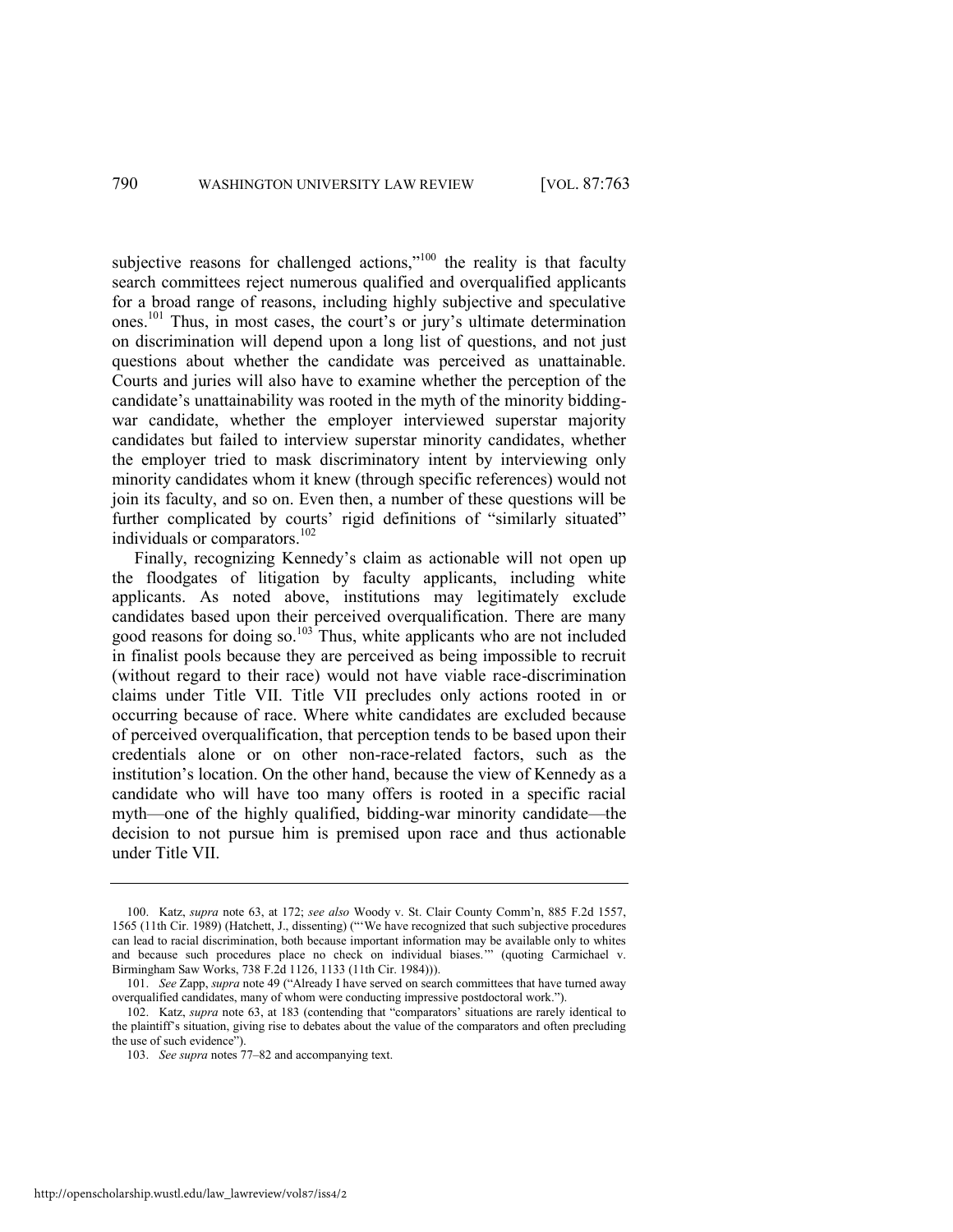subjective reasons for challenged actions,"[100] the reality is that faculty search committees reject numerous qualified and overqualified applicants for a broad range of reasons, including highly subjective and speculative ones.[101] Thus, in most cases, the court's or jury's ultimate determination on discrimination will depend upon a long list of questions, and not just questions about whether the candidate was perceived as unattainable. Courts and juries will also have to examine whether the perception of the candidate's unattainability was rooted in the myth of the minority bidding-war candidate, whether the employer interviewed superstar majority candidates but failed to interview superstar minority candidates, whether the employer tried to mask discriminatory intent by interviewing only minority candidates whom it knew (through specific references) would not join its faculty, and so on. Even then, a number of these questions will be further complicated by courts' rigid definitions of "similarly situated" individuals or comparators.[102]

Finally, recognizing Kennedy's claim as actionable will not open up the floodgates of litigation by faculty applicants, including white applicants. As noted above, institutions may legitimately exclude candidates based upon their perceived overqualification. There are many good reasons for doing so.[103] Thus, white applicants who are not included in finalist pools because they are perceived as being impossible to recruit (without regard to their race) would not have viable race-discrimination claims under Title VII. Title VII precludes only actions rooted in or occurring because of race. Where white candidates are excluded because of perceived overqualification, that perception tends to be based upon their credentials alone or on other non-race-related factors, such as the institution's location. On the other hand, because the view of Kennedy as a candidate who will have too many offers is rooted in a specific racial myth—one of the highly qualified, bidding-war minority candidate—the decision to not pursue him is premised upon race and thus actionable under Title VII.

---

100. Katz, *supra* note 63, at 172; *see also* Woody v. St. Clair County Comm'n, 885 F.2d 1557, 1565 (11th Cir. 1989) (Hatchett, J., dissenting) ("'We have recognized that such subjective procedures can lead to racial discrimination, both because important information may be available only to whites and because such procedures place no check on individual biases.'" (quoting Carmichael v. Birmingham Saw Works, 738 F.2d 1126, 1133 (11th Cir. 1984))).

101. *See* Zapp, *supra* note 49 ("Already I have served on search committees that have turned away overqualified candidates, many of whom were conducting impressive postdoctoral work.").

102. Katz, *supra* note 63, at 183 (contending that "comparators' situations are rarely identical to the plaintiff's situation, giving rise to debates about the value of the comparators and often precluding the use of such evidence").

103. *See supra* notes 77–82 and accompanying text.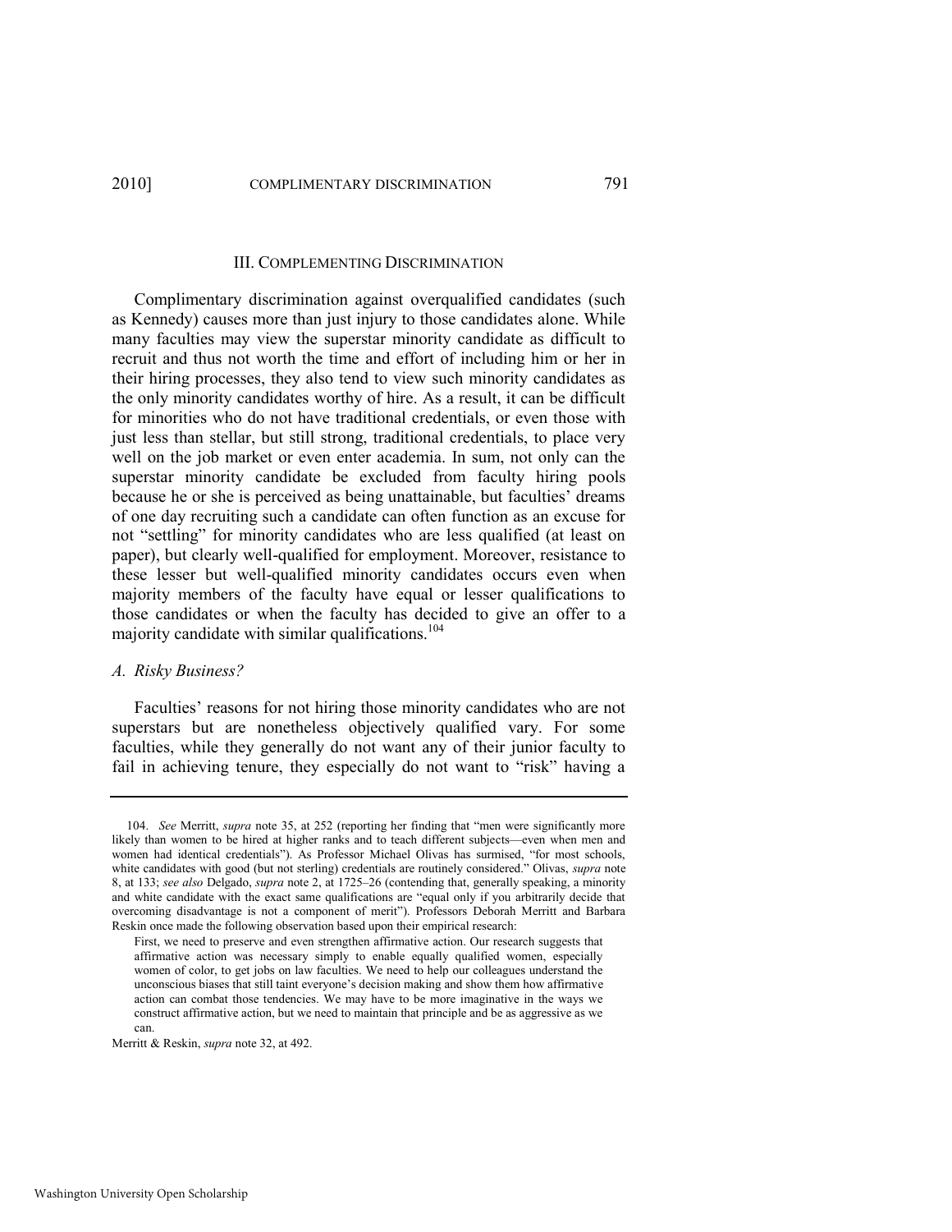## III. COMPLEMENTING DISCRIMINATION

Complimentary discrimination against overqualified candidates (such as Kennedy) causes more than just injury to those candidates alone. While many faculties may view the superstar minority candidate as difficult to recruit and thus not worth the time and effort of including him or her in their hiring processes, they also tend to view such minority candidates as the only minority candidates worthy of hire. As a result, it can be difficult for minorities who do not have traditional credentials, or even those with just less than stellar, but still strong, traditional credentials, to place very well on the job market or even enter academia. In sum, not only can the superstar minority candidate be excluded from faculty hiring pools because he or she is perceived as being unattainable, but faculties' dreams of one day recruiting such a candidate can often function as an excuse for not "settling" for minority candidates who are less qualified (at least on paper), but clearly well-qualified for employment. Moreover, resistance to these lesser but well-qualified minority candidates occurs even when majority members of the faculty have equal or lesser qualifications to those candidates or when the faculty has decided to give an offer to a majority candidate with similar qualifications.[104]

### *A. Risky Business?*

Faculties' reasons for not hiring those minority candidates who are not superstars but are nonetheless objectively qualified vary. For some faculties, while they generally do not want any of their junior faculty to fail in achieving tenure, they especially do not want to "risk" having a

---

104. *See* Merritt, *supra* note 35, at 252 (reporting her finding that "men were significantly more likely than women to be hired at higher ranks and to teach different subjects—even when men and women had identical credentials"). As Professor Michael Olivas has surmised, "for most schools, white candidates with good (but not sterling) credentials are routinely considered." Olivas, *supra* note 8, at 133; *see also* Delgado, *supra* note 2, at 1725–26 (contending that, generally speaking, a minority and white candidate with the exact same qualifications are "equal only if you arbitrarily decide that overcoming disadvantage is not a component of merit"). Professors Deborah Merritt and Barbara Reskin once made the following observation based upon their empirical research:

> First, we need to preserve and even strengthen affirmative action. Our research suggests that affirmative action was necessary simply to enable equally qualified women, especially women of color, to get jobs on law faculties. We need to help our colleagues understand the unconscious biases that still taint everyone's decision making and show them how affirmative action can combat those tendencies. We may have to be more imaginative in the ways we construct affirmative action, but we need to maintain that principle and be as aggressive as we can.

Merritt & Reskin, *supra* note 32, at 492.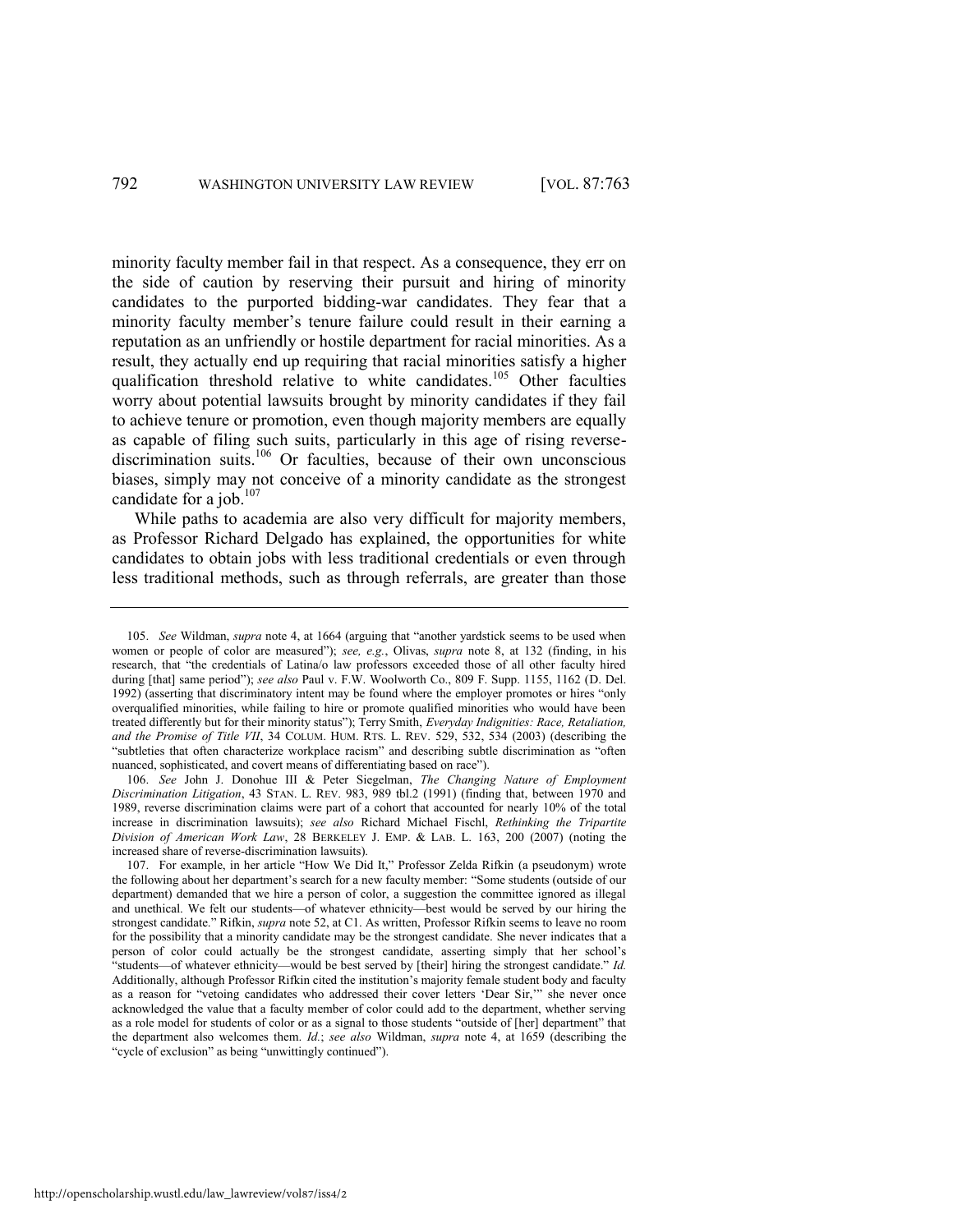minority faculty member fail in that respect. As a consequence, they err on the side of caution by reserving their pursuit and hiring of minority candidates to the purported bidding-war candidates. They fear that a minority faculty member's tenure failure could result in their earning a reputation as an unfriendly or hostile department for racial minorities. As a result, they actually end up requiring that racial minorities satisfy a higher qualification threshold relative to white candidates.[105] Other faculties worry about potential lawsuits brought by minority candidates if they fail to achieve tenure or promotion, even though majority members are equally as capable of filing such suits, particularly in this age of rising reverse-discrimination suits.[106] Or faculties, because of their own unconscious biases, simply may not conceive of a minority candidate as the strongest candidate for a job.[107]

While paths to academia are also very difficult for majority members, as Professor Richard Delgado has explained, the opportunities for white candidates to obtain jobs with less traditional credentials or even through less traditional methods, such as through referrals, are greater than those

---

105. *See* Wildman, *supra* note 4, at 1664 (arguing that "another yardstick seems to be used when women or people of color are measured"); *see, e.g.*, Olivas, *supra* note 8, at 132 (finding, in his research, that "the credentials of Latina/o law professors exceeded those of all other faculty hired during [that] same period"); *see also* Paul v. F.W. Woolworth Co., 809 F. Supp. 1155, 1162 (D. Del. 1992) (asserting that discriminatory intent may be found where the employer promotes or hires "only overqualified minorities, while failing to hire or promote qualified minorities who would have been treated differently but for their minority status"); Terry Smith, *Everyday Indignities: Race, Retaliation, and the Promise of Title VII*, 34 COLUM. HUM. RTS. L. REV. 529, 532, 534 (2003) (describing the "subtleties that often characterize workplace racism" and describing subtle discrimination as "often nuanced, sophisticated, and covert means of differentiating based on race").

106. *See* John J. Donohue III & Peter Siegelman, *The Changing Nature of Employment Discrimination Litigation*, 43 STAN. L. REV. 983, 989 tbl.2 (1991) (finding that, between 1970 and 1989, reverse discrimination claims were part of a cohort that accounted for nearly 10% of the total increase in discrimination lawsuits); *see also* Richard Michael Fischl, *Rethinking the Tripartite Division of American Work Law*, 28 BERKELEY J. EMP. & LAB. L. 163, 200 (2007) (noting the increased share of reverse-discrimination lawsuits).

107. For example, in her article "How We Did It," Professor Zelda Rifkin (a pseudonym) wrote the following about her department's search for a new faculty member: "Some students (outside of our department) demanded that we hire a person of color, a suggestion the committee ignored as illegal and unethical. We felt our students—of whatever ethnicity—best would be served by our hiring the strongest candidate." Rifkin, *supra* note 52, at C1. As written, Professor Rifkin seems to leave no room for the possibility that a minority candidate may be the strongest candidate. She never indicates that a person of color could actually be the strongest candidate, asserting simply that her school's "students—of whatever ethnicity—would be best served by [their] hiring the strongest candidate." *Id.* Additionally, although Professor Rifkin cited the institution's majority female student body and faculty as a reason for "vetoing candidates who addressed their cover letters 'Dear Sir,'" she never once acknowledged the value that a faculty member of color could add to the department, whether serving as a role model for students of color or as a signal to those students "outside of [her] department" that the department also welcomes them. *Id.*; *see also* Wildman, *supra* note 4, at 1659 (describing the "cycle of exclusion" as being "unwittingly continued").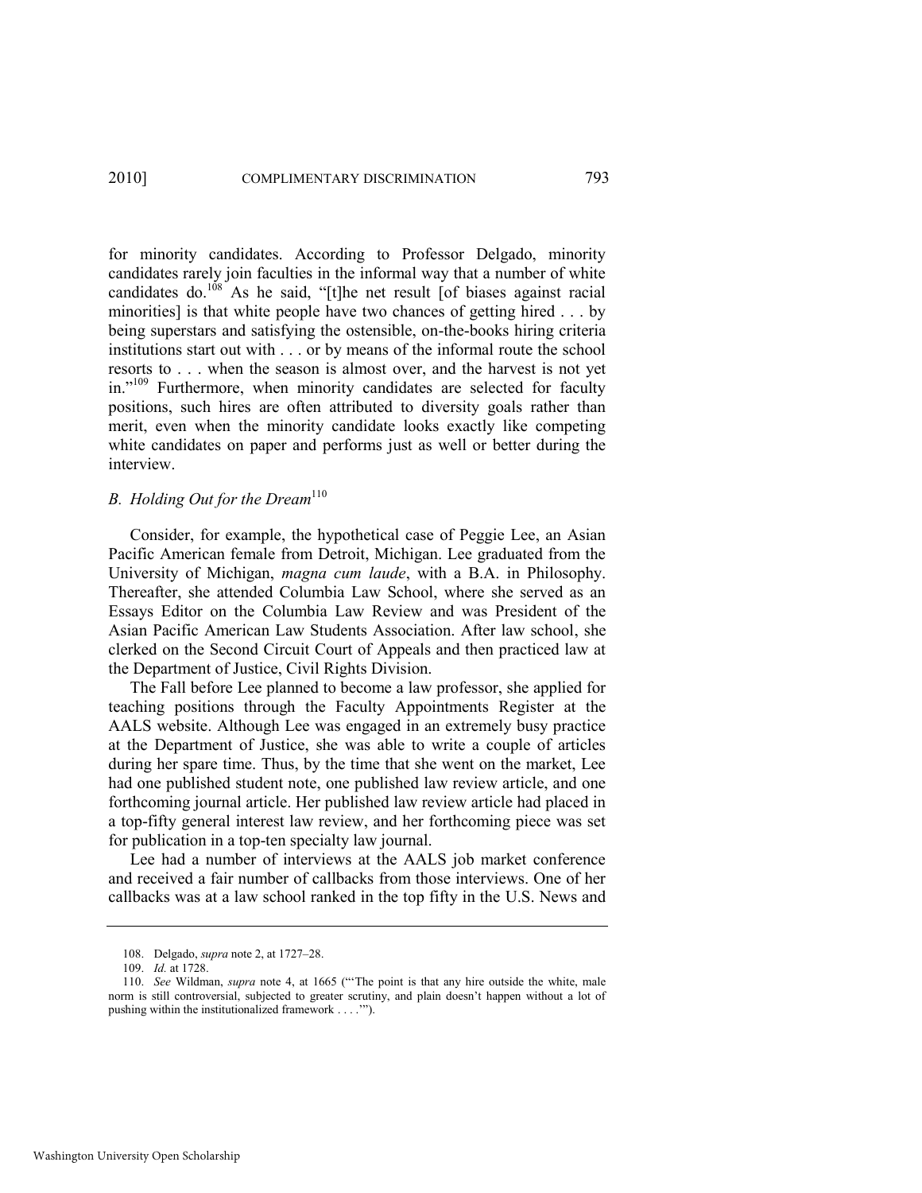for minority candidates. According to Professor Delgado, minority candidates rarely join faculties in the informal way that a number of white candidates do.[108] As he said, "[t]he net result [of biases against racial minorities] is that white people have two chances of getting hired . . . by being superstars and satisfying the ostensible, on-the-books hiring criteria institutions start out with . . . or by means of the informal route the school resorts to . . . when the season is almost over, and the harvest is not yet in."[109] Furthermore, when minority candidates are selected for faculty positions, such hires are often attributed to diversity goals rather than merit, even when the minority candidate looks exactly like competing white candidates on paper and performs just as well or better during the interview.

### *B. Holding Out for the Dream*[110]

Consider, for example, the hypothetical case of Peggie Lee, an Asian Pacific American female from Detroit, Michigan. Lee graduated from the University of Michigan, *magna cum laude*, with a B.A. in Philosophy. Thereafter, she attended Columbia Law School, where she served as an Essays Editor on the Columbia Law Review and was President of the Asian Pacific American Law Students Association. After law school, she clerked on the Second Circuit Court of Appeals and then practiced law at the Department of Justice, Civil Rights Division.

The Fall before Lee planned to become a law professor, she applied for teaching positions through the Faculty Appointments Register at the AALS website. Although Lee was engaged in an extremely busy practice at the Department of Justice, she was able to write a couple of articles during her spare time. Thus, by the time that she went on the market, Lee had one published student note, one published law review article, and one forthcoming journal article. Her published law review article had placed in a top-fifty general interest law review, and her forthcoming piece was set for publication in a top-ten specialty law journal.

Lee had a number of interviews at the AALS job market conference and received a fair number of callbacks from those interviews. One of her callbacks was at a law school ranked in the top fifty in the U.S. News and

---

108. Delgado, *supra* note 2, at 1727–28.

109. *Id.* at 1728.

110. *See* Wildman, *supra* note 4, at 1665 ("'The point is that any hire outside the white, male norm is still controversial, subjected to greater scrutiny, and plain doesn't happen without a lot of pushing within the institutionalized framework . . . .'").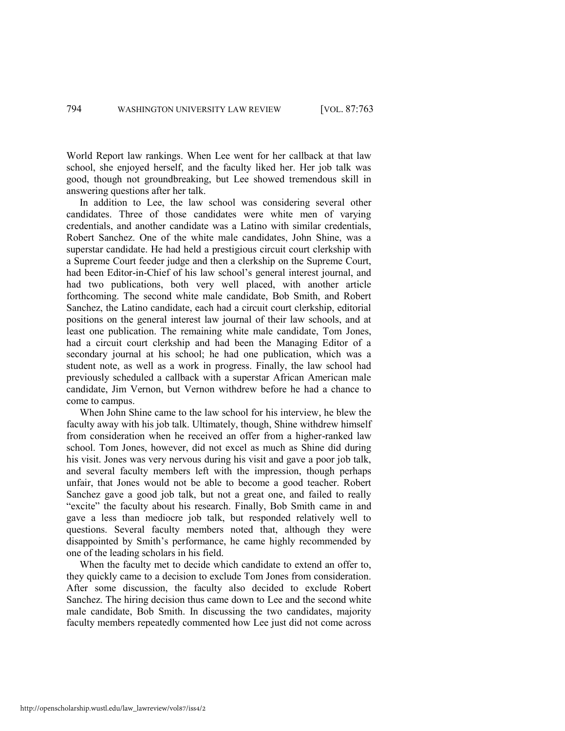World Report law rankings. When Lee went for her callback at that law school, she enjoyed herself, and the faculty liked her. Her job talk was good, though not groundbreaking, but Lee showed tremendous skill in answering questions after her talk.

In addition to Lee, the law school was considering several other candidates. Three of those candidates were white men of varying credentials, and another candidate was a Latino with similar credentials, Robert Sanchez. One of the white male candidates, John Shine, was a superstar candidate. He had held a prestigious circuit court clerkship with a Supreme Court feeder judge and then a clerkship on the Supreme Court, had been Editor-in-Chief of his law school's general interest journal, and had two publications, both very well placed, with another article forthcoming. The second white male candidate, Bob Smith, and Robert Sanchez, the Latino candidate, each had a circuit court clerkship, editorial positions on the general interest law journal of their law schools, and at least one publication. The remaining white male candidate, Tom Jones, had a circuit court clerkship and had been the Managing Editor of a secondary journal at his school; he had one publication, which was a student note, as well as a work in progress. Finally, the law school had previously scheduled a callback with a superstar African American male candidate, Jim Vernon, but Vernon withdrew before he had a chance to come to campus.

When John Shine came to the law school for his interview, he blew the faculty away with his job talk. Ultimately, though, Shine withdrew himself from consideration when he received an offer from a higher-ranked law school. Tom Jones, however, did not excel as much as Shine did during his visit. Jones was very nervous during his visit and gave a poor job talk, and several faculty members left with the impression, though perhaps unfair, that Jones would not be able to become a good teacher. Robert Sanchez gave a good job talk, but not a great one, and failed to really "excite" the faculty about his research. Finally, Bob Smith came in and gave a less than mediocre job talk, but responded relatively well to questions. Several faculty members noted that, although they were disappointed by Smith's performance, he came highly recommended by one of the leading scholars in his field.

When the faculty met to decide which candidate to extend an offer to, they quickly came to a decision to exclude Tom Jones from consideration. After some discussion, the faculty also decided to exclude Robert Sanchez. The hiring decision thus came down to Lee and the second white male candidate, Bob Smith. In discussing the two candidates, majority faculty members repeatedly commented how Lee just did not come across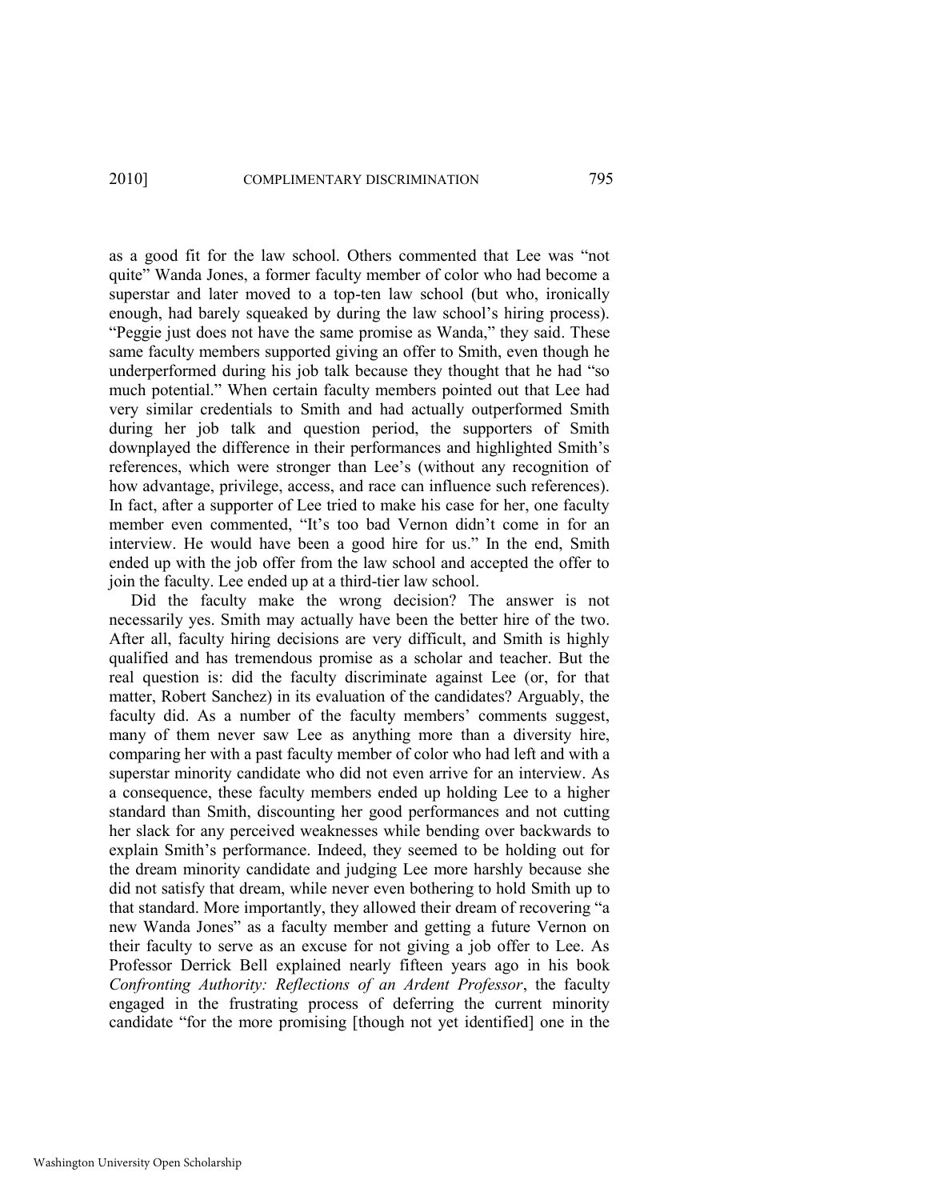as a good fit for the law school. Others commented that Lee was "not quite" Wanda Jones, a former faculty member of color who had become a superstar and later moved to a top-ten law school (but who, ironically enough, had barely squeaked by during the law school's hiring process). "Peggie just does not have the same promise as Wanda," they said. These same faculty members supported giving an offer to Smith, even though he underperformed during his job talk because they thought that he had "so much potential." When certain faculty members pointed out that Lee had very similar credentials to Smith and had actually outperformed Smith during her job talk and question period, the supporters of Smith downplayed the difference in their performances and highlighted Smith's references, which were stronger than Lee's (without any recognition of how advantage, privilege, access, and race can influence such references). In fact, after a supporter of Lee tried to make his case for her, one faculty member even commented, "It's too bad Vernon didn't come in for an interview. He would have been a good hire for us." In the end, Smith ended up with the job offer from the law school and accepted the offer to join the faculty. Lee ended up at a third-tier law school.

Did the faculty make the wrong decision? The answer is not necessarily yes. Smith may actually have been the better hire of the two. After all, faculty hiring decisions are very difficult, and Smith is highly qualified and has tremendous promise as a scholar and teacher. But the real question is: did the faculty discriminate against Lee (or, for that matter, Robert Sanchez) in its evaluation of the candidates? Arguably, the faculty did. As a number of the faculty members' comments suggest, many of them never saw Lee as anything more than a diversity hire, comparing her with a past faculty member of color who had left and with a superstar minority candidate who did not even arrive for an interview. As a consequence, these faculty members ended up holding Lee to a higher standard than Smith, discounting her good performances and not cutting her slack for any perceived weaknesses while bending over backwards to explain Smith's performance. Indeed, they seemed to be holding out for the dream minority candidate and judging Lee more harshly because she did not satisfy that dream, while never even bothering to hold Smith up to that standard. More importantly, they allowed their dream of recovering "a new Wanda Jones" as a faculty member and getting a future Vernon on their faculty to serve as an excuse for not giving a job offer to Lee. As Professor Derrick Bell explained nearly fifteen years ago in his book *Confronting Authority: Reflections of an Ardent Professor*, the faculty engaged in the frustrating process of deferring the current minority candidate "for the more promising [though not yet identified] one in the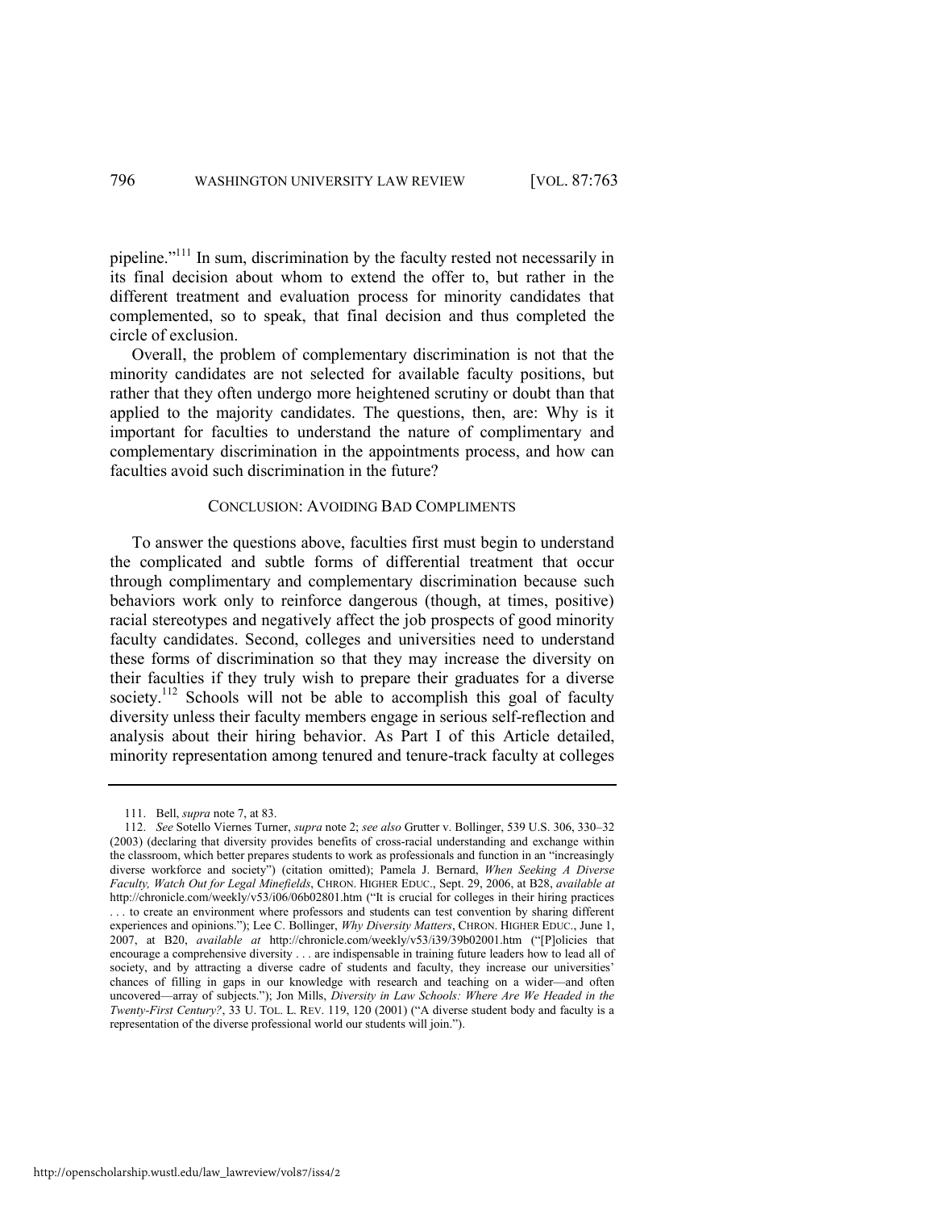pipeline."[111] In sum, discrimination by the faculty rested not necessarily in its final decision about whom to extend the offer to, but rather in the different treatment and evaluation process for minority candidates that complemented, so to speak, that final decision and thus completed the circle of exclusion.

Overall, the problem of complementary discrimination is not that the minority candidates are not selected for available faculty positions, but rather that they often undergo more heightened scrutiny or doubt than that applied to the majority candidates. The questions, then, are: Why is it important for faculties to understand the nature of complimentary and complementary discrimination in the appointments process, and how can faculties avoid such discrimination in the future?

## CONCLUSION: AVOIDING BAD COMPLIMENTS

To answer the questions above, faculties first must begin to understand the complicated and subtle forms of differential treatment that occur through complimentary and complementary discrimination because such behaviors work only to reinforce dangerous (though, at times, positive) racial stereotypes and negatively affect the job prospects of good minority faculty candidates. Second, colleges and universities need to understand these forms of discrimination so that they may increase the diversity on their faculties if they truly wish to prepare their graduates for a diverse society.[112] Schools will not be able to accomplish this goal of faculty diversity unless their faculty members engage in serious self-reflection and analysis about their hiring behavior. As Part I of this Article detailed, minority representation among tenured and tenure-track faculty at colleges

---

111. Bell, *supra* note 7, at 83.

112. *See* Sotello Viernes Turner, *supra* note 2; *see also* Grutter v. Bollinger, 539 U.S. 306, 330–32 (2003) (declaring that diversity provides benefits of cross-racial understanding and exchange within the classroom, which better prepares students to work as professionals and function in an "increasingly diverse workforce and society") (citation omitted); Pamela J. Bernard, *When Seeking A Diverse Faculty, Watch Out for Legal Minefields*, CHRON. HIGHER EDUC., Sept. 29, 2006, at B28, *available at* http://chronicle.com/weekly/v53/i06/06b02801.htm ("It is crucial for colleges in their hiring practices . . . to create an environment where professors and students can test convention by sharing different experiences and opinions."); Lee C. Bollinger, *Why Diversity Matters*, CHRON. HIGHER EDUC., June 1, 2007, at B20, *available at* http://chronicle.com/weekly/v53/i39/39b02001.htm ("[P]olicies that encourage a comprehensive diversity . . . are indispensable in training future leaders how to lead all of society, and by attracting a diverse cadre of students and faculty, they increase our universities' chances of filling in gaps in our knowledge with research and teaching on a wider—and often uncovered—array of subjects."); Jon Mills, *Diversity in Law Schools: Where Are We Headed in the Twenty-First Century?*, 33 U. TOL. L. REV. 119, 120 (2001) ("A diverse student body and faculty is a representation of the diverse professional world our students will join.").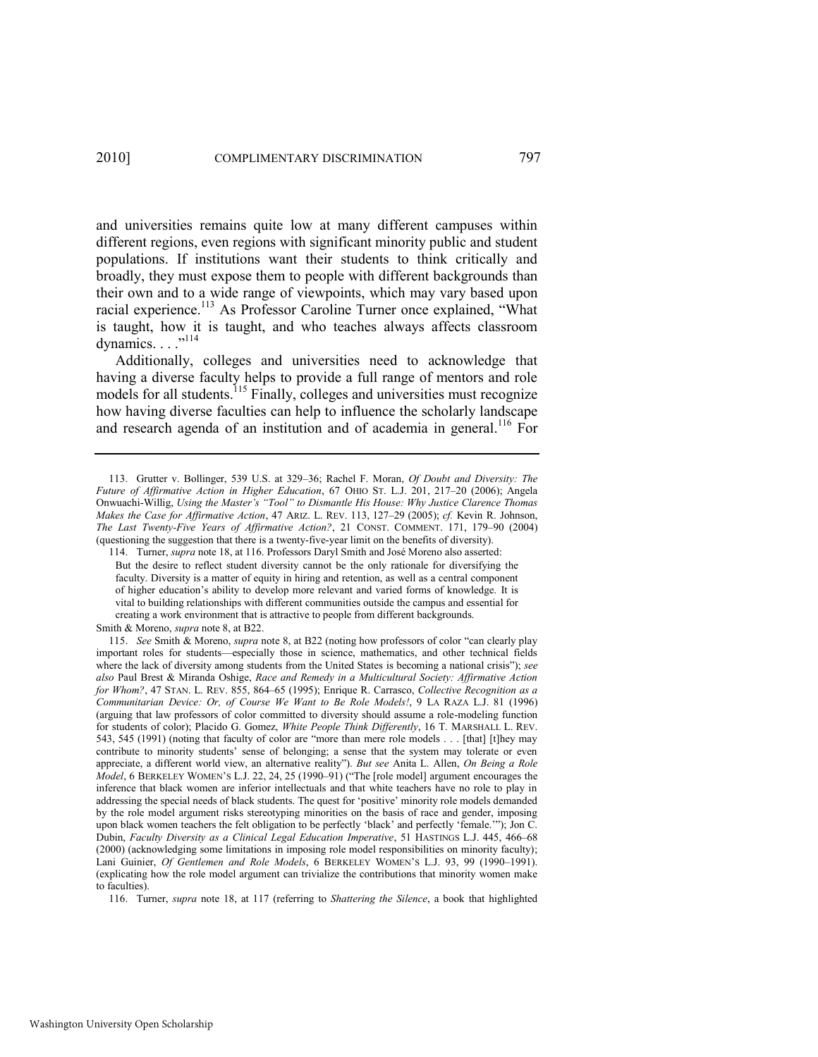and universities remains quite low at many different campuses within different regions, even regions with significant minority public and student populations. If institutions want their students to think critically and broadly, they must expose them to people with different backgrounds than their own and to a wide range of viewpoints, which may vary based upon racial experience.[113] As Professor Caroline Turner once explained, "What is taught, how it is taught, and who teaches always affects classroom dynamics. . . ."[114]

Additionally, colleges and universities need to acknowledge that having a diverse faculty helps to provide a full range of mentors and role models for all students.[115] Finally, colleges and universities must recognize how having diverse faculties can help to influence the scholarly landscape and research agenda of an institution and of academia in general.[116] For

---

113. Grutter v. Bollinger, 539 U.S. at 329–36; Rachel F. Moran, *Of Doubt and Diversity: The Future of Affirmative Action in Higher Education*, 67 OHIO ST. L.J. 201, 217–20 (2006); Angela Onwuachi-Willig, *Using the Master's "Tool" to Dismantle His House: Why Justice Clarence Thomas Makes the Case for Affirmative Action*, 47 ARIZ. L. REV. 113, 127–29 (2005); *cf.* Kevin R. Johnson, *The Last Twenty-Five Years of Affirmative Action?*, 21 CONST. COMMENT. 171, 179–90 (2004) (questioning the suggestion that there is a twenty-five-year limit on the benefits of diversity).

114. Turner, *supra* note 18, at 116. Professors Daryl Smith and José Moreno also asserted:

> But the desire to reflect student diversity cannot be the only rationale for diversifying the faculty. Diversity is a matter of equity in hiring and retention, as well as a central component of higher education's ability to develop more relevant and varied forms of knowledge. It is vital to building relationships with different communities outside the campus and essential for creating a work environment that is attractive to people from different backgrounds.

Smith & Moreno, *supra* note 8, at B22.

115. *See* Smith & Moreno, *supra* note 8, at B22 (noting how professors of color "can clearly play important roles for students—especially those in science, mathematics, and other technical fields where the lack of diversity among students from the United States is becoming a national crisis"); *see also* Paul Brest & Miranda Oshige, *Race and Remedy in a Multicultural Society: Affirmative Action for Whom?*, 47 STAN. L. REV. 855, 864–65 (1995); Enrique R. Carrasco, *Collective Recognition as a Communitarian Device: Or, of Course We Want to Be Role Models!*, 9 LA RAZA L.J. 81 (1996) (arguing that law professors of color committed to diversity should assume a role-modeling function for students of color); Placido G. Gomez, *White People Think Differently*, 16 T. MARSHALL L. REV. 543, 545 (1991) (noting that faculty of color are "more than mere role models . . . [that] [t]hey may contribute to minority students' sense of belonging; a sense that the system may tolerate or even appreciate, a different world view, an alternative reality"). *But see* Anita L. Allen, *On Being a Role Model*, 6 BERKELEY WOMEN'S L.J. 22, 24, 25 (1990–91) ("The [role model] argument encourages the inference that black women are inferior intellectuals and that white teachers have no role to play in addressing the special needs of black students. The quest for 'positive' minority role models demanded by the role model argument risks stereotyping minorities on the basis of race and gender, imposing upon black women teachers the felt obligation to be perfectly 'black' and perfectly 'female.'"); Jon C. Dubin, *Faculty Diversity as a Clinical Legal Education Imperative*, 51 HASTINGS L.J. 445, 466–68 (2000) (acknowledging some limitations in imposing role model responsibilities on minority faculty); Lani Guinier, *Of Gentlemen and Role Models*, 6 BERKELEY WOMEN'S L.J. 93, 99 (1990–1991). (explicating how the role model argument can trivialize the contributions that minority women make to faculties).

116. Turner, *supra* note 18, at 117 (referring to *Shattering the Silence*, a book that highlighted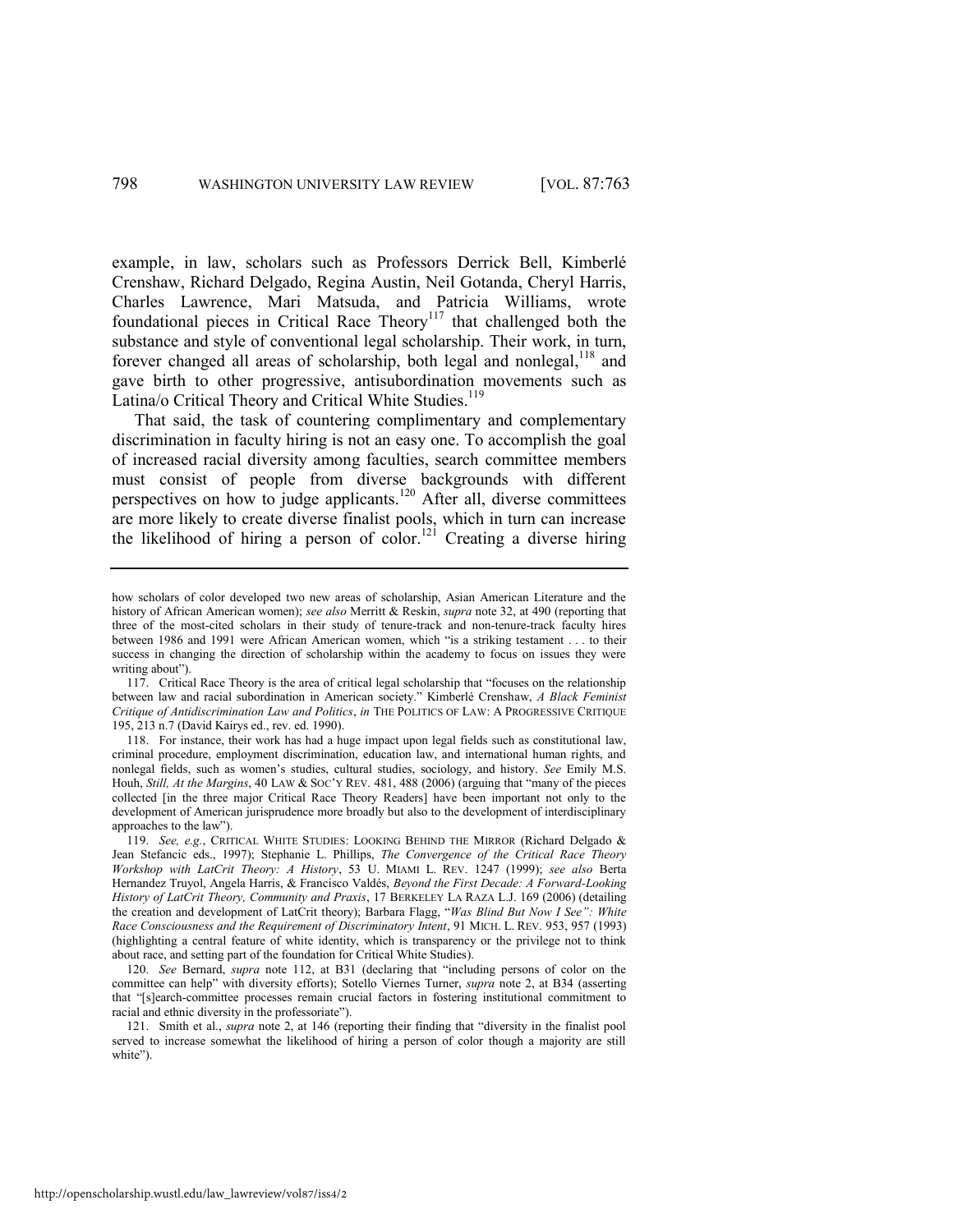example, in law, scholars such as Professors Derrick Bell, Kimberlé Crenshaw, Richard Delgado, Regina Austin, Neil Gotanda, Cheryl Harris, Charles Lawrence, Mari Matsuda, and Patricia Williams, wrote foundational pieces in Critical Race Theory[117] that challenged both the substance and style of conventional legal scholarship. Their work, in turn, forever changed all areas of scholarship, both legal and nonlegal,[118] and gave birth to other progressive, antisubordination movements such as Latina/o Critical Theory and Critical White Studies.[119]

That said, the task of countering complimentary and complementary discrimination in faculty hiring is not an easy one. To accomplish the goal of increased racial diversity among faculties, search committee members must consist of people from diverse backgrounds with different perspectives on how to judge applicants.[120] After all, diverse committees are more likely to create diverse finalist pools, which in turn can increase the likelihood of hiring a person of color.[121] Creating a diverse hiring

---

how scholars of color developed two new areas of scholarship, Asian American Literature and the history of African American women); *see also* Merritt & Reskin, *supra* note 32, at 490 (reporting that three of the most-cited scholars in their study of tenure-track and non-tenure-track faculty hires between 1986 and 1991 were African American women, which "is a striking testament . . . to their success in changing the direction of scholarship within the academy to focus on issues they were writing about").

117. Critical Race Theory is the area of critical legal scholarship that "focuses on the relationship between law and racial subordination in American society." Kimberlé Crenshaw, *A Black Feminist Critique of Antidiscrimination Law and Politics*, *in* THE POLITICS OF LAW: A PROGRESSIVE CRITIQUE 195, 213 n.7 (David Kairys ed., rev. ed. 1990).

118. For instance, their work has had a huge impact upon legal fields such as constitutional law, criminal procedure, employment discrimination, education law, and international human rights, and nonlegal fields, such as women's studies, cultural studies, sociology, and history. *See* Emily M.S. Houh, *Still, At the Margins*, 40 LAW & SOC'Y REV. 481, 488 (2006) (arguing that "many of the pieces collected [in the three major Critical Race Theory Readers] have been important not only to the development of American jurisprudence more broadly but also to the development of interdisciplinary approaches to the law").

119. *See, e.g.*, CRITICAL WHITE STUDIES: LOOKING BEHIND THE MIRROR (Richard Delgado & Jean Stefancic eds., 1997); Stephanie L. Phillips, *The Convergence of the Critical Race Theory Workshop with LatCrit Theory: A History*, 53 U. MIAMI L. REV. 1247 (1999); *see also* Berta Hernandez Truyol, Angela Harris, & Francisco Valdés, *Beyond the First Decade: A Forward-Looking History of LatCrit Theory, Community and Praxis*, 17 BERKELEY LA RAZA L.J. 169 (2006) (detailing the creation and development of LatCrit theory); Barbara Flagg, "*Was Blind But Now I See": White Race Consciousness and the Requirement of Discriminatory Intent*, 91 MICH. L. REV. 953, 957 (1993) (highlighting a central feature of white identity, which is transparency or the privilege not to think about race, and setting part of the foundation for Critical White Studies).

120. *See* Bernard, *supra* note 112, at B31 (declaring that "including persons of color on the committee can help" with diversity efforts); Sotello Viernes Turner, *supra* note 2, at B34 (asserting that "[s]earch-committee processes remain crucial factors in fostering institutional commitment to racial and ethnic diversity in the professoriate").

121. Smith et al., *supra* note 2, at 146 (reporting their finding that "diversity in the finalist pool served to increase somewhat the likelihood of hiring a person of color though a majority are still white").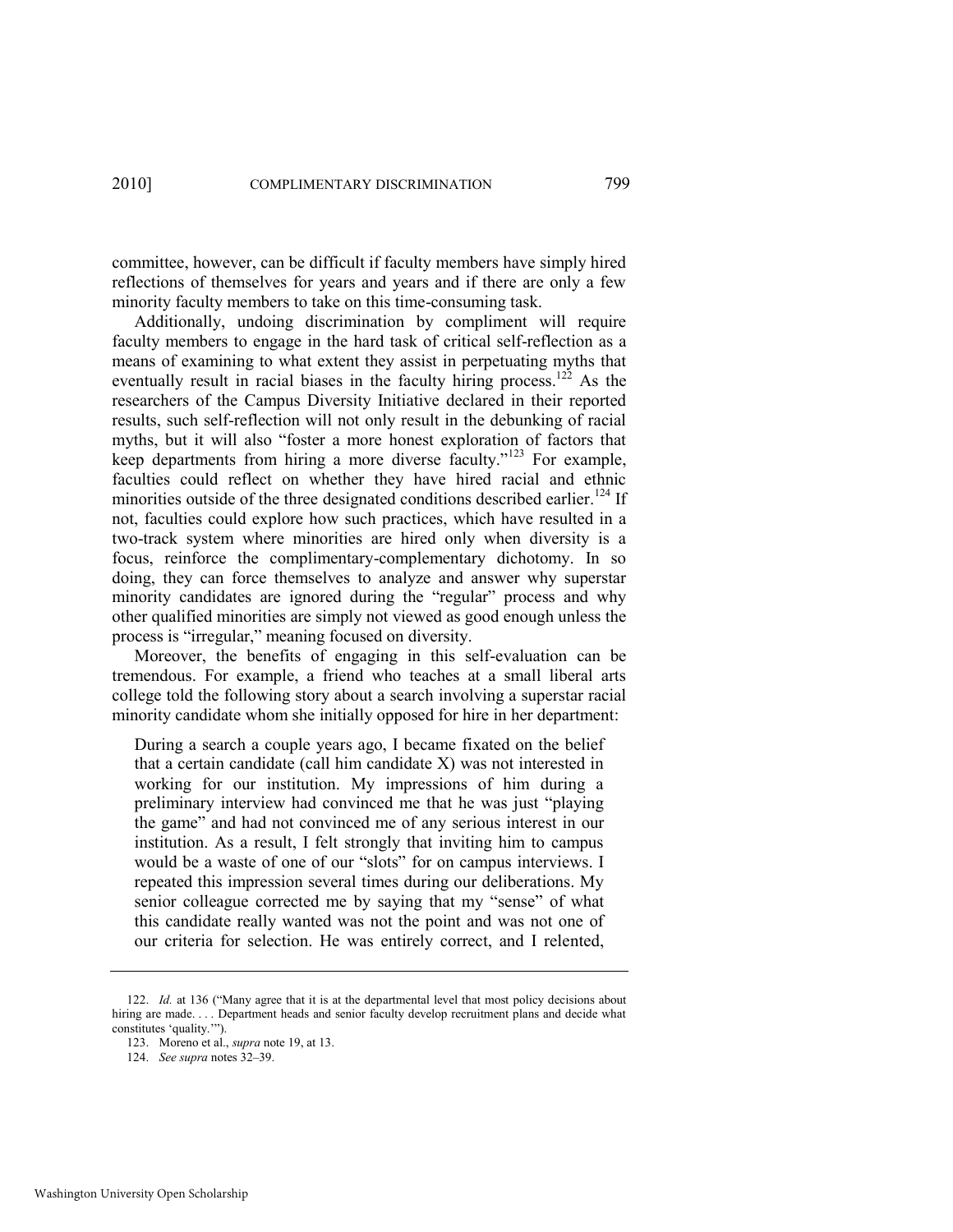committee, however, can be difficult if faculty members have simply hired reflections of themselves for years and years and if there are only a few minority faculty members to take on this time-consuming task.

Additionally, undoing discrimination by compliment will require faculty members to engage in the hard task of critical self-reflection as a means of examining to what extent they assist in perpetuating myths that eventually result in racial biases in the faculty hiring process.[122] As the researchers of the Campus Diversity Initiative declared in their reported results, such self-reflection will not only result in the debunking of racial myths, but it will also "foster a more honest exploration of factors that keep departments from hiring a more diverse faculty."[123] For example, faculties could reflect on whether they have hired racial and ethnic minorities outside of the three designated conditions described earlier.[124] If not, faculties could explore how such practices, which have resulted in a two-track system where minorities are hired only when diversity is a focus, reinforce the complimentary-complementary dichotomy. In so doing, they can force themselves to analyze and answer why superstar minority candidates are ignored during the "regular" process and why other qualified minorities are simply not viewed as good enough unless the process is "irregular," meaning focused on diversity.

Moreover, the benefits of engaging in this self-evaluation can be tremendous. For example, a friend who teaches at a small liberal arts college told the following story about a search involving a superstar racial minority candidate whom she initially opposed for hire in her department:

> During a search a couple years ago, I became fixated on the belief that a certain candidate (call him candidate X) was not interested in working for our institution. My impressions of him during a preliminary interview had convinced me that he was just "playing the game" and had not convinced me of any serious interest in our institution. As a result, I felt strongly that inviting him to campus would be a waste of one of our "slots" for on campus interviews. I repeated this impression several times during our deliberations. My senior colleague corrected me by saying that my "sense" of what this candidate really wanted was not the point and was not one of our criteria for selection. He was entirely correct, and I relented,

---

122. *Id.* at 136 ("Many agree that it is at the departmental level that most policy decisions about hiring are made. . . . Department heads and senior faculty develop recruitment plans and decide what constitutes 'quality.'").

123. Moreno et al., *supra* note 19, at 13.

124. *See supra* notes 32–39.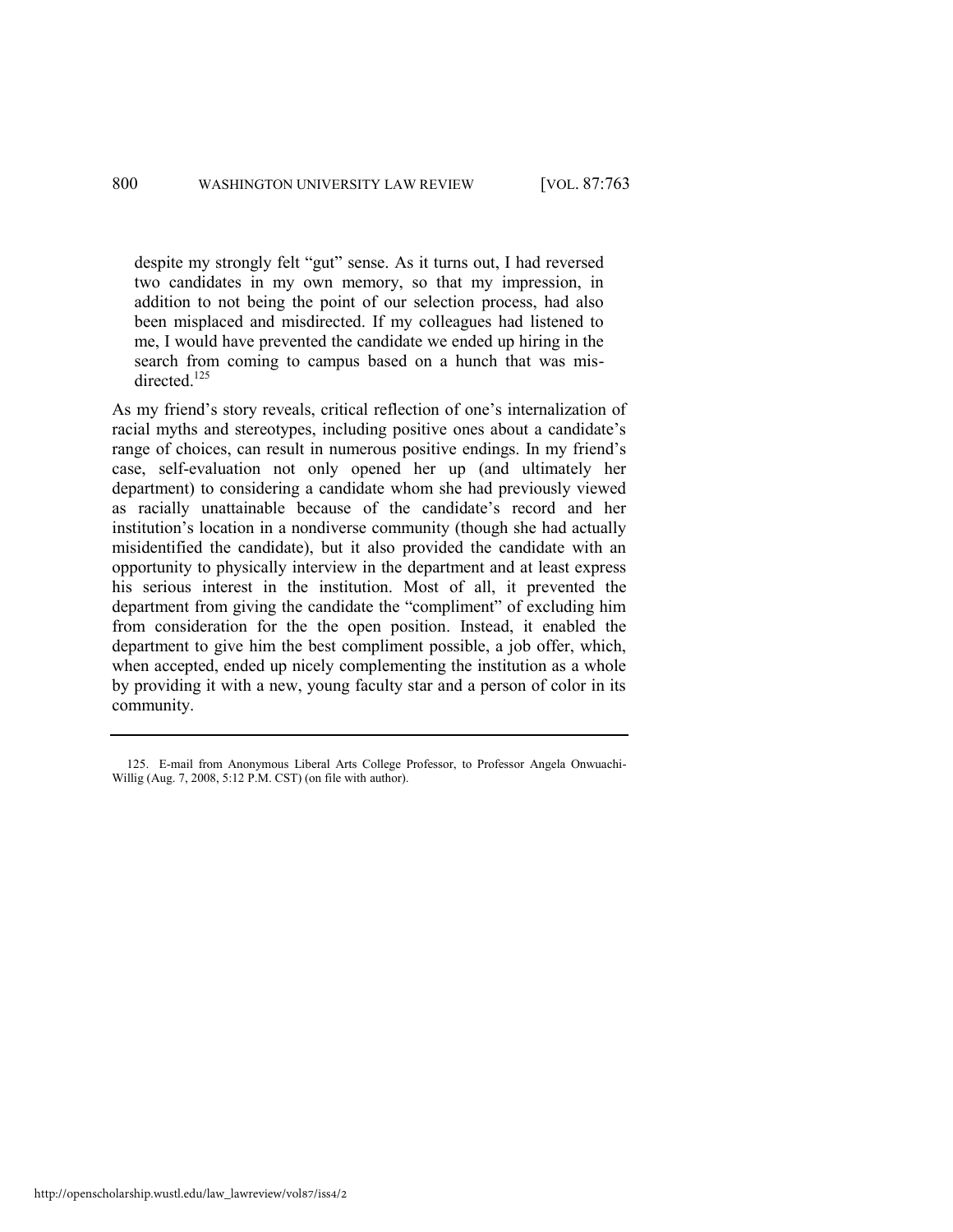> despite my strongly felt "gut" sense. As it turns out, I had reversed two candidates in my own memory, so that my impression, in addition to not being the point of our selection process, had also been misplaced and misdirected. If my colleagues had listened to me, I would have prevented the candidate we ended up hiring in the search from coming to campus based on a hunch that was misdirected.[125]

As my friend's story reveals, critical reflection of one's internalization of racial myths and stereotypes, including positive ones about a candidate's range of choices, can result in numerous positive endings. In my friend's case, self-evaluation not only opened her up (and ultimately her department) to considering a candidate whom she had previously viewed as racially unattainable because of the candidate's record and her institution's location in a nondiverse community (though she had actually misidentified the candidate), but it also provided the candidate with an opportunity to physically interview in the department and at least express his serious interest in the institution. Most of all, it prevented the department from giving the candidate the "compliment" of excluding him from consideration for the the open position. Instead, it enabled the department to give him the best compliment possible, a job offer, which, when accepted, ended up nicely complementing the institution as a whole by providing it with a new, young faculty star and a person of color in its community.

---

125. E-mail from Anonymous Liberal Arts College Professor, to Professor Angela Onwuachi-Willig (Aug. 7, 2008, 5:12 P.M. CST) (on file with author).